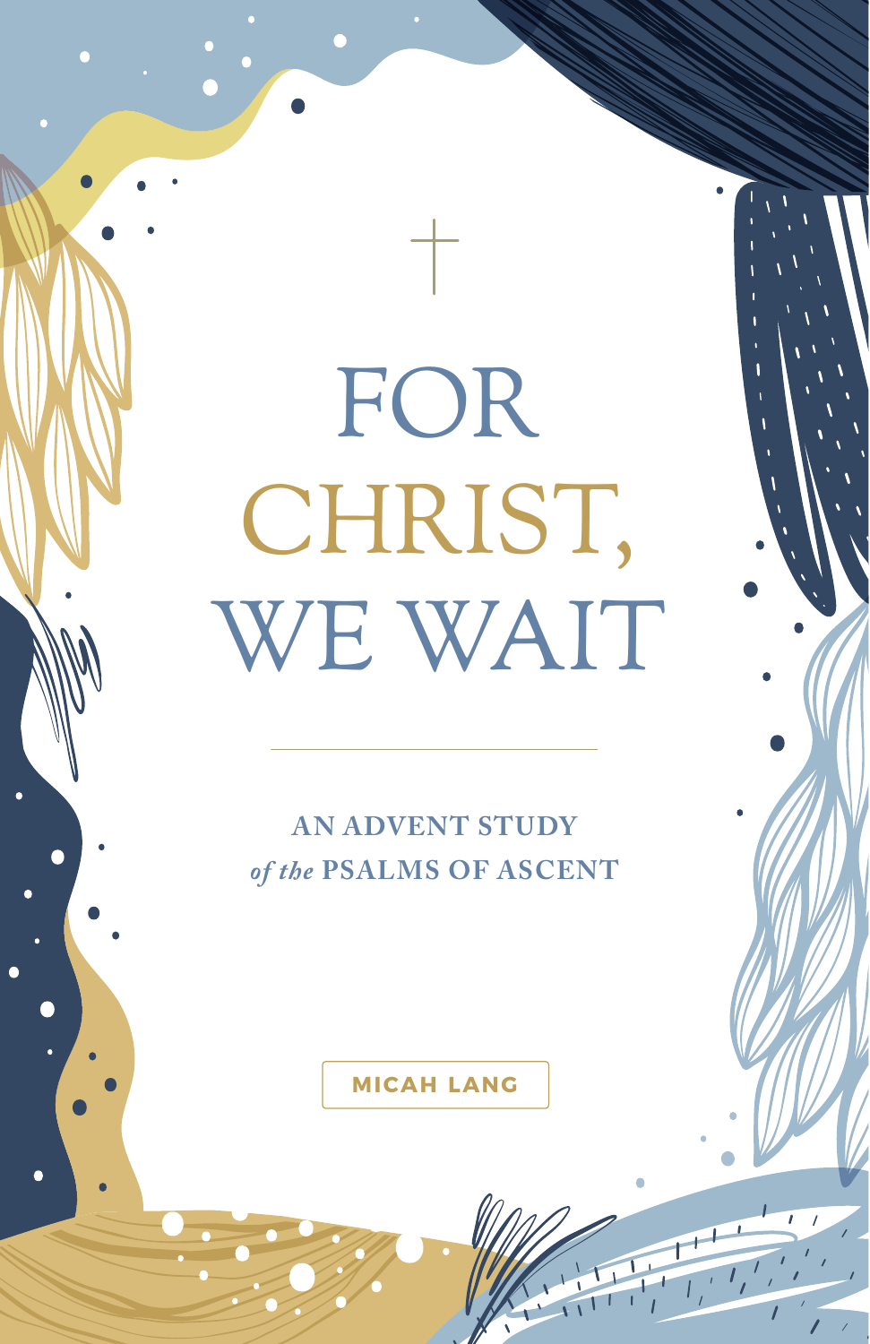# FOR CHRIST, WE WAIT

## AN ADVENT STUDY *of the* PSALMS OF ASCENT

**MICAH LANG**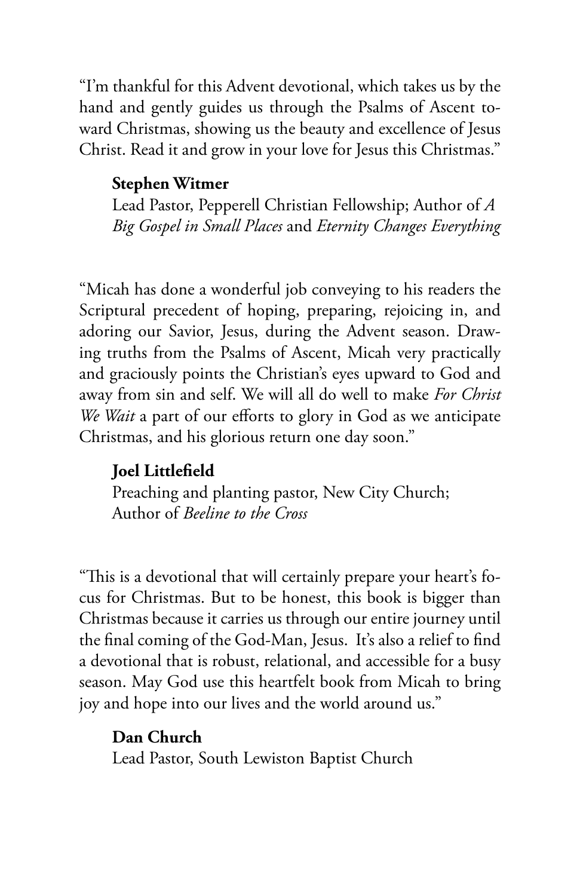"I'm thankful for this Advent devotional, which takes us by the hand and gently guides us through the Psalms of Ascent toward Christmas, showing us the beauty and excellence of Jesus Christ. Read it and grow in your love for Jesus this Christmas."

**Stephen Witmer**
Lead Pastor, Pepperell Christian Fellowship; Author of *A Big Gospel in Small Places* and *Eternity Changes Everything*

"Micah has done a wonderful job conveying to his readers the Scriptural precedent of hoping, preparing, rejoicing in, and adoring our Savior, Jesus, during the Advent season. Drawing truths from the Psalms of Ascent, Micah very practically and graciously points the Christian's eyes upward to God and away from sin and self. We will all do well to make *For Christ We Wait* a part of our efforts to glory in God as we anticipate Christmas, and his glorious return one day soon."

**Joel Littlefield**
Preaching and planting pastor, New City Church;
Author of *Beeline to the Cross*

"This is a devotional that will certainly prepare your heart's focus for Christmas. But to be honest, this book is bigger than Christmas because it carries us through our entire journey until the final coming of the God-Man, Jesus. It's also a relief to find a devotional that is robust, relational, and accessible for a busy season. May God use this heartfelt book from Micah to bring joy and hope into our lives and the world around us."

**Dan Church**
Lead Pastor, South Lewiston Baptist Church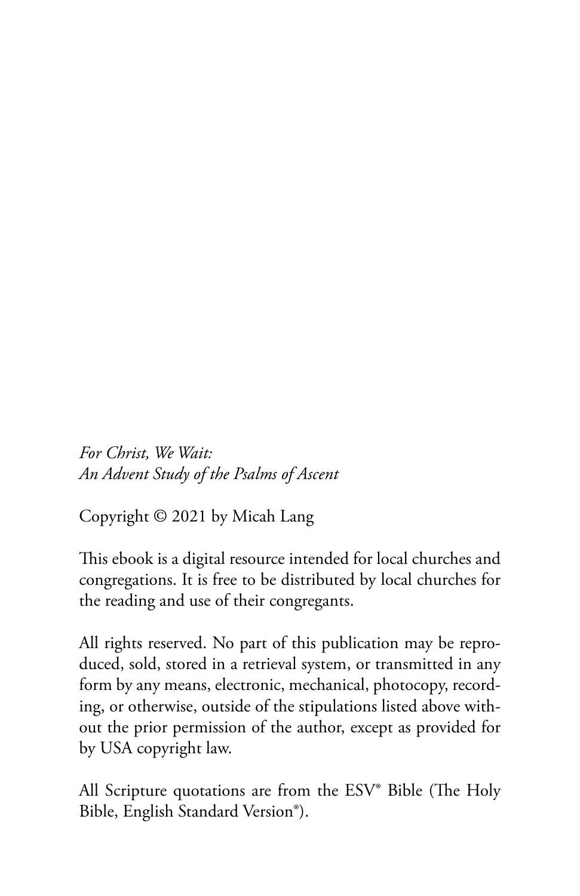*For Christ, We Wait:*
*An Advent Study of the Psalms of Ascent*

Copyright © 2021 by Micah Lang

This ebook is a digital resource intended for local churches and congregations. It is free to be distributed by local churches for the reading and use of their congregants.

All rights reserved. No part of this publication may be reproduced, sold, stored in a retrieval system, or transmitted in any form by any means, electronic, mechanical, photocopy, recording, or otherwise, outside of the stipulations listed above without the prior permission of the author, except as provided for by USA copyright law.

All Scripture quotations are from the ESV® Bible (The Holy Bible, English Standard Version®).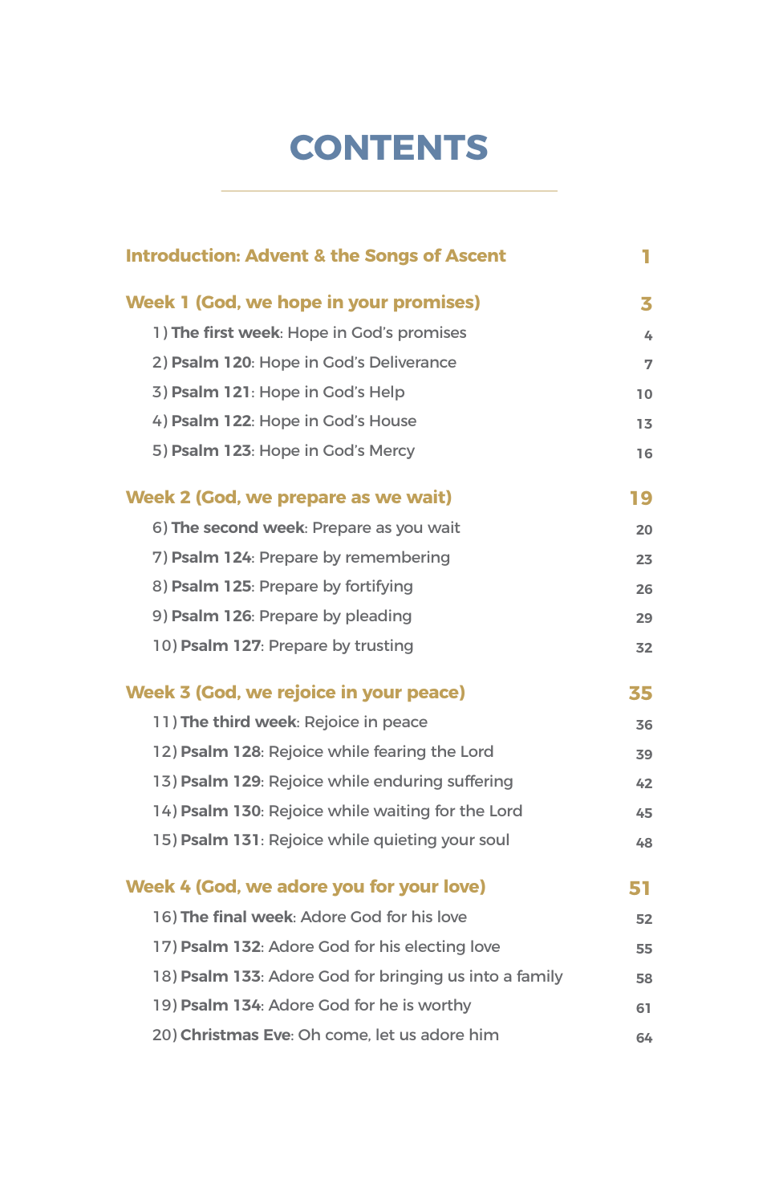# CONTENTS

**Introduction: Advent & the Songs of Ascent** 1

**Week 1 (God, we hope in your promises)** 3

- 1) **The first week**: Hope in God's promises 4
- 2) **Psalm 120**: Hope in God's Deliverance 7
- 3) **Psalm 121**: Hope in God's Help 10
- 4) **Psalm 122**: Hope in God's House 13
- 5) **Psalm 123**: Hope in God's Mercy 16

**Week 2 (God, we prepare as we wait)** 19

- 6) **The second week**: Prepare as you wait 20
- 7) **Psalm 124**: Prepare by remembering 23
- 8) **Psalm 125**: Prepare by fortifying 26
- 9) **Psalm 126**: Prepare by pleading 29
- 10) **Psalm 127**: Prepare by trusting 32

**Week 3 (God, we rejoice in your peace)** 35

- 11) **The third week**: Rejoice in peace 36
- 12) **Psalm 128**: Rejoice while fearing the Lord 39
- 13) **Psalm 129**: Rejoice while enduring suffering 42
- 14) **Psalm 130**: Rejoice while waiting for the Lord 45
- 15) **Psalm 131**: Rejoice while quieting your soul 48

**Week 4 (God, we adore you for your love)** 51

- 16) **The final week**: Adore God for his love 52
- 17) **Psalm 132**: Adore God for his electing love 55
- 18) **Psalm 133**: Adore God for bringing us into a family 58
- 19) **Psalm 134**: Adore God for he is worthy 61
- 20) **Christmas Eve**: Oh come, let us adore him 64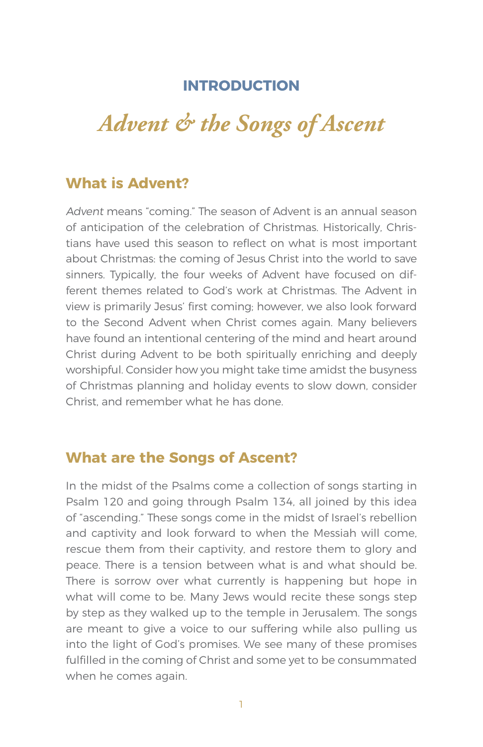## INTRODUCTION

# *Advent & the Songs of Ascent*

### What is Advent?

*Advent* means "coming." The season of Advent is an annual season of anticipation of the celebration of Christmas. Historically, Christians have used this season to reflect on what is most important about Christmas: the coming of Jesus Christ into the world to save sinners. Typically, the four weeks of Advent have focused on different themes related to God's work at Christmas. The Advent in view is primarily Jesus' first coming; however, we also look forward to the Second Advent when Christ comes again. Many believers have found an intentional centering of the mind and heart around Christ during Advent to be both spiritually enriching and deeply worshipful. Consider how you might take time amidst the busyness of Christmas planning and holiday events to slow down, consider Christ, and remember what he has done.

### What are the Songs of Ascent?

In the midst of the Psalms come a collection of songs starting in Psalm 120 and going through Psalm 134, all joined by this idea of "ascending." These songs come in the midst of Israel's rebellion and captivity and look forward to when the Messiah will come, rescue them from their captivity, and restore them to glory and peace. There is a tension between what is and what should be. There is sorrow over what currently is happening but hope in what will come to be. Many Jews would recite these songs step by step as they walked up to the temple in Jerusalem. The songs are meant to give a voice to our suffering while also pulling us into the light of God's promises. We see many of these promises fulfilled in the coming of Christ and some yet to be consummated when he comes again.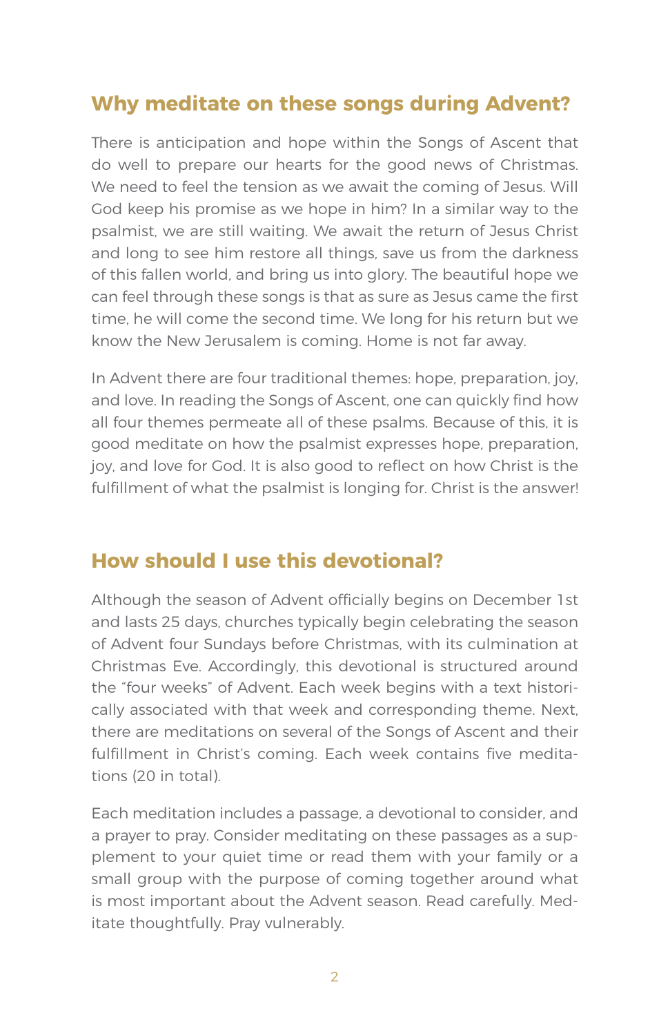## Why meditate on these songs during Advent?

There is anticipation and hope within the Songs of Ascent that do well to prepare our hearts for the good news of Christmas. We need to feel the tension as we await the coming of Jesus. Will God keep his promise as we hope in him? In a similar way to the psalmist, we are still waiting. We await the return of Jesus Christ and long to see him restore all things, save us from the darkness of this fallen world, and bring us into glory. The beautiful hope we can feel through these songs is that as sure as Jesus came the first time, he will come the second time. We long for his return but we know the New Jerusalem is coming. Home is not far away.

In Advent there are four traditional themes: hope, preparation, joy, and love. In reading the Songs of Ascent, one can quickly find how all four themes permeate all of these psalms. Because of this, it is good meditate on how the psalmist expresses hope, preparation, joy, and love for God. It is also good to reflect on how Christ is the fulfillment of what the psalmist is longing for. Christ is the answer!

## How should I use this devotional?

Although the season of Advent officially begins on December 1st and lasts 25 days, churches typically begin celebrating the season of Advent four Sundays before Christmas, with its culmination at Christmas Eve. Accordingly, this devotional is structured around the "four weeks" of Advent. Each week begins with a text historically associated with that week and corresponding theme. Next, there are meditations on several of the Songs of Ascent and their fulfillment in Christ's coming. Each week contains five meditations (20 in total).

Each meditation includes a passage, a devotional to consider, and a prayer to pray. Consider meditating on these passages as a supplement to your quiet time or read them with your family or a small group with the purpose of coming together around what is most important about the Advent season. Read carefully. Meditate thoughtfully. Pray vulnerably.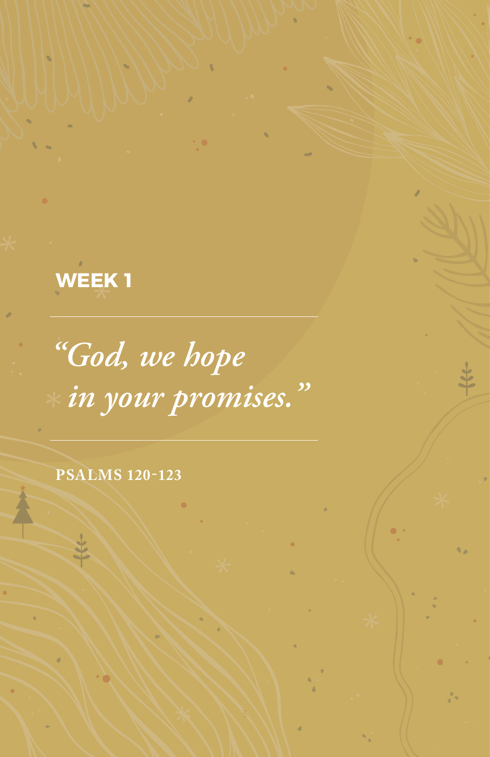# WEEK 1

*"God, we hope in your promises."*

**PSALMS 120-123**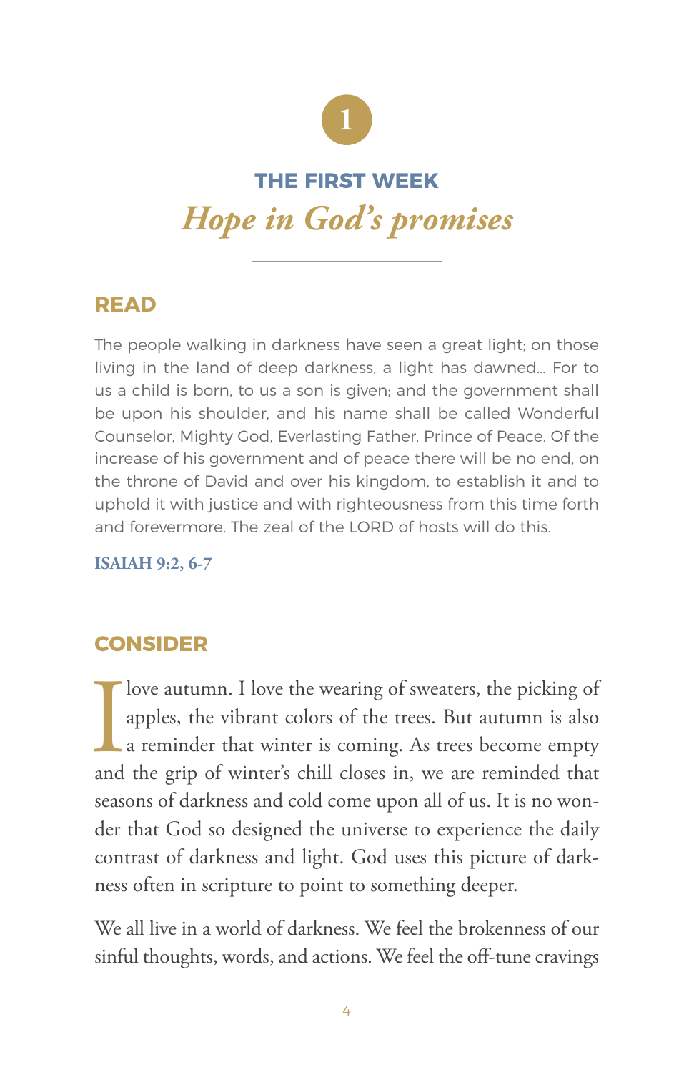1

## THE FIRST WEEK

# *Hope in God's promises*

### READ

The people walking in darkness have seen a great light; on those living in the land of deep darkness, a light has dawned… For to us a child is born, to us a son is given; and the government shall be upon his shoulder, and his name shall be called Wonderful Counselor, Mighty God, Everlasting Father, Prince of Peace. Of the increase of his government and of peace there will be no end, on the throne of David and over his kingdom, to establish it and to uphold it with justice and with righteousness from this time forth and forevermore. The zeal of the LORD of hosts will do this.

**ISAIAH 9:2, 6-7**

### CONSIDER

I love autumn. I love the wearing of sweaters, the picking of apples, the vibrant colors of the trees. But autumn is also a reminder that winter is coming. As trees become empty and the grip of winter's chill closes in, we are reminded that seasons of darkness and cold come upon all of us. It is no wonder that God so designed the universe to experience the daily contrast of darkness and light. God uses this picture of darkness often in scripture to point to something deeper.

We all live in a world of darkness. We feel the brokenness of our sinful thoughts, words, and actions. We feel the off-tune cravings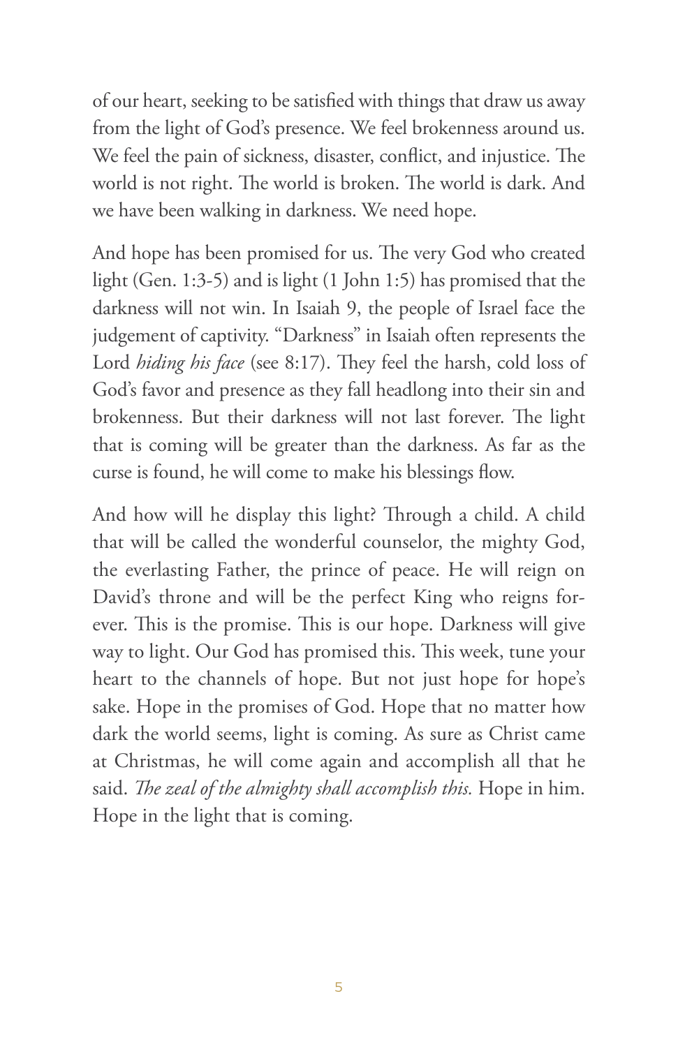of our heart, seeking to be satisfied with things that draw us away from the light of God's presence. We feel brokenness around us. We feel the pain of sickness, disaster, conflict, and injustice. The world is not right. The world is broken. The world is dark. And we have been walking in darkness. We need hope.

And hope has been promised for us. The very God who created light (Gen. 1:3-5) and is light (1 John 1:5) has promised that the darkness will not win. In Isaiah 9, the people of Israel face the judgement of captivity. "Darkness" in Isaiah often represents the Lord *hiding his face* (see 8:17). They feel the harsh, cold loss of God's favor and presence as they fall headlong into their sin and brokenness. But their darkness will not last forever. The light that is coming will be greater than the darkness. As far as the curse is found, he will come to make his blessings flow.

And how will he display this light? Through a child. A child that will be called the wonderful counselor, the mighty God, the everlasting Father, the prince of peace. He will reign on David's throne and will be the perfect King who reigns forever. This is the promise. This is our hope. Darkness will give way to light. Our God has promised this. This week, tune your heart to the channels of hope. But not just hope for hope's sake. Hope in the promises of God. Hope that no matter how dark the world seems, light is coming. As sure as Christ came at Christmas, he will come again and accomplish all that he said. *The zeal of the almighty shall accomplish this.* Hope in him. Hope in the light that is coming.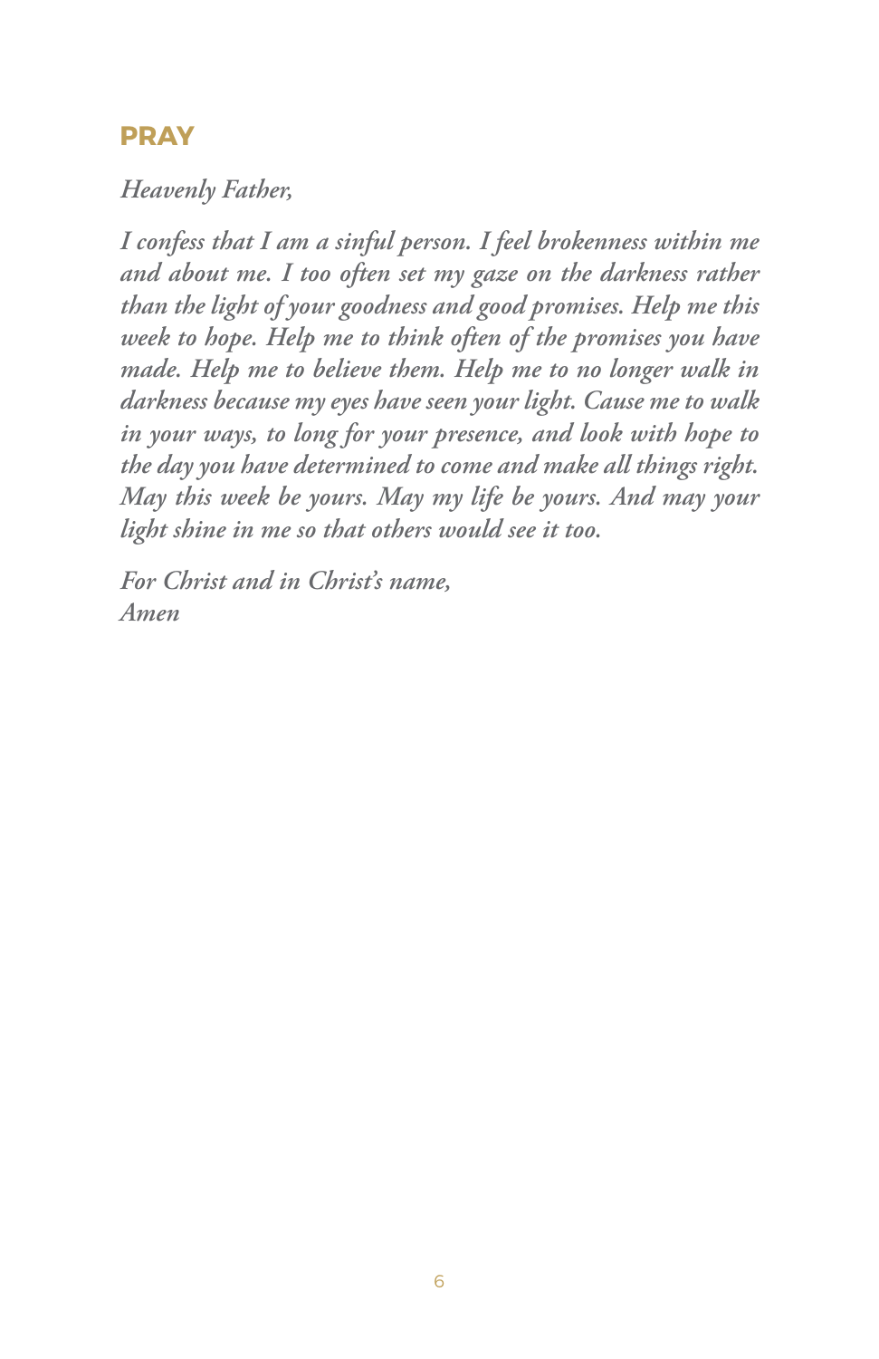## PRAY

*Heavenly Father,*

*I confess that I am a sinful person. I feel brokenness within me and about me. I too often set my gaze on the darkness rather than the light of your goodness and good promises. Help me this week to hope. Help me to think often of the promises you have made. Help me to believe them. Help me to no longer walk in darkness because my eyes have seen your light. Cause me to walk in your ways, to long for your presence, and look with hope to the day you have determined to come and make all things right. May this week be yours. May my life be yours. And may your light shine in me so that others would see it too.*

*For Christ and in Christ's name,*
*Amen*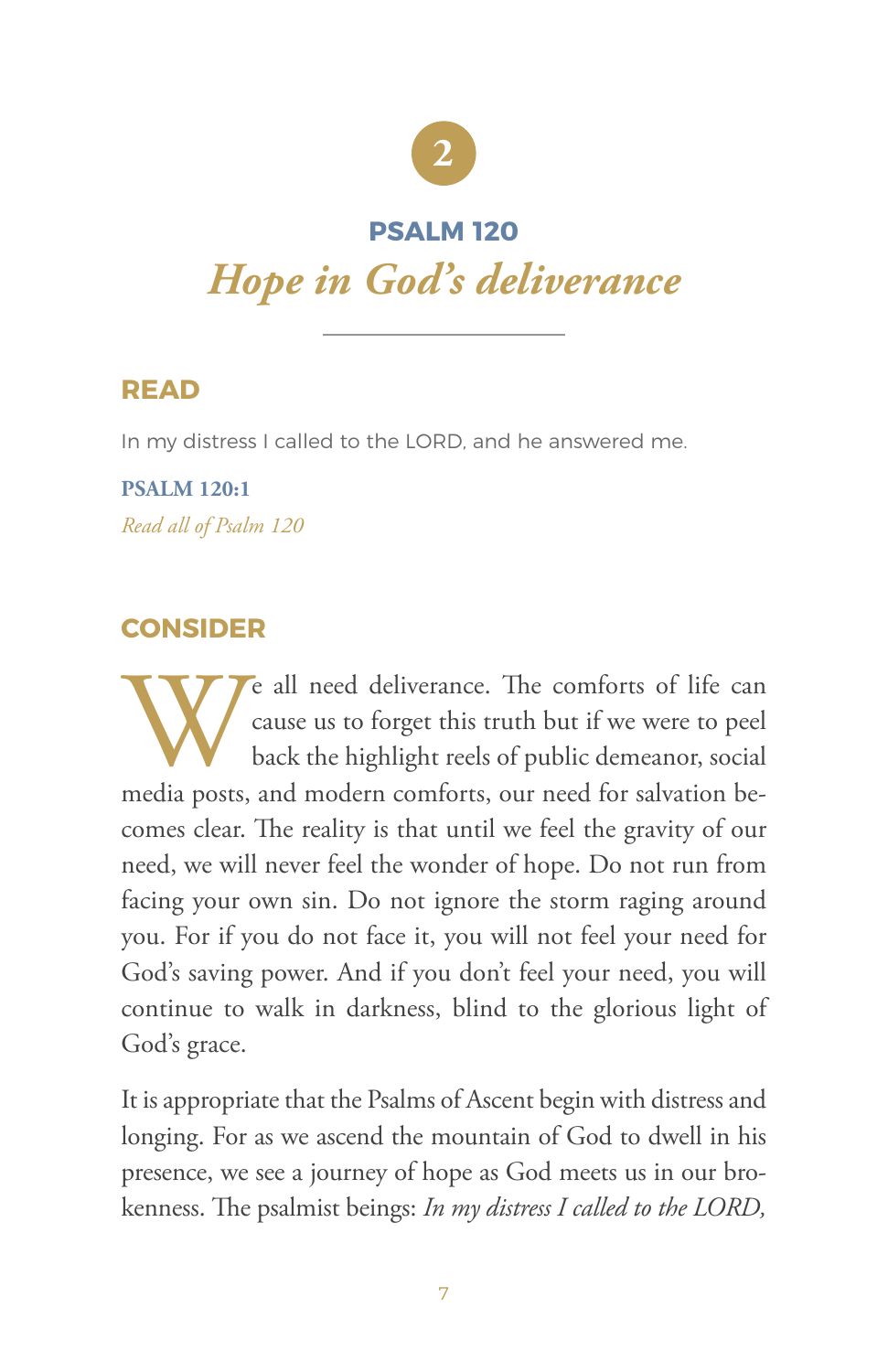2

## PSALM 120

# *Hope in God's deliverance*

---

### READ

In my distress I called to the LORD, and he answered me.

**PSALM 120:1**

*Read all of Psalm 120*

### CONSIDER

We all need deliverance. The comforts of life can cause us to forget this truth but if we were to peel back the highlight reels of public demeanor, social media posts, and modern comforts, our need for salvation becomes clear. The reality is that until we feel the gravity of our need, we will never feel the wonder of hope. Do not run from facing your own sin. Do not ignore the storm raging around you. For if you do not face it, you will not feel your need for God's saving power. And if you don't feel your need, you will continue to walk in darkness, blind to the glorious light of God's grace.

It is appropriate that the Psalms of Ascent begin with distress and longing. For as we ascend the mountain of God to dwell in his presence, we see a journey of hope as God meets us in our brokenness. The psalmist beings: *In my distress I called to the LORD,*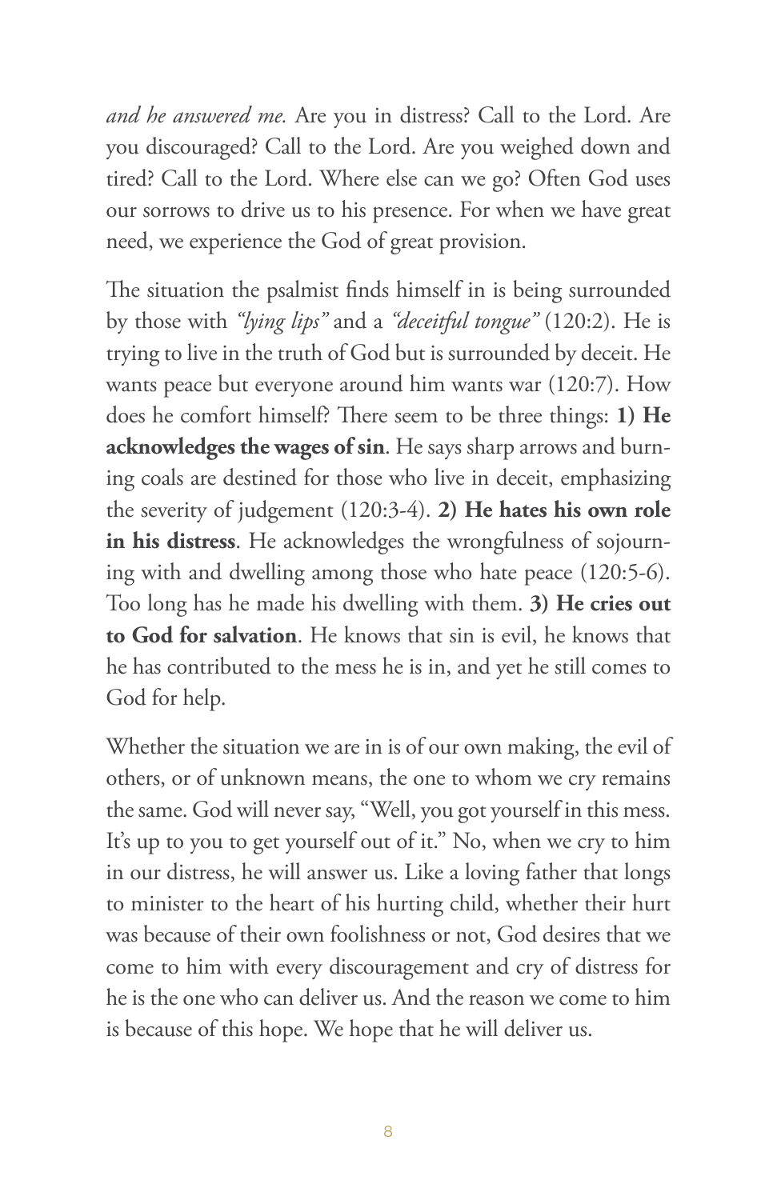*and he answered me.* Are you in distress? Call to the Lord. Are you discouraged? Call to the Lord. Are you weighed down and tired? Call to the Lord. Where else can we go? Often God uses our sorrows to drive us to his presence. For when we have great need, we experience the God of great provision.

The situation the psalmist finds himself in is being surrounded by those with *"lying lips"* and a *"deceitful tongue"* (120:2). He is trying to live in the truth of God but is surrounded by deceit. He wants peace but everyone around him wants war (120:7). How does he comfort himself? There seem to be three things: **1) He acknowledges the wages of sin**. He says sharp arrows and burning coals are destined for those who live in deceit, emphasizing the severity of judgement (120:3-4). **2) He hates his own role in his distress**. He acknowledges the wrongfulness of sojourning with and dwelling among those who hate peace (120:5-6). Too long has he made his dwelling with them. **3) He cries out to God for salvation**. He knows that sin is evil, he knows that he has contributed to the mess he is in, and yet he still comes to God for help.

Whether the situation we are in is of our own making, the evil of others, or of unknown means, the one to whom we cry remains the same. God will never say, "Well, you got yourself in this mess. It's up to you to get yourself out of it." No, when we cry to him in our distress, he will answer us. Like a loving father that longs to minister to the heart of his hurting child, whether their hurt was because of their own foolishness or not, God desires that we come to him with every discouragement and cry of distress for he is the one who can deliver us. And the reason we come to him is because of this hope. We hope that he will deliver us.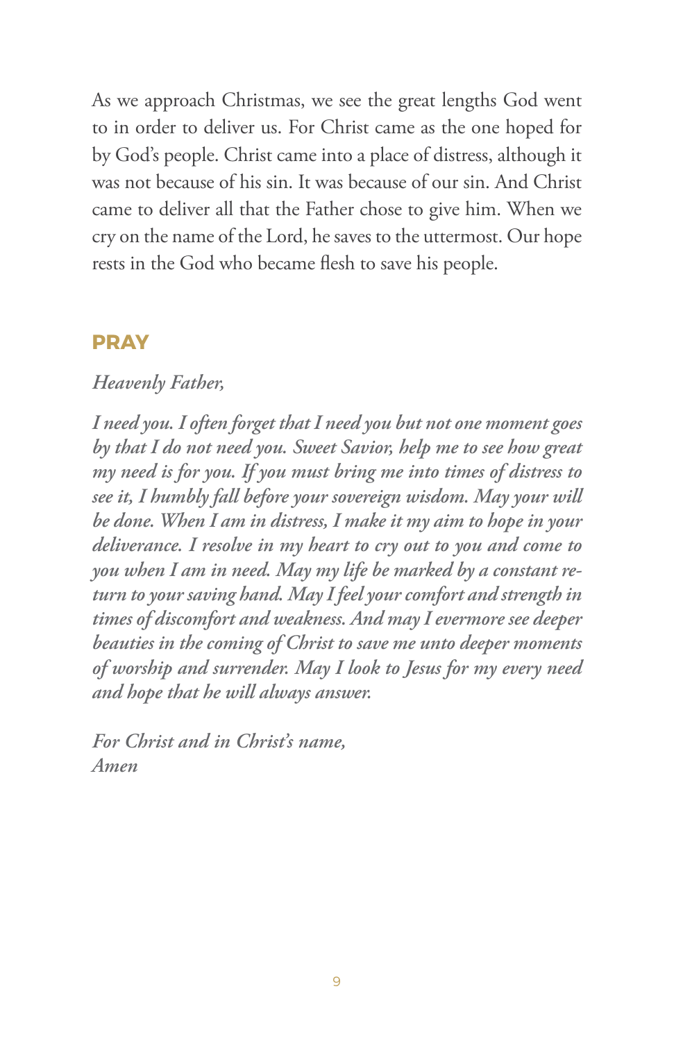As we approach Christmas, we see the great lengths God went to in order to deliver us. For Christ came as the one hoped for by God's people. Christ came into a place of distress, although it was not because of his sin. It was because of our sin. And Christ came to deliver all that the Father chose to give him. When we cry on the name of the Lord, he saves to the uttermost. Our hope rests in the God who became flesh to save his people.

## PRAY

*Heavenly Father,*

*I need you. I often forget that I need you but not one moment goes by that I do not need you. Sweet Savior, help me to see how great my need is for you. If you must bring me into times of distress to see it, I humbly fall before your sovereign wisdom. May your will be done. When I am in distress, I make it my aim to hope in your deliverance. I resolve in my heart to cry out to you and come to you when I am in need. May my life be marked by a constant return to your saving hand. May I feel your comfort and strength in times of discomfort and weakness. And may I evermore see deeper beauties in the coming of Christ to save me unto deeper moments of worship and surrender. May I look to Jesus for my every need and hope that he will always answer.*

*For Christ and in Christ's name,*
*Amen*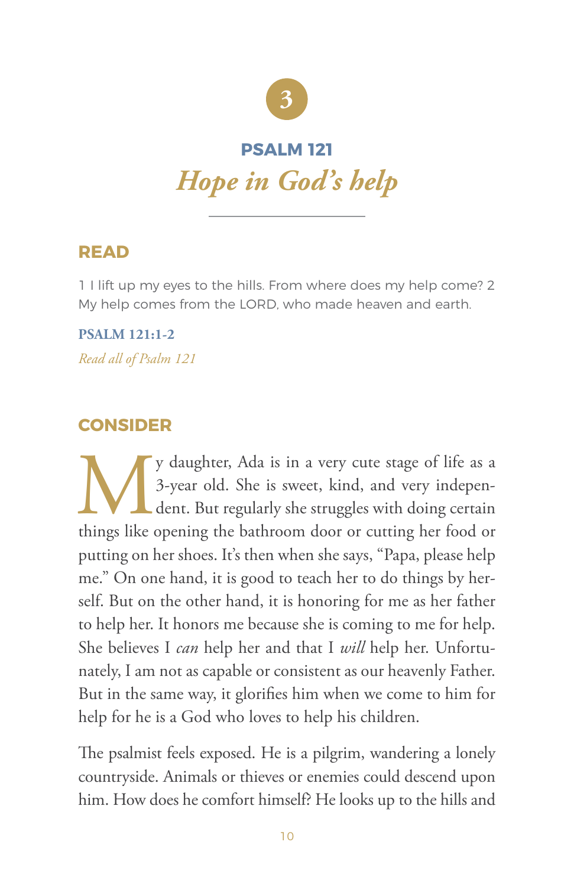3

# PSALM 121

## *Hope in God's help*

### READ

1 I lift up my eyes to the hills. From where does my help come? 2 My help comes from the LORD, who made heaven and earth.

**PSALM 121:1-2**

*Read all of Psalm 121*

### CONSIDER

My daughter, Ada is in a very cute stage of life as a 3-year old. She is sweet, kind, and very independent. But regularly she struggles with doing certain things like opening the bathroom door or cutting her food or putting on her shoes. It's then when she says, "Papa, please help me." On one hand, it is good to teach her to do things by herself. But on the other hand, it is honoring for me as her father to help her. It honors me because she is coming to me for help. She believes I *can* help her and that I *will* help her. Unfortunately, I am not as capable or consistent as our heavenly Father. But in the same way, it glorifies him when we come to him for help for he is a God who loves to help his children.

The psalmist feels exposed. He is a pilgrim, wandering a lonely countryside. Animals or thieves or enemies could descend upon him. How does he comfort himself? He looks up to the hills and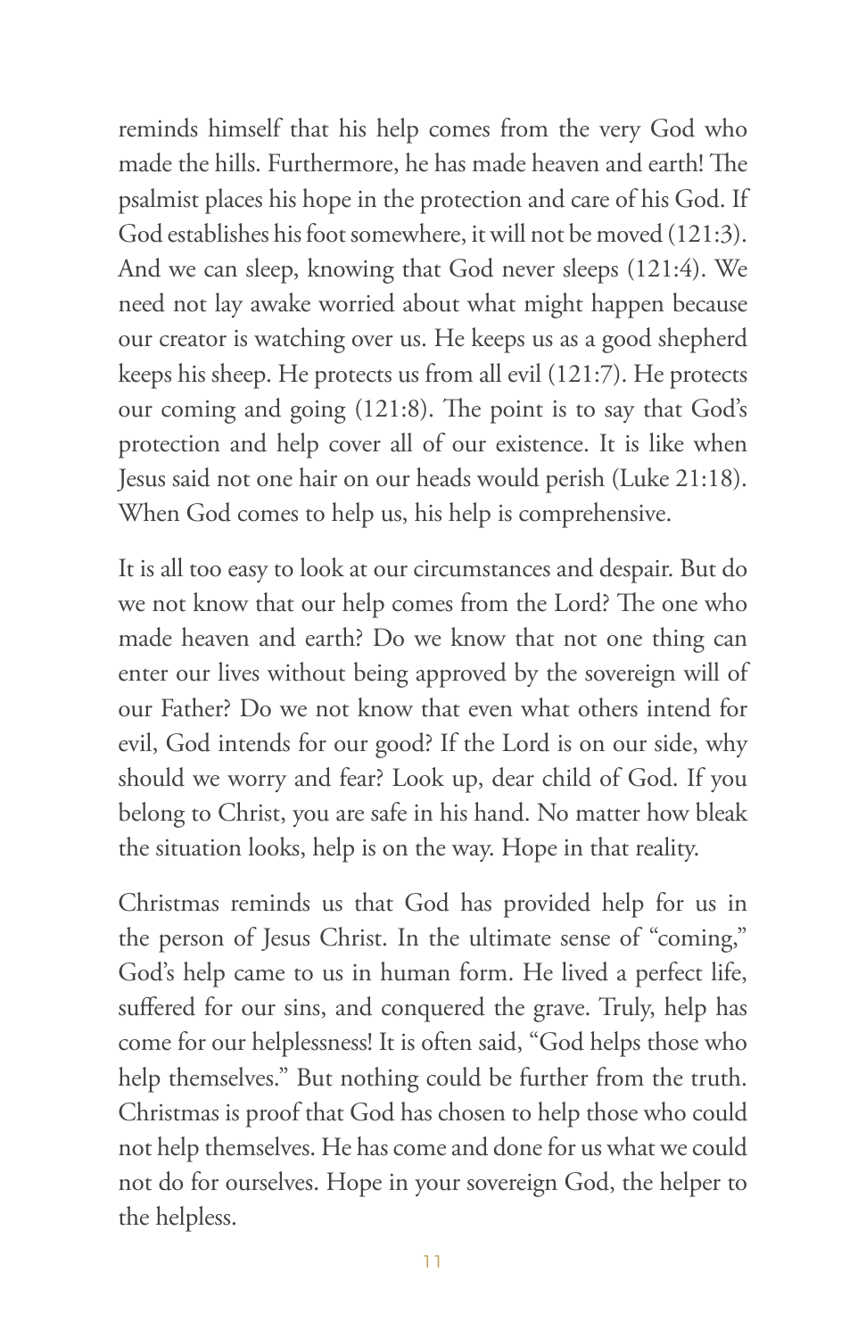reminds himself that his help comes from the very God who made the hills. Furthermore, he has made heaven and earth! The psalmist places his hope in the protection and care of his God. If God establishes his foot somewhere, it will not be moved (121:3). And we can sleep, knowing that God never sleeps (121:4). We need not lay awake worried about what might happen because our creator is watching over us. He keeps us as a good shepherd keeps his sheep. He protects us from all evil (121:7). He protects our coming and going (121:8). The point is to say that God's protection and help cover all of our existence. It is like when Jesus said not one hair on our heads would perish (Luke 21:18). When God comes to help us, his help is comprehensive.

It is all too easy to look at our circumstances and despair. But do we not know that our help comes from the Lord? The one who made heaven and earth? Do we know that not one thing can enter our lives without being approved by the sovereign will of our Father? Do we not know that even what others intend for evil, God intends for our good? If the Lord is on our side, why should we worry and fear? Look up, dear child of God. If you belong to Christ, you are safe in his hand. No matter how bleak the situation looks, help is on the way. Hope in that reality.

Christmas reminds us that God has provided help for us in the person of Jesus Christ. In the ultimate sense of "coming," God's help came to us in human form. He lived a perfect life, suffered for our sins, and conquered the grave. Truly, help has come for our helplessness! It is often said, "God helps those who help themselves." But nothing could be further from the truth. Christmas is proof that God has chosen to help those who could not help themselves. He has come and done for us what we could not do for ourselves. Hope in your sovereign God, the helper to the helpless.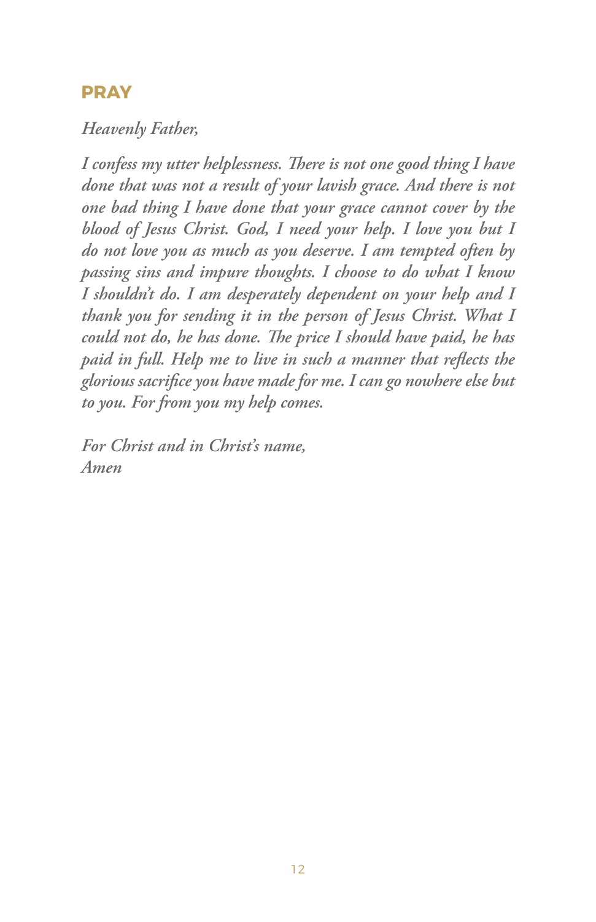## PRAY

*Heavenly Father,*

*I confess my utter helplessness. There is not one good thing I have done that was not a result of your lavish grace. And there is not one bad thing I have done that your grace cannot cover by the blood of Jesus Christ. God, I need your help. I love you but I do not love you as much as you deserve. I am tempted often by passing sins and impure thoughts. I choose to do what I know I shouldn't do. I am desperately dependent on your help and I thank you for sending it in the person of Jesus Christ. What I could not do, he has done. The price I should have paid, he has paid in full. Help me to live in such a manner that reflects the glorious sacrifice you have made for me. I can go nowhere else but to you. For from you my help comes.*

*For Christ and in Christ's name,*
*Amen*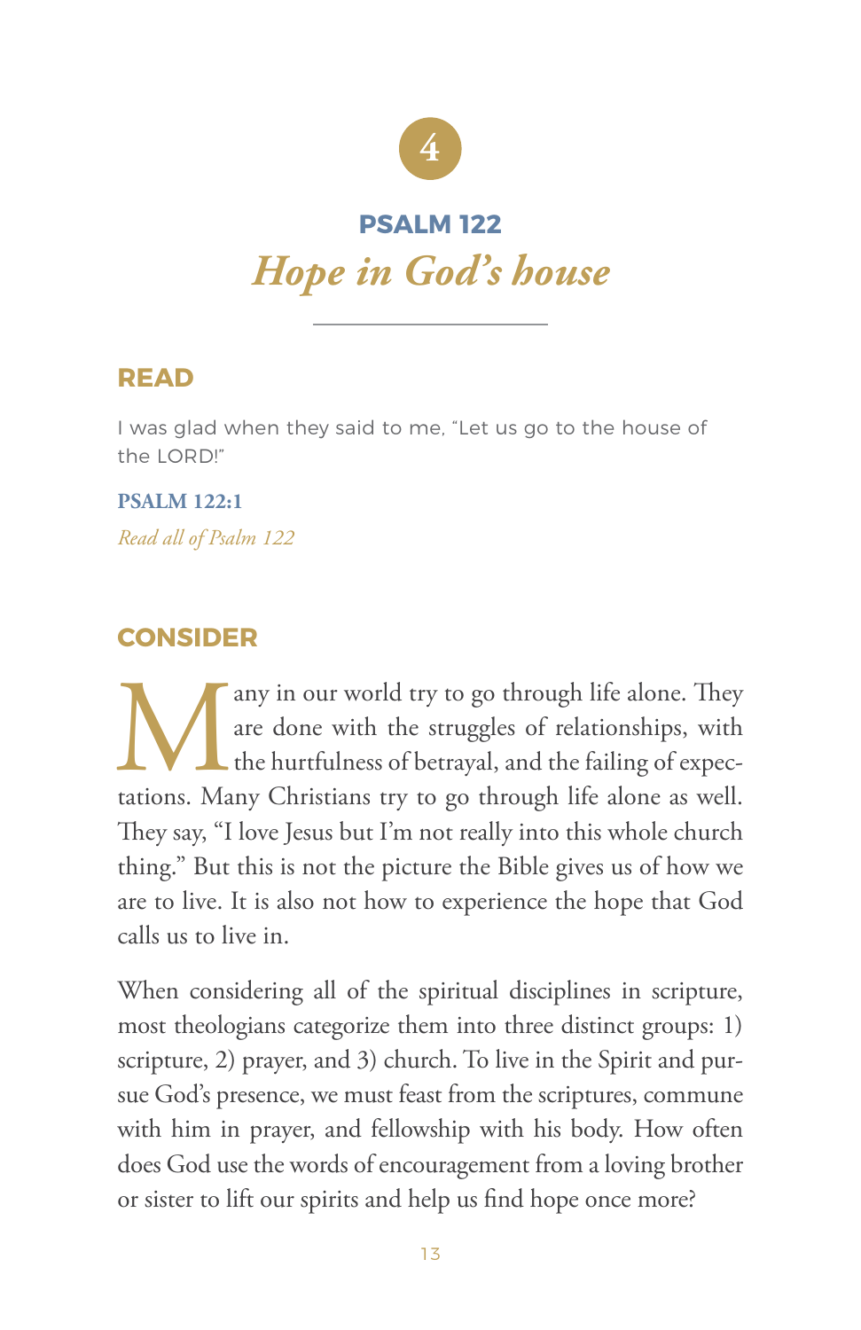4

## PSALM 122

# *Hope in God's house*

### READ

I was glad when they said to me, "Let us go to the house of the LORD!"

**PSALM 122:1**

*Read all of Psalm 122*

### CONSIDER

Many in our world try to go through life alone. They are done with the struggles of relationships, with the hurtfulness of betrayal, and the failing of expectations. Many Christians try to go through life alone as well. They say, "I love Jesus but I'm not really into this whole church thing." But this is not the picture the Bible gives us of how we are to live. It is also not how to experience the hope that God calls us to live in.

When considering all of the spiritual disciplines in scripture, most theologians categorize them into three distinct groups: 1) scripture, 2) prayer, and 3) church. To live in the Spirit and pursue God's presence, we must feast from the scriptures, commune with him in prayer, and fellowship with his body. How often does God use the words of encouragement from a loving brother or sister to lift our spirits and help us find hope once more?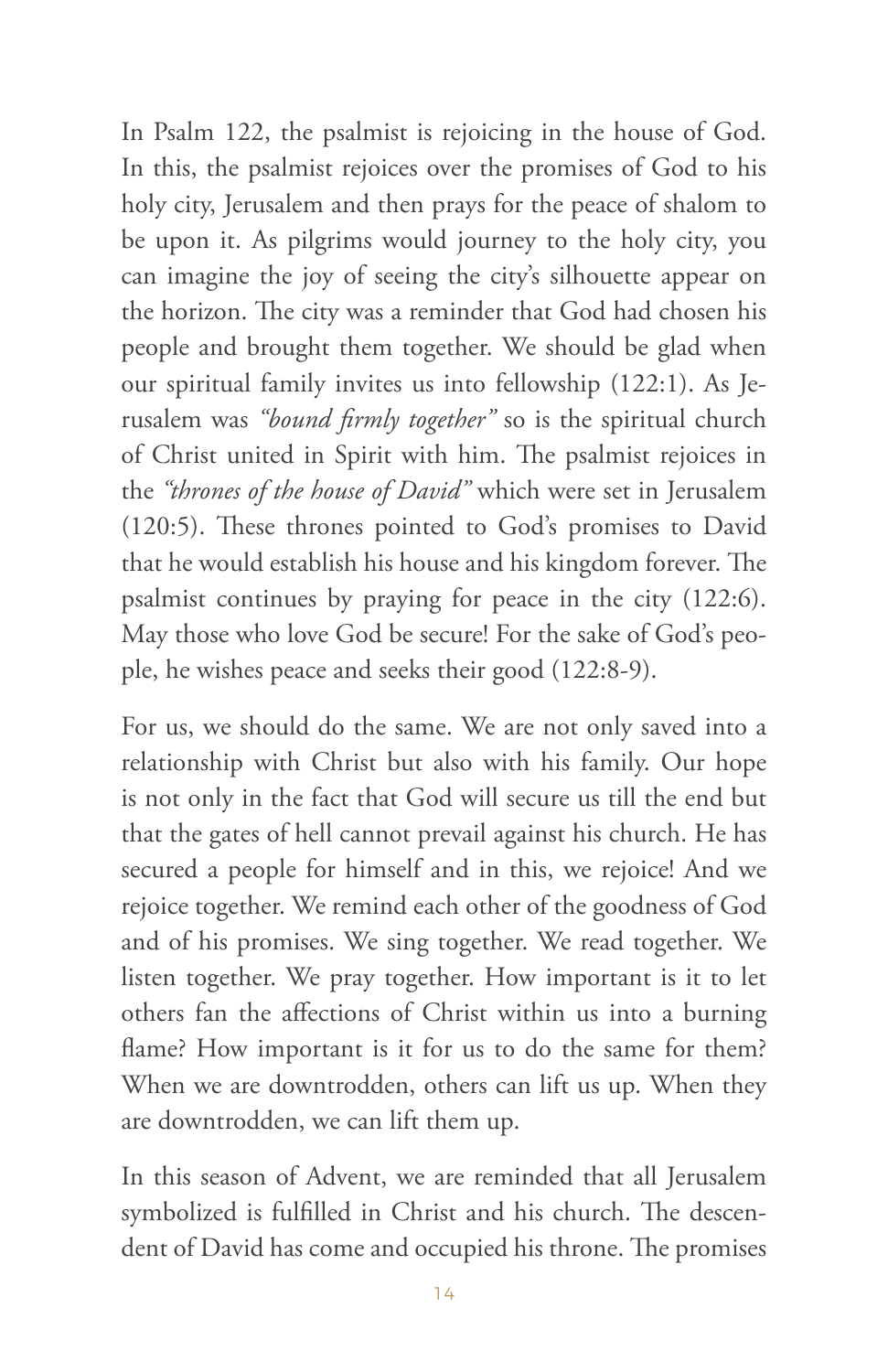In Psalm 122, the psalmist is rejoicing in the house of God. In this, the psalmist rejoices over the promises of God to his holy city, Jerusalem and then prays for the peace of shalom to be upon it. As pilgrims would journey to the holy city, you can imagine the joy of seeing the city's silhouette appear on the horizon. The city was a reminder that God had chosen his people and brought them together. We should be glad when our spiritual family invites us into fellowship (122:1). As Jerusalem was *"bound firmly together"* so is the spiritual church of Christ united in Spirit with him. The psalmist rejoices in the *"thrones of the house of David"* which were set in Jerusalem (120:5). These thrones pointed to God's promises to David that he would establish his house and his kingdom forever. The psalmist continues by praying for peace in the city (122:6). May those who love God be secure! For the sake of God's people, he wishes peace and seeks their good (122:8-9).

For us, we should do the same. We are not only saved into a relationship with Christ but also with his family. Our hope is not only in the fact that God will secure us till the end but that the gates of hell cannot prevail against his church. He has secured a people for himself and in this, we rejoice! And we rejoice together. We remind each other of the goodness of God and of his promises. We sing together. We read together. We listen together. We pray together. How important is it to let others fan the affections of Christ within us into a burning flame? How important is it for us to do the same for them? When we are downtrodden, others can lift us up. When they are downtrodden, we can lift them up.

In this season of Advent, we are reminded that all Jerusalem symbolized is fulfilled in Christ and his church. The descendent of David has come and occupied his throne. The promises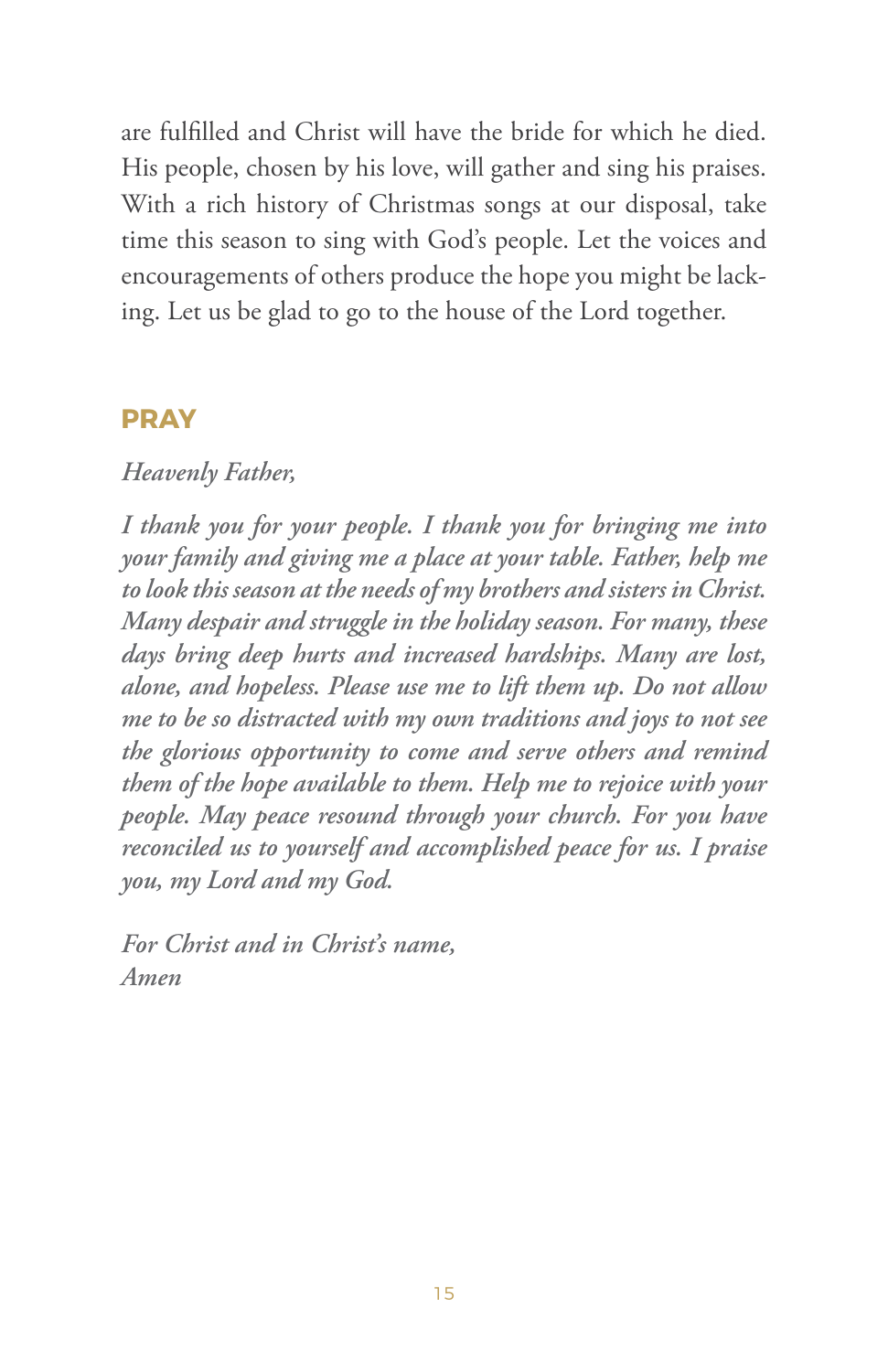are fulfilled and Christ will have the bride for which he died. His people, chosen by his love, will gather and sing his praises. With a rich history of Christmas songs at our disposal, take time this season to sing with God's people. Let the voices and encouragements of others produce the hope you might be lacking. Let us be glad to go to the house of the Lord together.

## PRAY

*Heavenly Father,*

*I thank you for your people. I thank you for bringing me into your family and giving me a place at your table. Father, help me to look this season at the needs of my brothers and sisters in Christ. Many despair and struggle in the holiday season. For many, these days bring deep hurts and increased hardships. Many are lost, alone, and hopeless. Please use me to lift them up. Do not allow me to be so distracted with my own traditions and joys to not see the glorious opportunity to come and serve others and remind them of the hope available to them. Help me to rejoice with your people. May peace resound through your church. For you have reconciled us to yourself and accomplished peace for us. I praise you, my Lord and my God.*

*For Christ and in Christ's name,*
*Amen*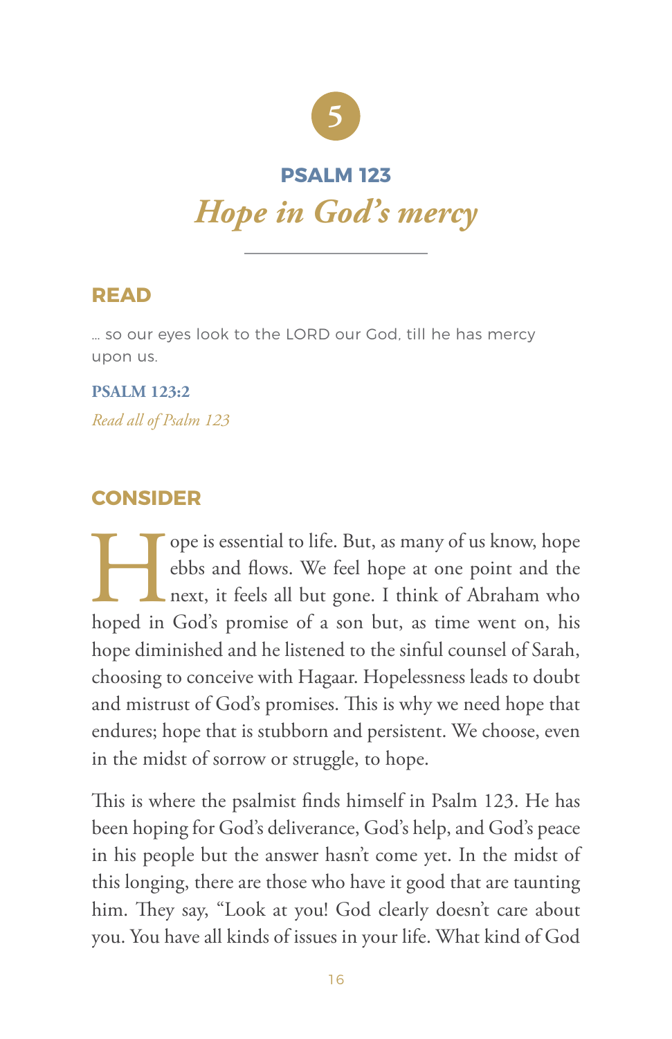5

## PSALM 123

# *Hope in God's mercy*

---

### READ

… so our eyes look to the LORD our God, till he has mercy upon us.

**PSALM 123:2**

*Read all of Psalm 123*

### CONSIDER

Hope is essential to life. But, as many of us know, hope ebbs and flows. We feel hope at one point and the next, it feels all but gone. I think of Abraham who hoped in God's promise of a son but, as time went on, his hope diminished and he listened to the sinful counsel of Sarah, choosing to conceive with Hagaar. Hopelessness leads to doubt and mistrust of God's promises. This is why we need hope that endures; hope that is stubborn and persistent. We choose, even in the midst of sorrow or struggle, to hope.

This is where the psalmist finds himself in Psalm 123. He has been hoping for God's deliverance, God's help, and God's peace in his people but the answer hasn't come yet. In the midst of this longing, there are those who have it good that are taunting him. They say, "Look at you! God clearly doesn't care about you. You have all kinds of issues in your life. What kind of God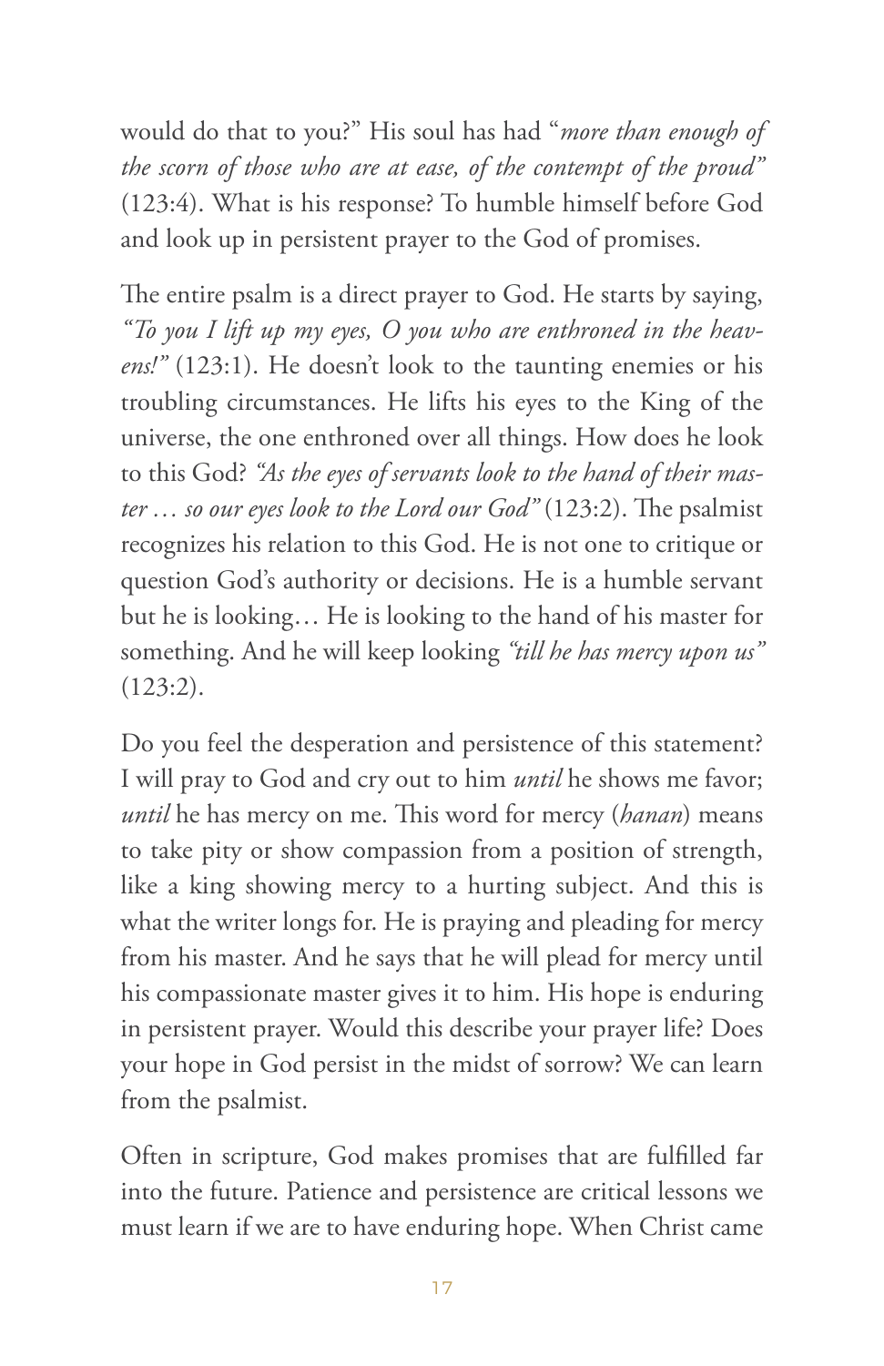would do that to you?" His soul has had "*more than enough of the scorn of those who are at ease, of the contempt of the proud"* (123:4). What is his response? To humble himself before God and look up in persistent prayer to the God of promises.

The entire psalm is a direct prayer to God. He starts by saying, *"To you I lift up my eyes, O you who are enthroned in the heavens!"* (123:1). He doesn't look to the taunting enemies or his troubling circumstances. He lifts his eyes to the King of the universe, the one enthroned over all things. How does he look to this God? *"As the eyes of servants look to the hand of their master … so our eyes look to the Lord our God"* (123:2). The psalmist recognizes his relation to this God. He is not one to critique or question God's authority or decisions. He is a humble servant but he is looking… He is looking to the hand of his master for something. And he will keep looking *"till he has mercy upon us"* (123:2).

Do you feel the desperation and persistence of this statement? I will pray to God and cry out to him *until* he shows me favor; *until* he has mercy on me. This word for mercy (*hanan*) means to take pity or show compassion from a position of strength, like a king showing mercy to a hurting subject. And this is what the writer longs for. He is praying and pleading for mercy from his master. And he says that he will plead for mercy until his compassionate master gives it to him. His hope is enduring in persistent prayer. Would this describe your prayer life? Does your hope in God persist in the midst of sorrow? We can learn from the psalmist.

Often in scripture, God makes promises that are fulfilled far into the future. Patience and persistence are critical lessons we must learn if we are to have enduring hope. When Christ came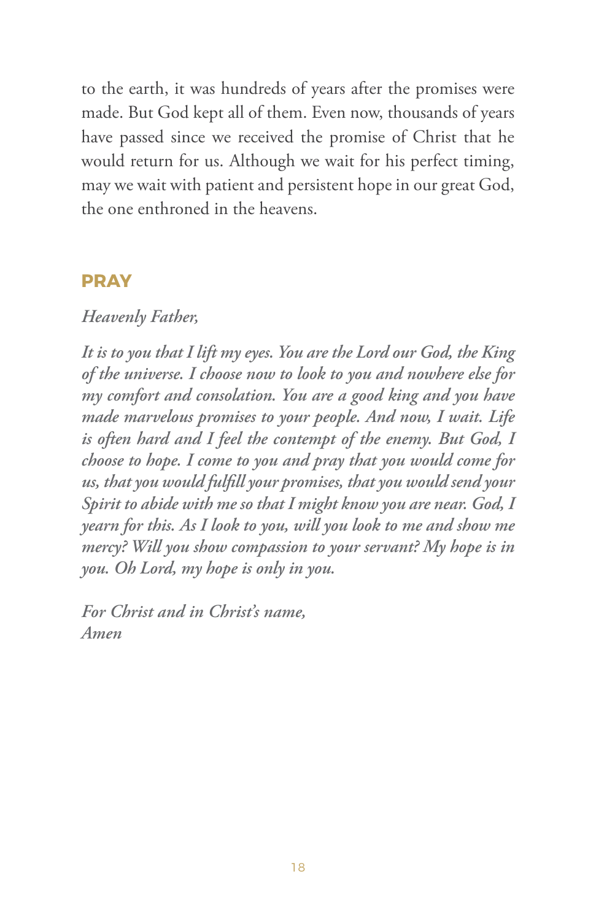to the earth, it was hundreds of years after the promises were made. But God kept all of them. Even now, thousands of years have passed since we received the promise of Christ that he would return for us. Although we wait for his perfect timing, may we wait with patient and persistent hope in our great God, the one enthroned in the heavens.

## PRAY

*Heavenly Father,*

*It is to you that I lift my eyes. You are the Lord our God, the King of the universe. I choose now to look to you and nowhere else for my comfort and consolation. You are a good king and you have made marvelous promises to your people. And now, I wait. Life is often hard and I feel the contempt of the enemy. But God, I choose to hope. I come to you and pray that you would come for us, that you would fulfill your promises, that you would send your Spirit to abide with me so that I might know you are near. God, I yearn for this. As I look to you, will you look to me and show me mercy? Will you show compassion to your servant? My hope is in you. Oh Lord, my hope is only in you.*

*For Christ and in Christ's name,*
*Amen*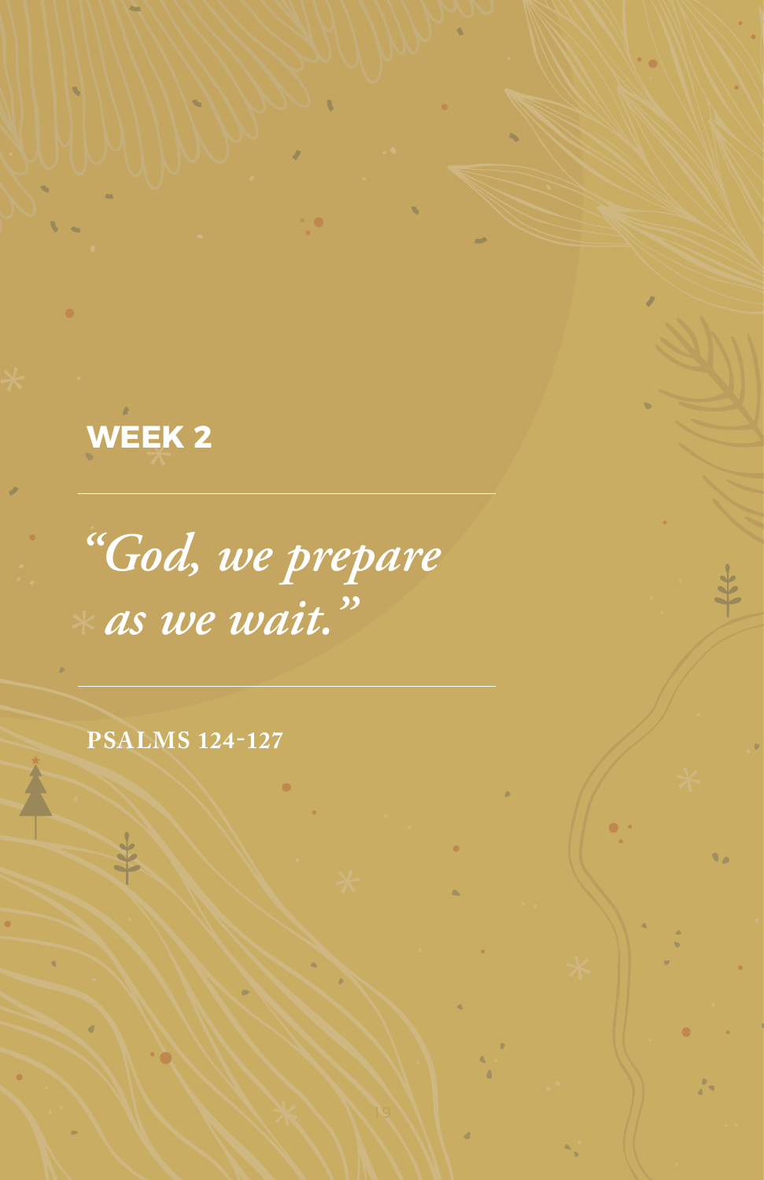# WEEK 2

*"God, we prepare as we wait."*

**PSALMS 124-127**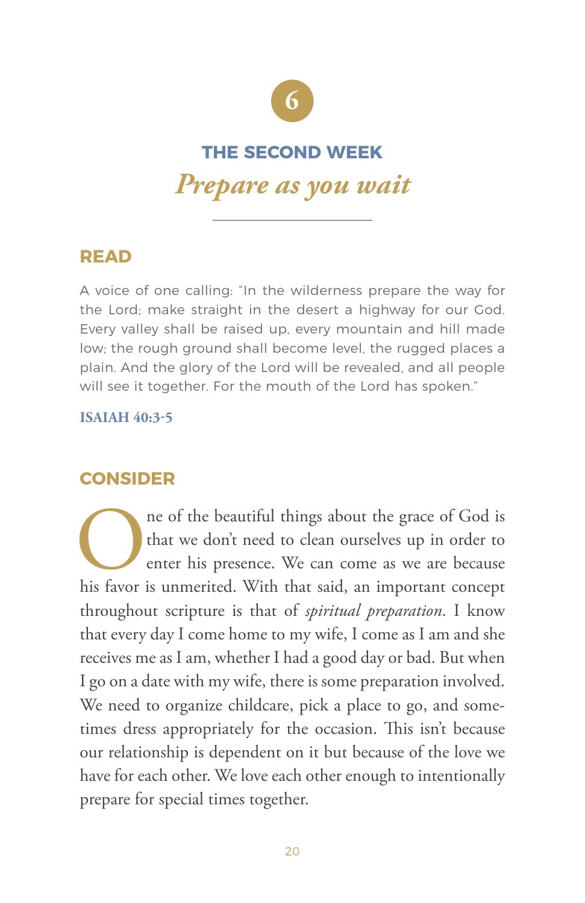6

## THE SECOND WEEK

# *Prepare as you wait*

### READ

A voice of one calling: "In the wilderness prepare the way for the Lord; make straight in the desert a highway for our God. Every valley shall be raised up, every mountain and hill made low; the rough ground shall become level, the rugged places a plain. And the glory of the Lord will be revealed, and all people will see it together. For the mouth of the Lord has spoken."

**ISAIAH 40:3-5**

### CONSIDER

One of the beautiful things about the grace of God is that we don't need to clean ourselves up in order to enter his presence. We can come as we are because his favor is unmerited. With that said, an important concept throughout scripture is that of *spiritual preparation*. I know that every day I come home to my wife, I come as I am and she receives me as I am, whether I had a good day or bad. But when I go on a date with my wife, there is some preparation involved. We need to organize childcare, pick a place to go, and sometimes dress appropriately for the occasion. This isn't because our relationship is dependent on it but because of the love we have for each other. We love each other enough to intentionally prepare for special times together.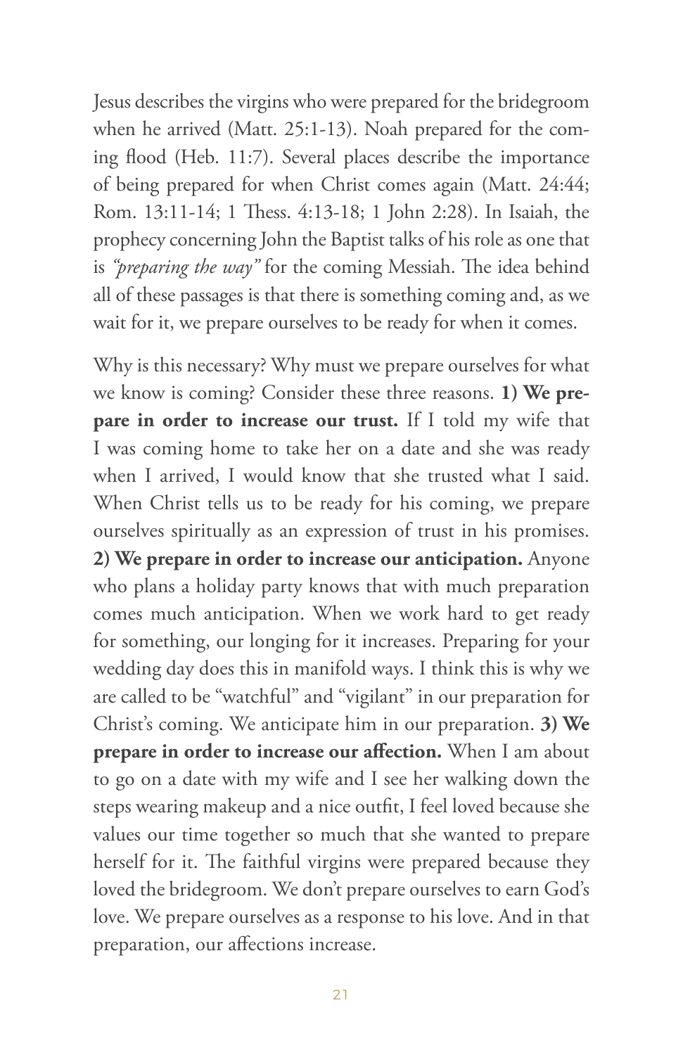Jesus describes the virgins who were prepared for the bridegroom when he arrived (Matt. 25:1-13). Noah prepared for the coming flood (Heb. 11:7). Several places describe the importance of being prepared for when Christ comes again (Matt. 24:44; Rom. 13:11-14; 1 Thess. 4:13-18; 1 John 2:28). In Isaiah, the prophecy concerning John the Baptist talks of his role as one that is *"preparing the way"* for the coming Messiah. The idea behind all of these passages is that there is something coming and, as we wait for it, we prepare ourselves to be ready for when it comes.

Why is this necessary? Why must we prepare ourselves for what we know is coming? Consider these three reasons. **1) We prepare in order to increase our trust.** If I told my wife that I was coming home to take her on a date and she was ready when I arrived, I would know that she trusted what I said. When Christ tells us to be ready for his coming, we prepare ourselves spiritually as an expression of trust in his promises. **2) We prepare in order to increase our anticipation.** Anyone who plans a holiday party knows that with much preparation comes much anticipation. When we work hard to get ready for something, our longing for it increases. Preparing for your wedding day does this in manifold ways. I think this is why we are called to be "watchful" and "vigilant" in our preparation for Christ's coming. We anticipate him in our preparation. **3) We prepare in order to increase our affection.** When I am about to go on a date with my wife and I see her walking down the steps wearing makeup and a nice outfit, I feel loved because she values our time together so much that she wanted to prepare herself for it. The faithful virgins were prepared because they loved the bridegroom. We don't prepare ourselves to earn God's love. We prepare ourselves as a response to his love. And in that preparation, our affections increase.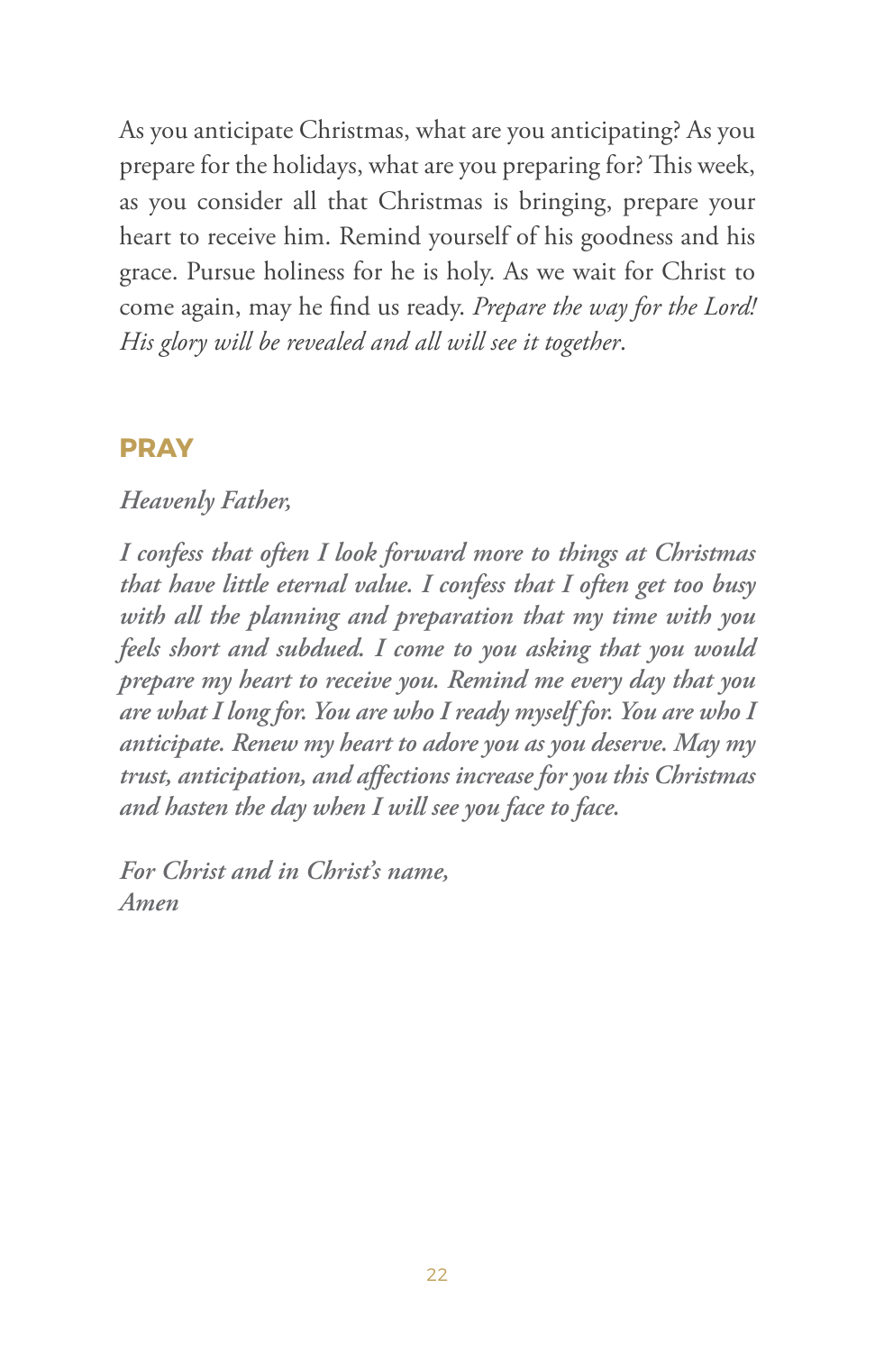As you anticipate Christmas, what are you anticipating? As you prepare for the holidays, what are you preparing for? This week, as you consider all that Christmas is bringing, prepare your heart to receive him. Remind yourself of his goodness and his grace. Pursue holiness for he is holy. As we wait for Christ to come again, may he find us ready. *Prepare the way for the Lord! His glory will be revealed and all will see it together.*

## PRAY

*Heavenly Father,*

*I confess that often I look forward more to things at Christmas that have little eternal value. I confess that I often get too busy with all the planning and preparation that my time with you feels short and subdued. I come to you asking that you would prepare my heart to receive you. Remind me every day that you are what I long for. You are who I ready myself for. You are who I anticipate. Renew my heart to adore you as you deserve. May my trust, anticipation, and affections increase for you this Christmas and hasten the day when I will see you face to face.*

*For Christ and in Christ's name,*
*Amen*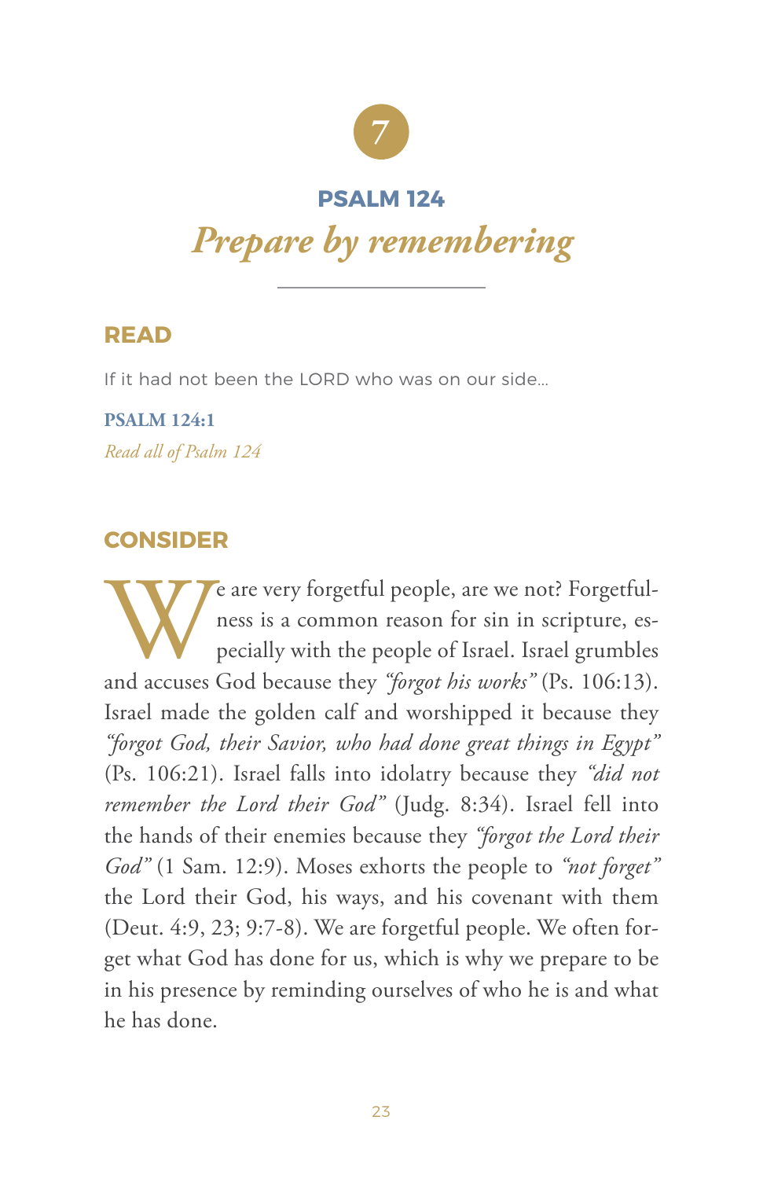7

## PSALM 124

# *Prepare by remembering*

### READ

If it had not been the LORD who was on our side…

**PSALM 124:1**

*Read all of Psalm 124*

### CONSIDER

We are very forgetful people, are we not? Forgetfulness is a common reason for sin in scripture, especially with the people of Israel. Israel grumbles and accuses God because they *"forgot his works"* (Ps. 106:13). Israel made the golden calf and worshipped it because they *"forgot God, their Savior, who had done great things in Egypt"* (Ps. 106:21). Israel falls into idolatry because they *"did not remember the Lord their God"* (Judg. 8:34). Israel fell into the hands of their enemies because they *"forgot the Lord their God"* (1 Sam. 12:9). Moses exhorts the people to *"not forget"* the Lord their God, his ways, and his covenant with them (Deut. 4:9, 23; 9:7-8). We are forgetful people. We often forget what God has done for us, which is why we prepare to be in his presence by reminding ourselves of who he is and what he has done.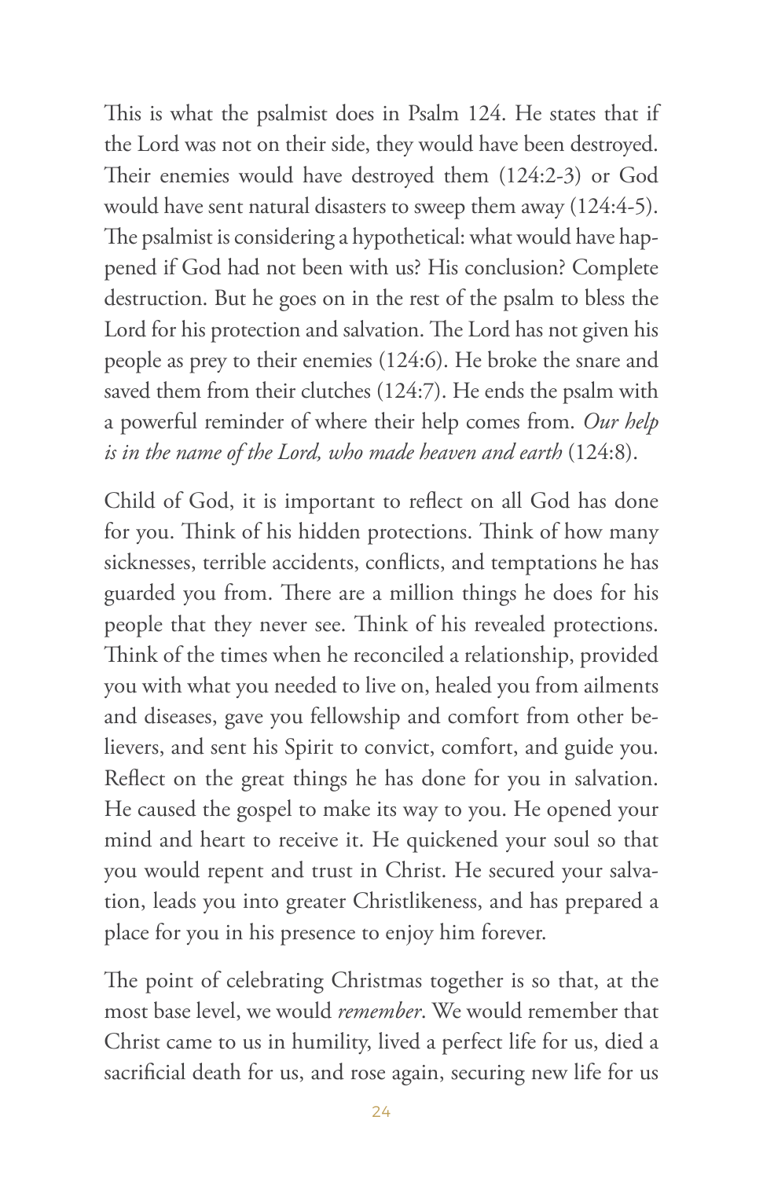This is what the psalmist does in Psalm 124. He states that if the Lord was not on their side, they would have been destroyed. Their enemies would have destroyed them (124:2-3) or God would have sent natural disasters to sweep them away (124:4-5). The psalmist is considering a hypothetical: what would have happened if God had not been with us? His conclusion? Complete destruction. But he goes on in the rest of the psalm to bless the Lord for his protection and salvation. The Lord has not given his people as prey to their enemies (124:6). He broke the snare and saved them from their clutches (124:7). He ends the psalm with a powerful reminder of where their help comes from. *Our help is in the name of the Lord, who made heaven and earth* (124:8).

Child of God, it is important to reflect on all God has done for you. Think of his hidden protections. Think of how many sicknesses, terrible accidents, conflicts, and temptations he has guarded you from. There are a million things he does for his people that they never see. Think of his revealed protections. Think of the times when he reconciled a relationship, provided you with what you needed to live on, healed you from ailments and diseases, gave you fellowship and comfort from other believers, and sent his Spirit to convict, comfort, and guide you. Reflect on the great things he has done for you in salvation. He caused the gospel to make its way to you. He opened your mind and heart to receive it. He quickened your soul so that you would repent and trust in Christ. He secured your salvation, leads you into greater Christlikeness, and has prepared a place for you in his presence to enjoy him forever.

The point of celebrating Christmas together is so that, at the most base level, we would *remember*. We would remember that Christ came to us in humility, lived a perfect life for us, died a sacrificial death for us, and rose again, securing new life for us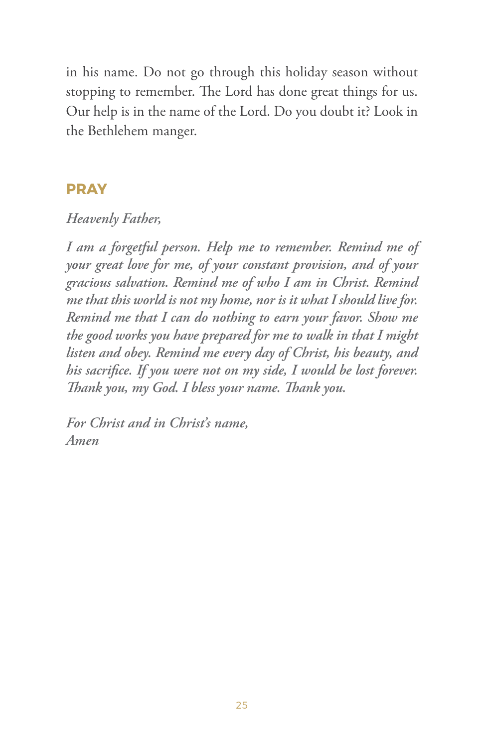in his name. Do not go through this holiday season without stopping to remember. The Lord has done great things for us. Our help is in the name of the Lord. Do you doubt it? Look in the Bethlehem manger.

## PRAY

*Heavenly Father,*

*I am a forgetful person. Help me to remember. Remind me of your great love for me, of your constant provision, and of your gracious salvation. Remind me of who I am in Christ. Remind me that this world is not my home, nor is it what I should live for. Remind me that I can do nothing to earn your favor. Show me the good works you have prepared for me to walk in that I might listen and obey. Remind me every day of Christ, his beauty, and his sacrifice. If you were not on my side, I would be lost forever. Thank you, my God. I bless your name. Thank you.*

*For Christ and in Christ's name,*
*Amen*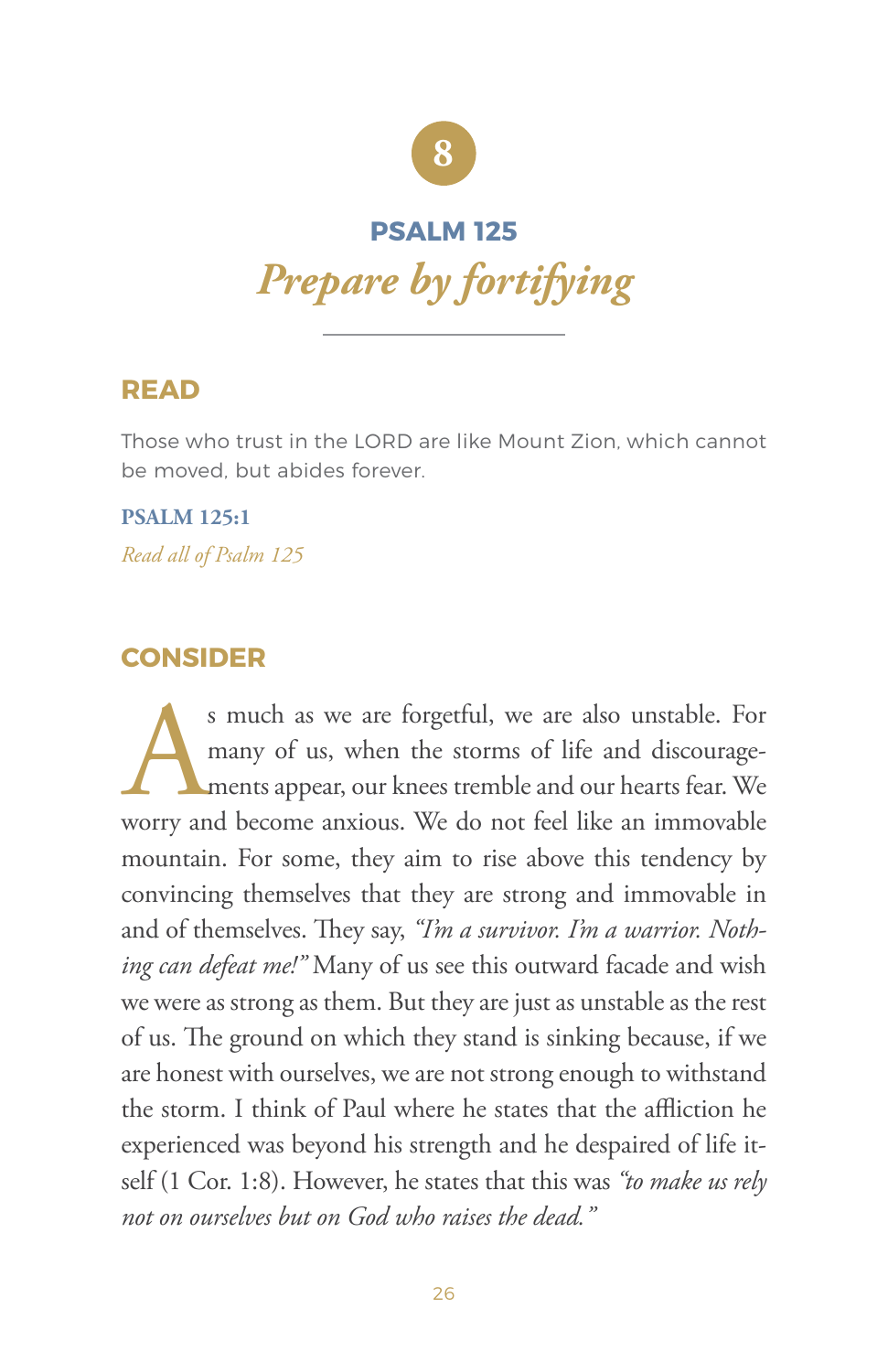8

## PSALM 125

# *Prepare by fortifying*

---

### READ

Those who trust in the LORD are like Mount Zion, which cannot be moved, but abides forever.

**PSALM 125:1**

*Read all of Psalm 125*

### CONSIDER

As much as we are forgetful, we are also unstable. For many of us, when the storms of life and discouragements appear, our knees tremble and our hearts fear. We worry and become anxious. We do not feel like an immovable mountain. For some, they aim to rise above this tendency by convincing themselves that they are strong and immovable in and of themselves. They say, *"I'm a survivor. I'm a warrior. Nothing can defeat me!"* Many of us see this outward facade and wish we were as strong as them. But they are just as unstable as the rest of us. The ground on which they stand is sinking because, if we are honest with ourselves, we are not strong enough to withstand the storm. I think of Paul where he states that the affliction he experienced was beyond his strength and he despaired of life itself (1 Cor. 1:8). However, he states that this was *"to make us rely not on ourselves but on God who raises the dead."*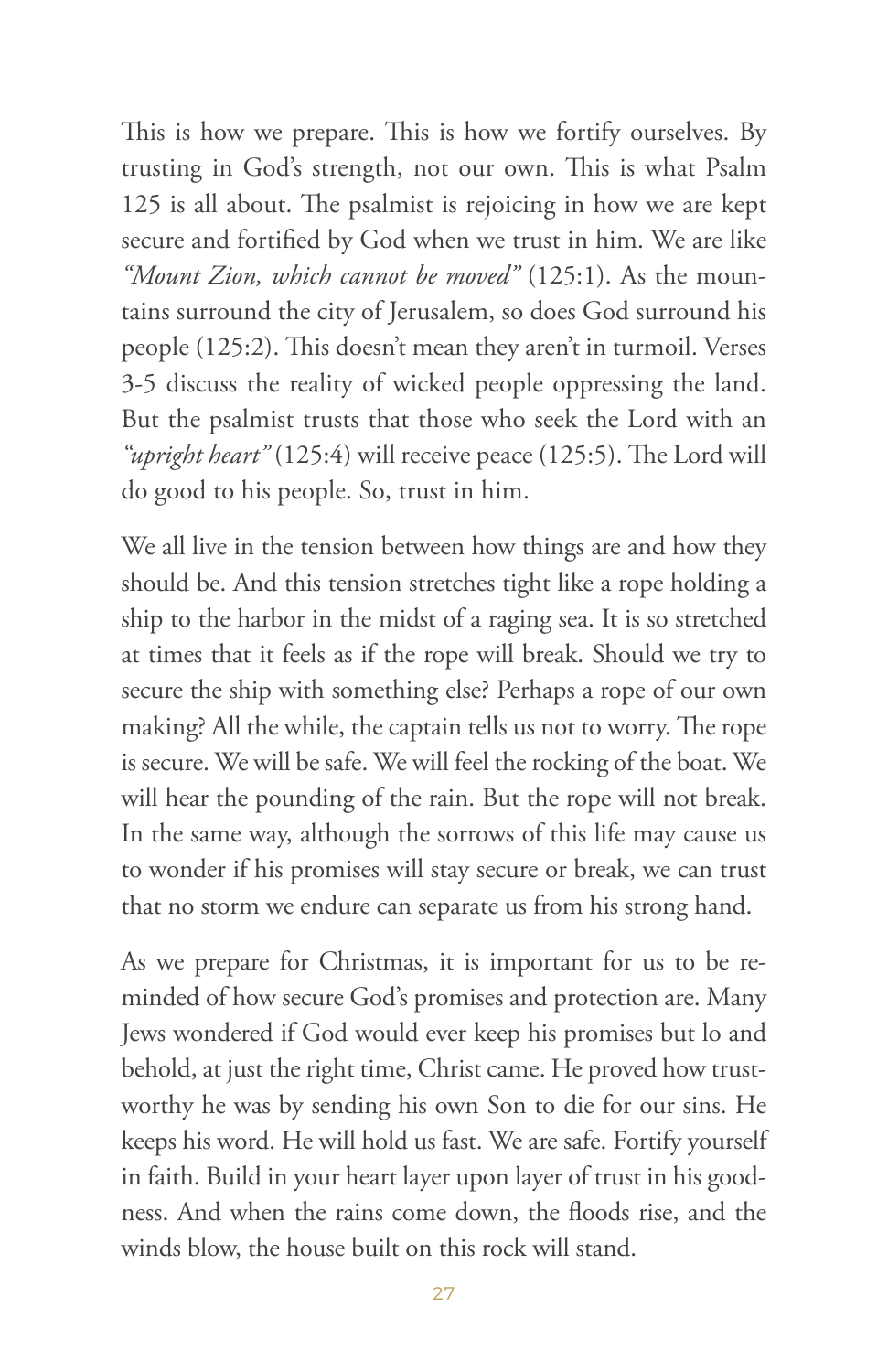This is how we prepare. This is how we fortify ourselves. By trusting in God's strength, not our own. This is what Psalm 125 is all about. The psalmist is rejoicing in how we are kept secure and fortified by God when we trust in him. We are like *"Mount Zion, which cannot be moved"* (125:1). As the mountains surround the city of Jerusalem, so does God surround his people (125:2). This doesn't mean they aren't in turmoil. Verses 3-5 discuss the reality of wicked people oppressing the land. But the psalmist trusts that those who seek the Lord with an *"upright heart"* (125:4) will receive peace (125:5). The Lord will do good to his people. So, trust in him.

We all live in the tension between how things are and how they should be. And this tension stretches tight like a rope holding a ship to the harbor in the midst of a raging sea. It is so stretched at times that it feels as if the rope will break. Should we try to secure the ship with something else? Perhaps a rope of our own making? All the while, the captain tells us not to worry. The rope is secure. We will be safe. We will feel the rocking of the boat. We will hear the pounding of the rain. But the rope will not break. In the same way, although the sorrows of this life may cause us to wonder if his promises will stay secure or break, we can trust that no storm we endure can separate us from his strong hand.

As we prepare for Christmas, it is important for us to be reminded of how secure God's promises and protection are. Many Jews wondered if God would ever keep his promises but lo and behold, at just the right time, Christ came. He proved how trustworthy he was by sending his own Son to die for our sins. He keeps his word. He will hold us fast. We are safe. Fortify yourself in faith. Build in your heart layer upon layer of trust in his goodness. And when the rains come down, the floods rise, and the winds blow, the house built on this rock will stand.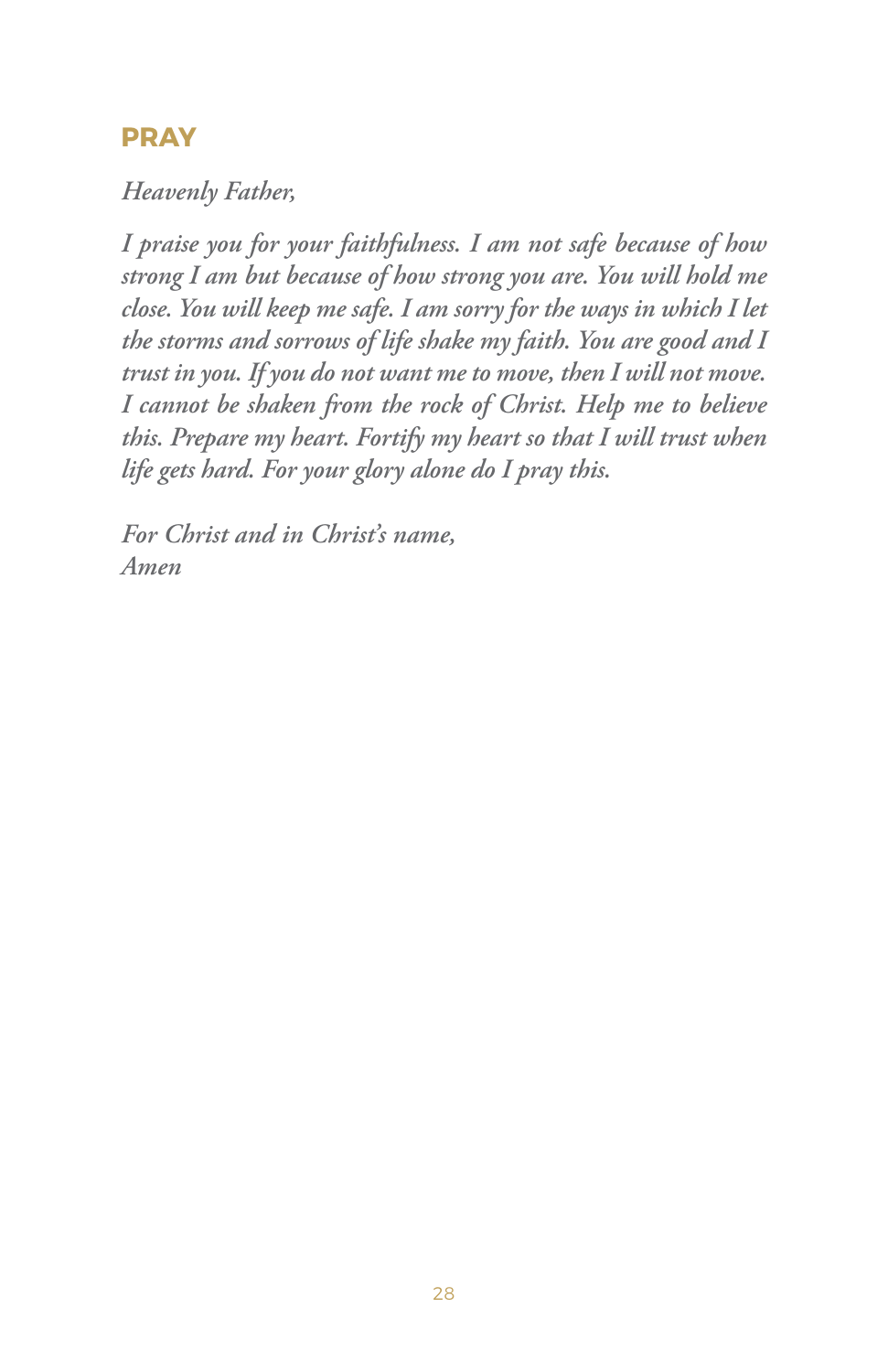## PRAY

*Heavenly Father,*

*I praise you for your faithfulness. I am not safe because of how strong I am but because of how strong you are. You will hold me close. You will keep me safe. I am sorry for the ways in which I let the storms and sorrows of life shake my faith. You are good and I trust in you. If you do not want me to move, then I will not move. I cannot be shaken from the rock of Christ. Help me to believe this. Prepare my heart. Fortify my heart so that I will trust when life gets hard. For your glory alone do I pray this.*

*For Christ and in Christ's name,*
*Amen*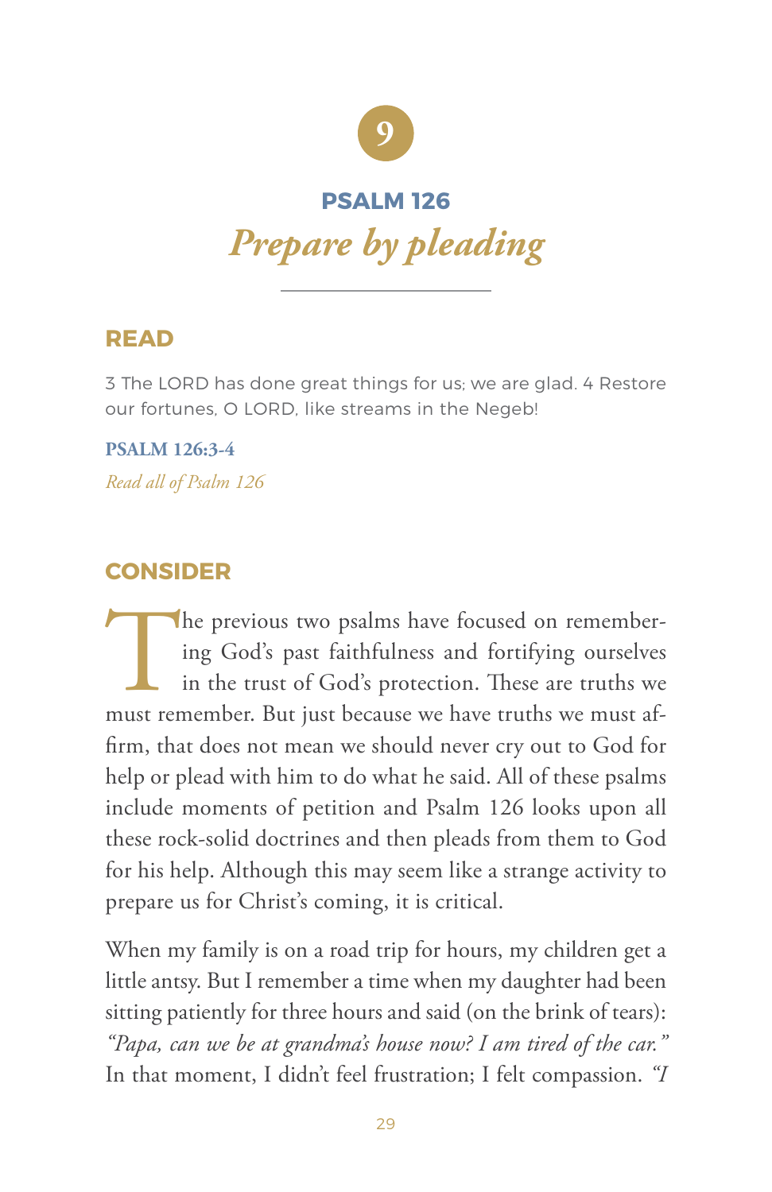9

## PSALM 126

# *Prepare by pleading*

---

### READ

3 The LORD has done great things for us; we are glad. 4 Restore our fortunes, O LORD, like streams in the Negeb!

**PSALM 126:3-4**

*Read all of Psalm 126*

### CONSIDER

The previous two psalms have focused on remembering God's past faithfulness and fortifying ourselves in the trust of God's protection. These are truths we must remember. But just because we have truths we must affirm, that does not mean we should never cry out to God for help or plead with him to do what he said. All of these psalms include moments of petition and Psalm 126 looks upon all these rock-solid doctrines and then pleads from them to God for his help. Although this may seem like a strange activity to prepare us for Christ's coming, it is critical.

When my family is on a road trip for hours, my children get a little antsy. But I remember a time when my daughter had been sitting patiently for three hours and said (on the brink of tears): *"Papa, can we be at grandma's house now? I am tired of the car."* In that moment, I didn't feel frustration; I felt compassion. *"I*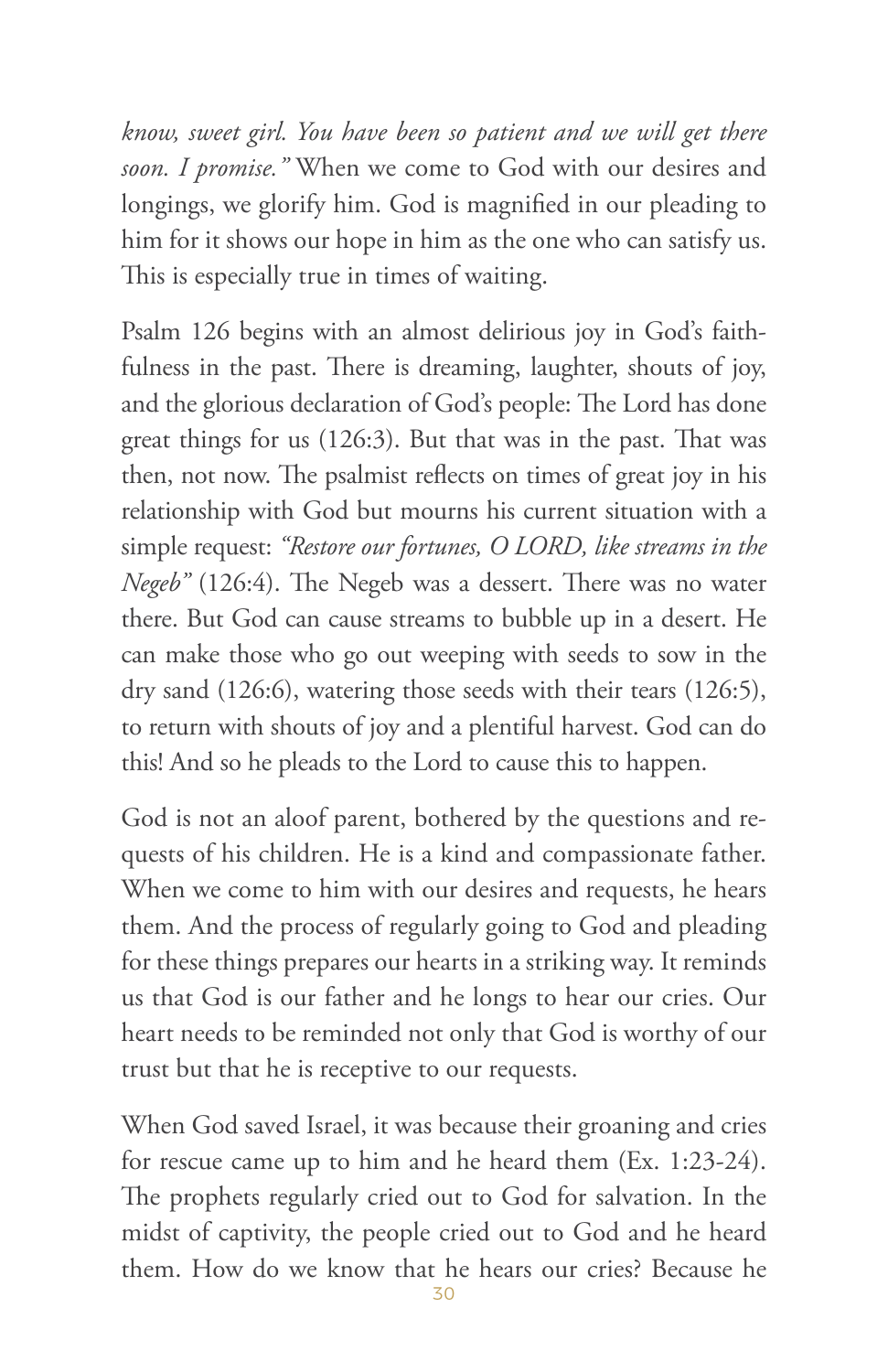*know, sweet girl. You have been so patient and we will get there soon. I promise."* When we come to God with our desires and longings, we glorify him. God is magnified in our pleading to him for it shows our hope in him as the one who can satisfy us. This is especially true in times of waiting.

Psalm 126 begins with an almost delirious joy in God's faithfulness in the past. There is dreaming, laughter, shouts of joy, and the glorious declaration of God's people: The Lord has done great things for us (126:3). But that was in the past. That was then, not now. The psalmist reflects on times of great joy in his relationship with God but mourns his current situation with a simple request: *"Restore our fortunes, O LORD, like streams in the Negeb"* (126:4). The Negeb was a dessert. There was no water there. But God can cause streams to bubble up in a desert. He can make those who go out weeping with seeds to sow in the dry sand (126:6), watering those seeds with their tears (126:5), to return with shouts of joy and a plentiful harvest. God can do this! And so he pleads to the Lord to cause this to happen.

God is not an aloof parent, bothered by the questions and requests of his children. He is a kind and compassionate father. When we come to him with our desires and requests, he hears them. And the process of regularly going to God and pleading for these things prepares our hearts in a striking way. It reminds us that God is our father and he longs to hear our cries. Our heart needs to be reminded not only that God is worthy of our trust but that he is receptive to our requests.

When God saved Israel, it was because their groaning and cries for rescue came up to him and he heard them (Ex. 1:23-24). The prophets regularly cried out to God for salvation. In the midst of captivity, the people cried out to God and he heard them. How do we know that he hears our cries? Because he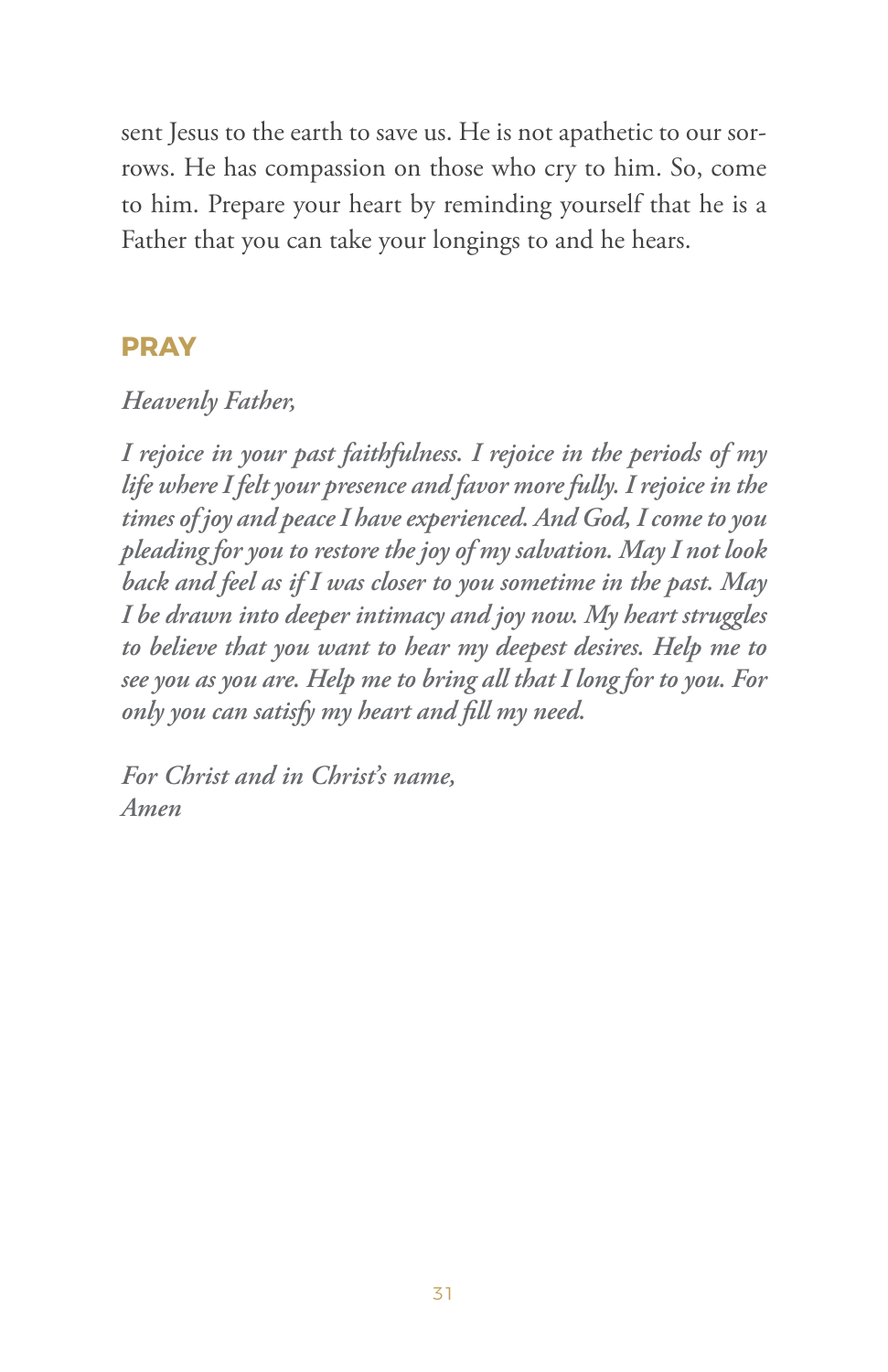sent Jesus to the earth to save us. He is not apathetic to our sorrows. He has compassion on those who cry to him. So, come to him. Prepare your heart by reminding yourself that he is a Father that you can take your longings to and he hears.

## PRAY

*Heavenly Father,*

*I rejoice in your past faithfulness. I rejoice in the periods of my life where I felt your presence and favor more fully. I rejoice in the times of joy and peace I have experienced. And God, I come to you pleading for you to restore the joy of my salvation. May I not look back and feel as if I was closer to you sometime in the past. May I be drawn into deeper intimacy and joy now. My heart struggles to believe that you want to hear my deepest desires. Help me to see you as you are. Help me to bring all that I long for to you. For only you can satisfy my heart and fill my need.*

*For Christ and in Christ's name,*
*Amen*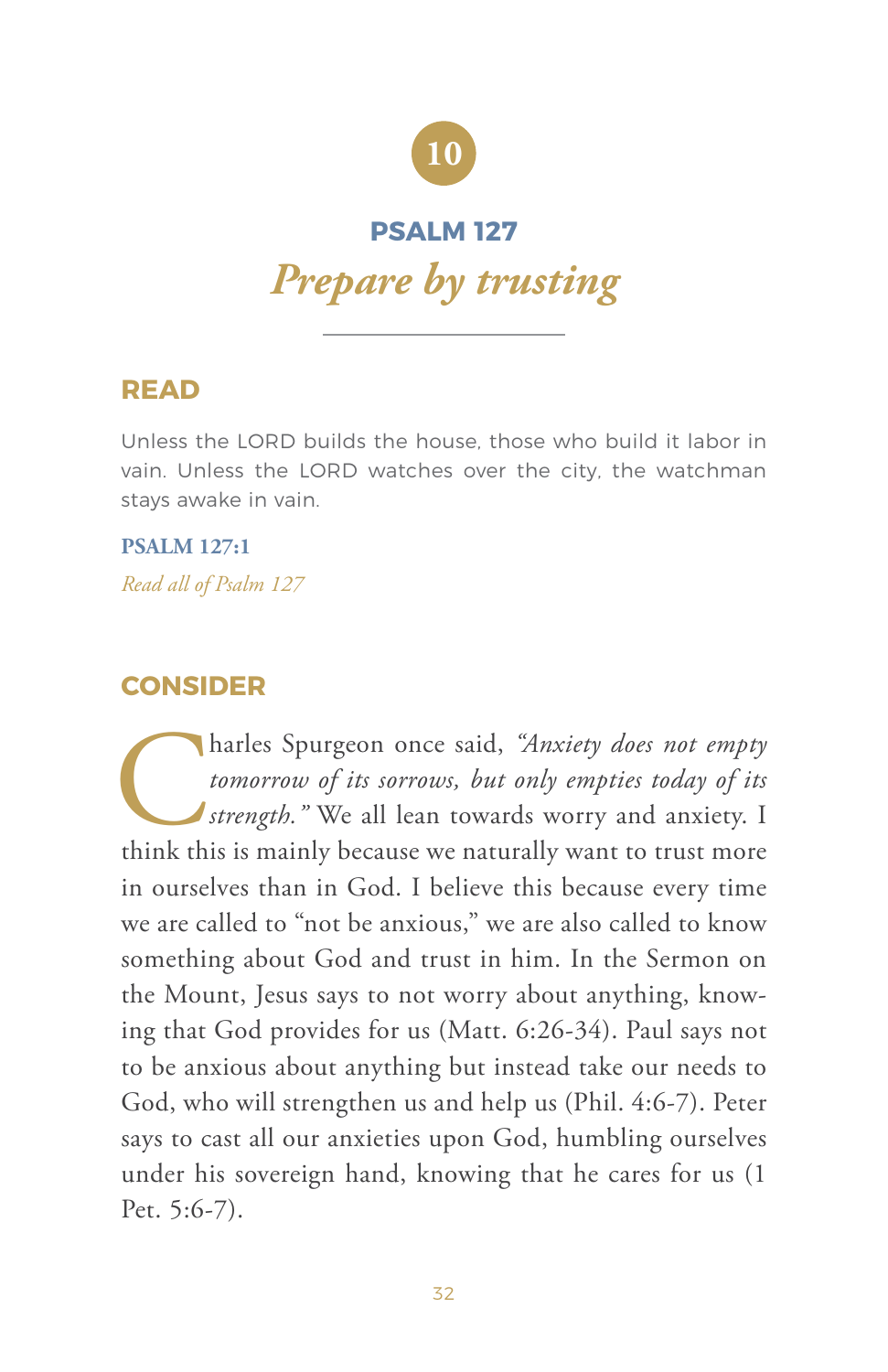10

## PSALM 127

# *Prepare by trusting*

### READ

Unless the LORD builds the house, those who build it labor in vain. Unless the LORD watches over the city, the watchman stays awake in vain.

**PSALM 127:1**

*Read all of Psalm 127*

### CONSIDER

Charles Spurgeon once said, *"Anxiety does not empty tomorrow of its sorrows, but only empties today of its strength."* We all lean towards worry and anxiety. I think this is mainly because we naturally want to trust more in ourselves than in God. I believe this because every time we are called to "not be anxious," we are also called to know something about God and trust in him. In the Sermon on the Mount, Jesus says to not worry about anything, knowing that God provides for us (Matt. 6:26-34). Paul says not to be anxious about anything but instead take our needs to God, who will strengthen us and help us (Phil. 4:6-7). Peter says to cast all our anxieties upon God, humbling ourselves under his sovereign hand, knowing that he cares for us (1 Pet. 5:6-7).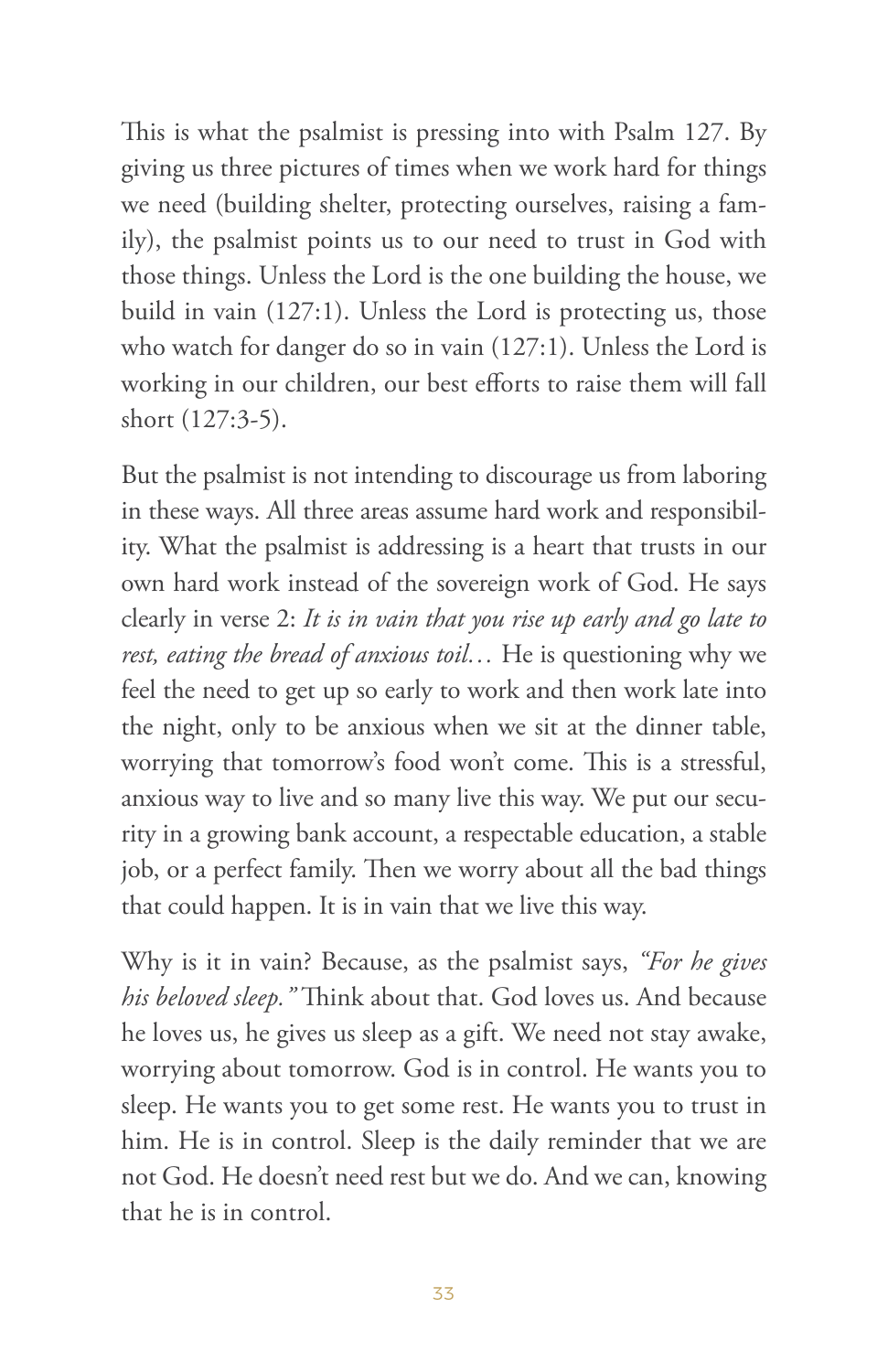This is what the psalmist is pressing into with Psalm 127. By giving us three pictures of times when we work hard for things we need (building shelter, protecting ourselves, raising a family), the psalmist points us to our need to trust in God with those things. Unless the Lord is the one building the house, we build in vain (127:1). Unless the Lord is protecting us, those who watch for danger do so in vain (127:1). Unless the Lord is working in our children, our best efforts to raise them will fall short (127:3-5).

But the psalmist is not intending to discourage us from laboring in these ways. All three areas assume hard work and responsibility. What the psalmist is addressing is a heart that trusts in our own hard work instead of the sovereign work of God. He says clearly in verse 2: *It is in vain that you rise up early and go late to rest, eating the bread of anxious toil…* He is questioning why we feel the need to get up so early to work and then work late into the night, only to be anxious when we sit at the dinner table, worrying that tomorrow's food won't come. This is a stressful, anxious way to live and so many live this way. We put our security in a growing bank account, a respectable education, a stable job, or a perfect family. Then we worry about all the bad things that could happen. It is in vain that we live this way.

Why is it in vain? Because, as the psalmist says, *"For he gives his beloved sleep."* Think about that. God loves us. And because he loves us, he gives us sleep as a gift. We need not stay awake, worrying about tomorrow. God is in control. He wants you to sleep. He wants you to get some rest. He wants you to trust in him. He is in control. Sleep is the daily reminder that we are not God. He doesn't need rest but we do. And we can, knowing that he is in control.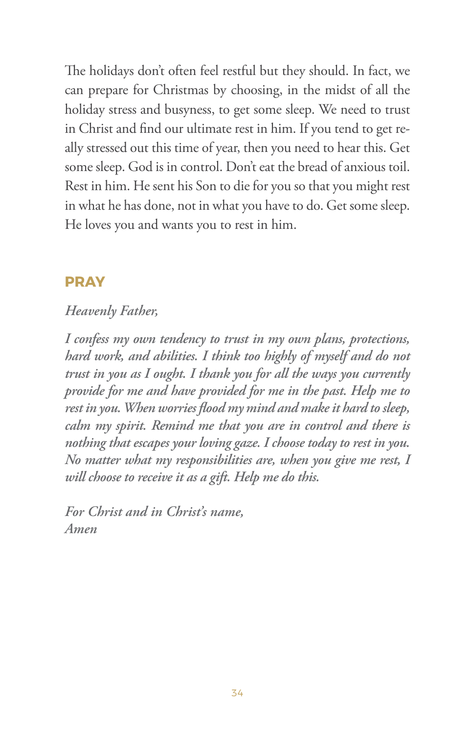The holidays don't often feel restful but they should. In fact, we can prepare for Christmas by choosing, in the midst of all the holiday stress and busyness, to get some sleep. We need to trust in Christ and find our ultimate rest in him. If you tend to get really stressed out this time of year, then you need to hear this. Get some sleep. God is in control. Don't eat the bread of anxious toil. Rest in him. He sent his Son to die for you so that you might rest in what he has done, not in what you have to do. Get some sleep. He loves you and wants you to rest in him.

## PRAY

*Heavenly Father,*

*I confess my own tendency to trust in my own plans, protections, hard work, and abilities. I think too highly of myself and do not trust in you as I ought. I thank you for all the ways you currently provide for me and have provided for me in the past. Help me to rest in you. When worries flood my mind and make it hard to sleep, calm my spirit. Remind me that you are in control and there is nothing that escapes your loving gaze. I choose today to rest in you. No matter what my responsibilities are, when you give me rest, I will choose to receive it as a gift. Help me do this.*

*For Christ and in Christ's name,*
*Amen*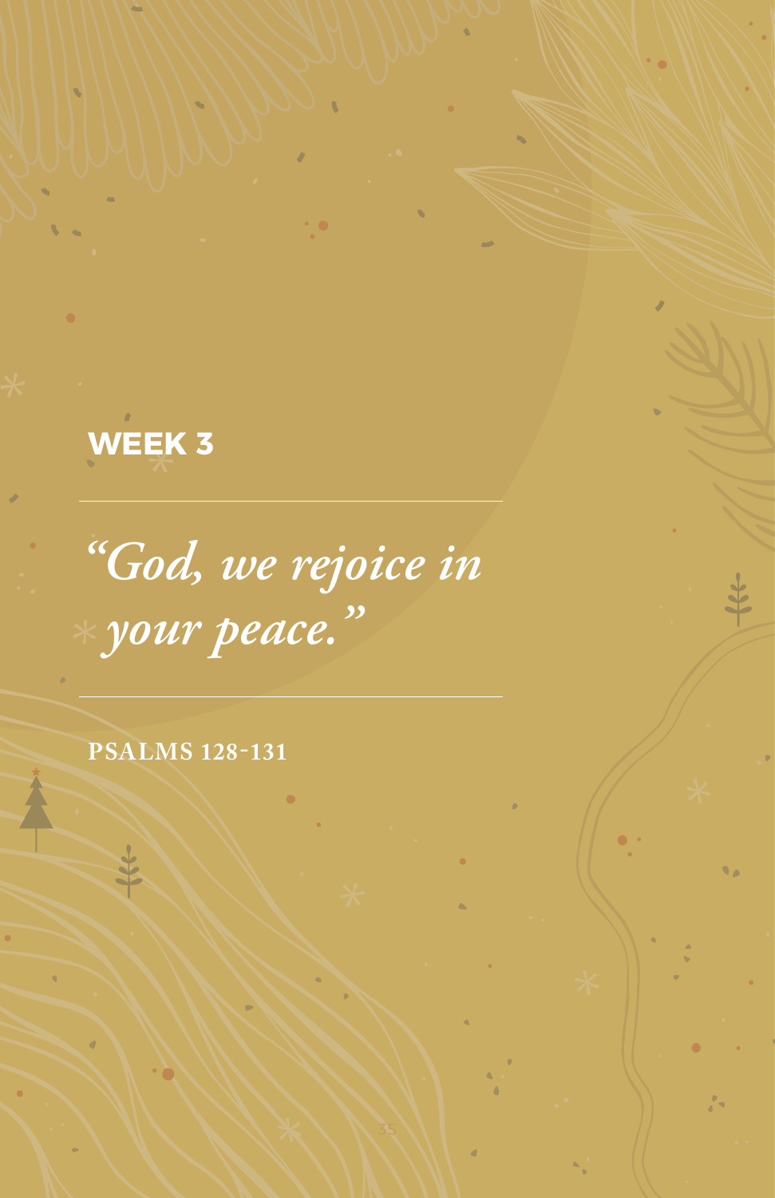## WEEK 3

---

*“God, we rejoice in your peace.”*

---

**PSALMS 128-131**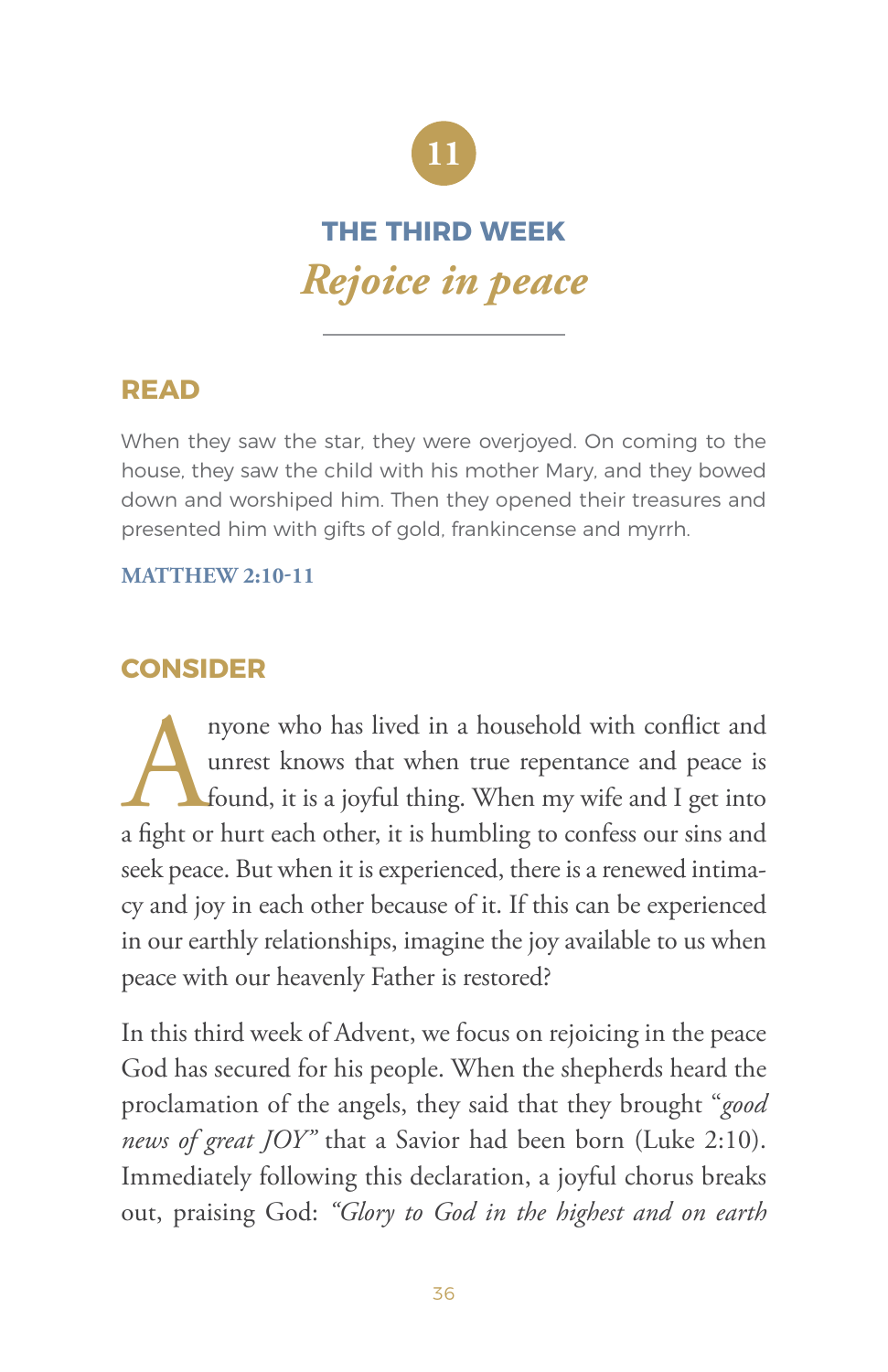11

## THE THIRD WEEK

# *Rejoice in peace*

### READ

When they saw the star, they were overjoyed. On coming to the house, they saw the child with his mother Mary, and they bowed down and worshiped him. Then they opened their treasures and presented him with gifts of gold, frankincense and myrrh.

**MATTHEW 2:10-11**

### CONSIDER

Anyone who has lived in a household with conflict and unrest knows that when true repentance and peace is found, it is a joyful thing. When my wife and I get into a fight or hurt each other, it is humbling to confess our sins and seek peace. But when it is experienced, there is a renewed intimacy and joy in each other because of it. If this can be experienced in our earthly relationships, imagine the joy available to us when peace with our heavenly Father is restored?

In this third week of Advent, we focus on rejoicing in the peace God has secured for his people. When the shepherds heard the proclamation of the angels, they said that they brought "*good news of great JOY*" that a Savior had been born (Luke 2:10). Immediately following this declaration, a joyful chorus breaks out, praising God: *"Glory to God in the highest and on earth*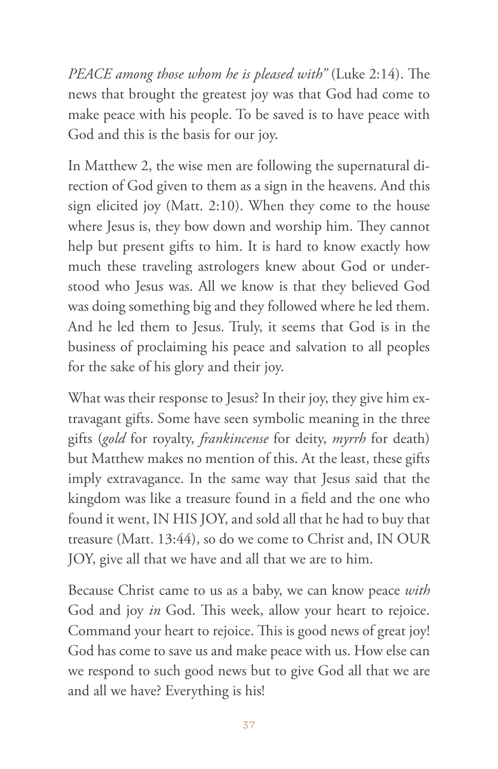*PEACE among those whom he is pleased with"* (Luke 2:14). The news that brought the greatest joy was that God had come to make peace with his people. To be saved is to have peace with God and this is the basis for our joy.

In Matthew 2, the wise men are following the supernatural direction of God given to them as a sign in the heavens. And this sign elicited joy (Matt. 2:10). When they come to the house where Jesus is, they bow down and worship him. They cannot help but present gifts to him. It is hard to know exactly how much these traveling astrologers knew about God or understood who Jesus was. All we know is that they believed God was doing something big and they followed where he led them. And he led them to Jesus. Truly, it seems that God is in the business of proclaiming his peace and salvation to all peoples for the sake of his glory and their joy.

What was their response to Jesus? In their joy, they give him extravagant gifts. Some have seen symbolic meaning in the three gifts (*gold* for royalty, *frankincense* for deity, *myrrh* for death) but Matthew makes no mention of this. At the least, these gifts imply extravagance. In the same way that Jesus said that the kingdom was like a treasure found in a field and the one who found it went, IN HIS JOY, and sold all that he had to buy that treasure (Matt. 13:44), so do we come to Christ and, IN OUR JOY, give all that we have and all that we are to him.

Because Christ came to us as a baby, we can know peace *with* God and joy *in* God. This week, allow your heart to rejoice. Command your heart to rejoice. This is good news of great joy! God has come to save us and make peace with us. How else can we respond to such good news but to give God all that we are and all we have? Everything is his!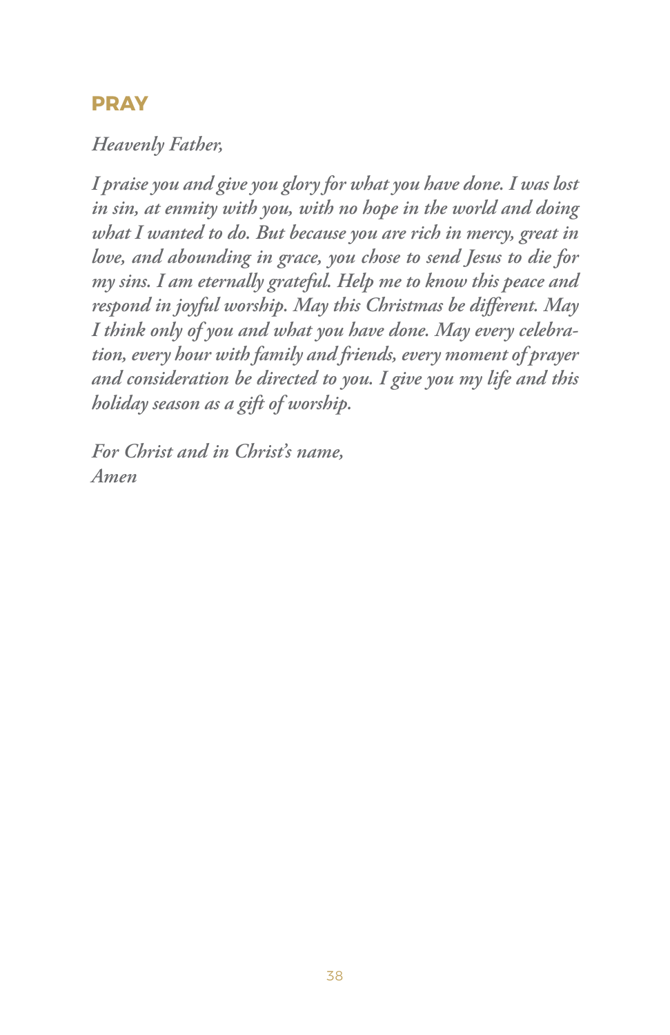## PRAY

*Heavenly Father,*

*I praise you and give you glory for what you have done. I was lost in sin, at enmity with you, with no hope in the world and doing what I wanted to do. But because you are rich in mercy, great in love, and abounding in grace, you chose to send Jesus to die for my sins. I am eternally grateful. Help me to know this peace and respond in joyful worship. May this Christmas be different. May I think only of you and what you have done. May every celebration, every hour with family and friends, every moment of prayer and consideration be directed to you. I give you my life and this holiday season as a gift of worship.*

*For Christ and in Christ's name,*
*Amen*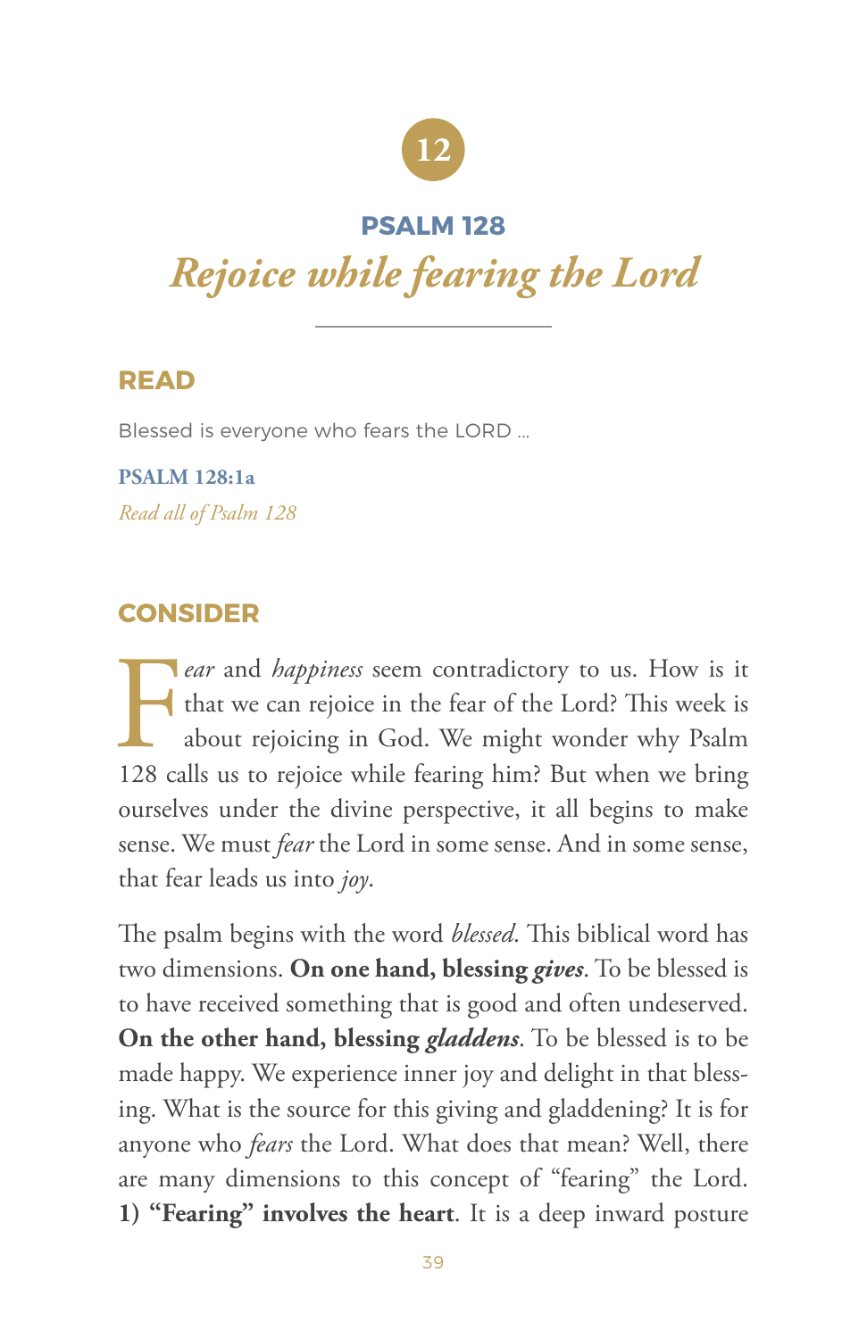12

## PSALM 128

# *Rejoice while fearing the Lord*

### READ

Blessed is everyone who fears the LORD …

**PSALM 128:1a**
*Read all of Psalm 128*

### CONSIDER

*Fear* and *happiness* seem contradictory to us. How is it that we can rejoice in the fear of the Lord? This week is about rejoicing in God. We might wonder why Psalm 128 calls us to rejoice while fearing him? But when we bring ourselves under the divine perspective, it all begins to make sense. We must *fear* the Lord in some sense. And in some sense, that fear leads us into *joy*.

The psalm begins with the word *blessed*. This biblical word has two dimensions. **On one hand, blessing *gives***. To be blessed is to have received something that is good and often undeserved. **On the other hand, blessing *gladdens***. To be blessed is to be made happy. We experience inner joy and delight in that blessing. What is the source for this giving and gladdening? It is for anyone who *fears* the Lord. What does that mean? Well, there are many dimensions to this concept of "fearing" the Lord. **1) "Fearing" involves the heart**. It is a deep inward posture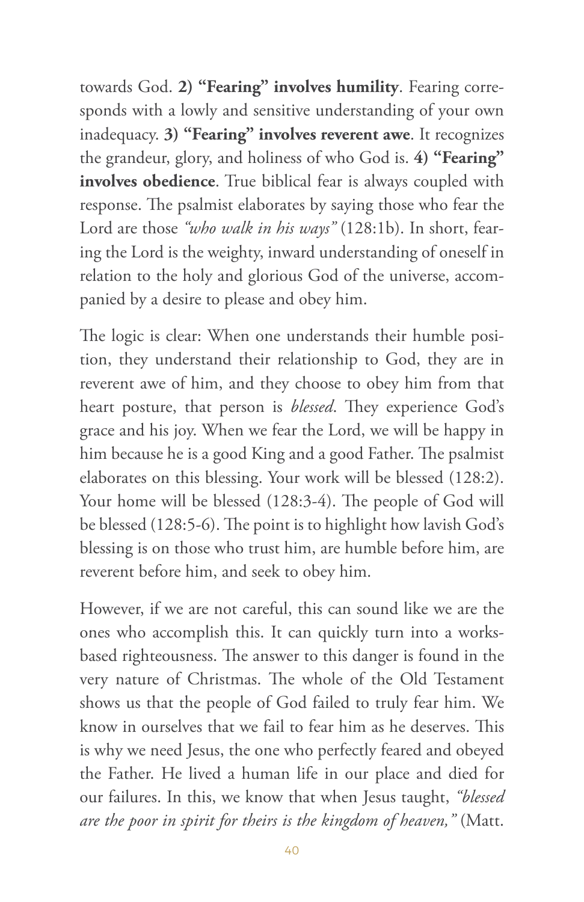towards God. **2) "Fearing" involves humility**. Fearing corresponds with a lowly and sensitive understanding of your own inadequacy. **3) "Fearing" involves reverent awe**. It recognizes the grandeur, glory, and holiness of who God is. **4) "Fearing" involves obedience**. True biblical fear is always coupled with response. The psalmist elaborates by saying those who fear the Lord are those *"who walk in his ways"* (128:1b). In short, fearing the Lord is the weighty, inward understanding of oneself in relation to the holy and glorious God of the universe, accompanied by a desire to please and obey him.

The logic is clear: When one understands their humble position, they understand their relationship to God, they are in reverent awe of him, and they choose to obey him from that heart posture, that person is *blessed*. They experience God's grace and his joy. When we fear the Lord, we will be happy in him because he is a good King and a good Father. The psalmist elaborates on this blessing. Your work will be blessed (128:2). Your home will be blessed (128:3-4). The people of God will be blessed (128:5-6). The point is to highlight how lavish God's blessing is on those who trust him, are humble before him, are reverent before him, and seek to obey him.

However, if we are not careful, this can sound like we are the ones who accomplish this. It can quickly turn into a works-based righteousness. The answer to this danger is found in the very nature of Christmas. The whole of the Old Testament shows us that the people of God failed to truly fear him. We know in ourselves that we fail to fear him as he deserves. This is why we need Jesus, the one who perfectly feared and obeyed the Father. He lived a human life in our place and died for our failures. In this, we know that when Jesus taught, *"blessed are the poor in spirit for theirs is the kingdom of heaven,"* (Matt.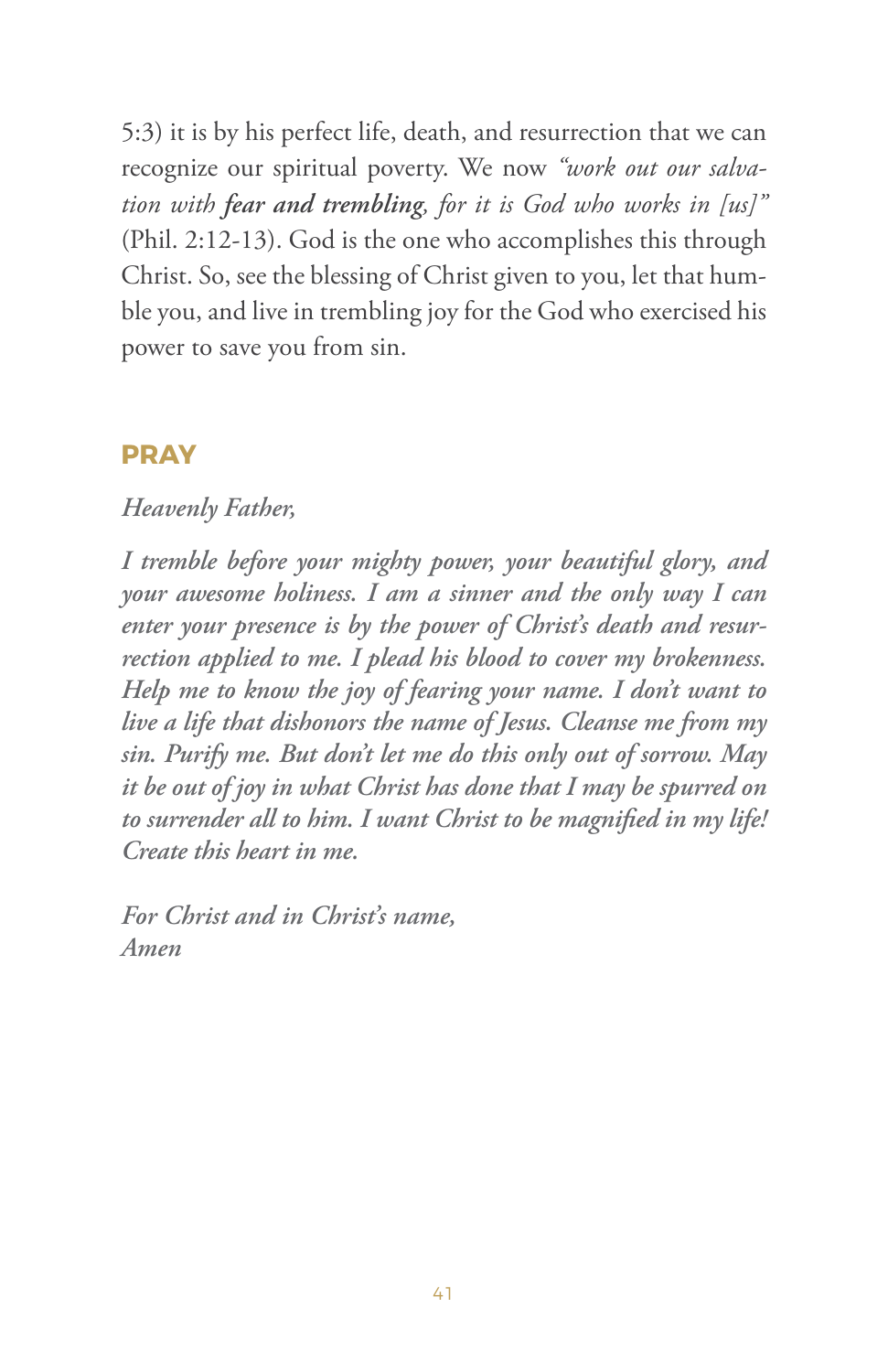5:3) it is by his perfect life, death, and resurrection that we can recognize our spiritual poverty. We now *"work out our salvation with **fear and trembling**, for it is God who works in [us]"* (Phil. 2:12-13). God is the one who accomplishes this through Christ. So, see the blessing of Christ given to you, let that humble you, and live in trembling joy for the God who exercised his power to save you from sin.

## PRAY

*Heavenly Father,*

*I tremble before your mighty power, your beautiful glory, and your awesome holiness. I am a sinner and the only way I can enter your presence is by the power of Christ's death and resurrection applied to me. I plead his blood to cover my brokenness. Help me to know the joy of fearing your name. I don't want to live a life that dishonors the name of Jesus. Cleanse me from my sin. Purify me. But don't let me do this only out of sorrow. May it be out of joy in what Christ has done that I may be spurred on to surrender all to him. I want Christ to be magnified in my life! Create this heart in me.*

*For Christ and in Christ's name,*
*Amen*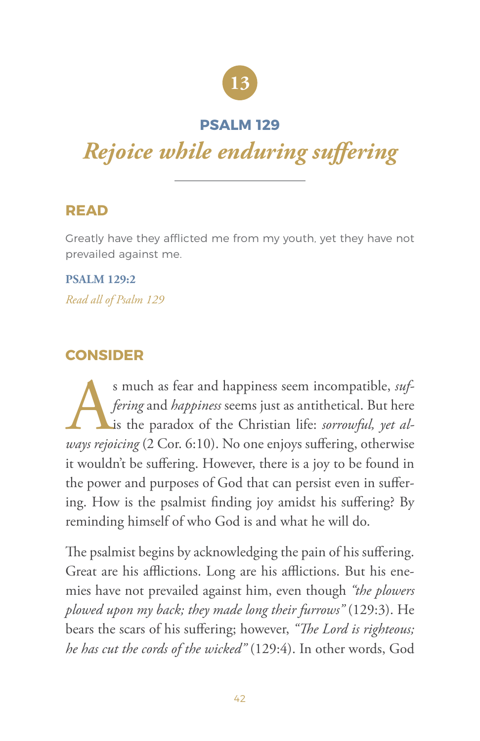13

## PSALM 129

# *Rejoice while enduring suffering*

---

### READ

Greatly have they afflicted me from my youth, yet they have not prevailed against me.

**PSALM 129:2**

*Read all of Psalm 129*

### CONSIDER

As much as fear and happiness seem incompatible, *suffering* and *happiness* seems just as antithetical. But here is the paradox of the Christian life: *sorrowful, yet always rejoicing* (2 Cor. 6:10). No one enjoys suffering, otherwise it wouldn't be suffering. However, there is a joy to be found in the power and purposes of God that can persist even in suffering. How is the psalmist finding joy amidst his suffering? By reminding himself of who God is and what he will do.

The psalmist begins by acknowledging the pain of his suffering. Great are his afflictions. Long are his afflictions. But his enemies have not prevailed against him, even though *"the plowers plowed upon my back; they made long their furrows"* (129:3). He bears the scars of his suffering; however, *"The Lord is righteous; he has cut the cords of the wicked"* (129:4). In other words, God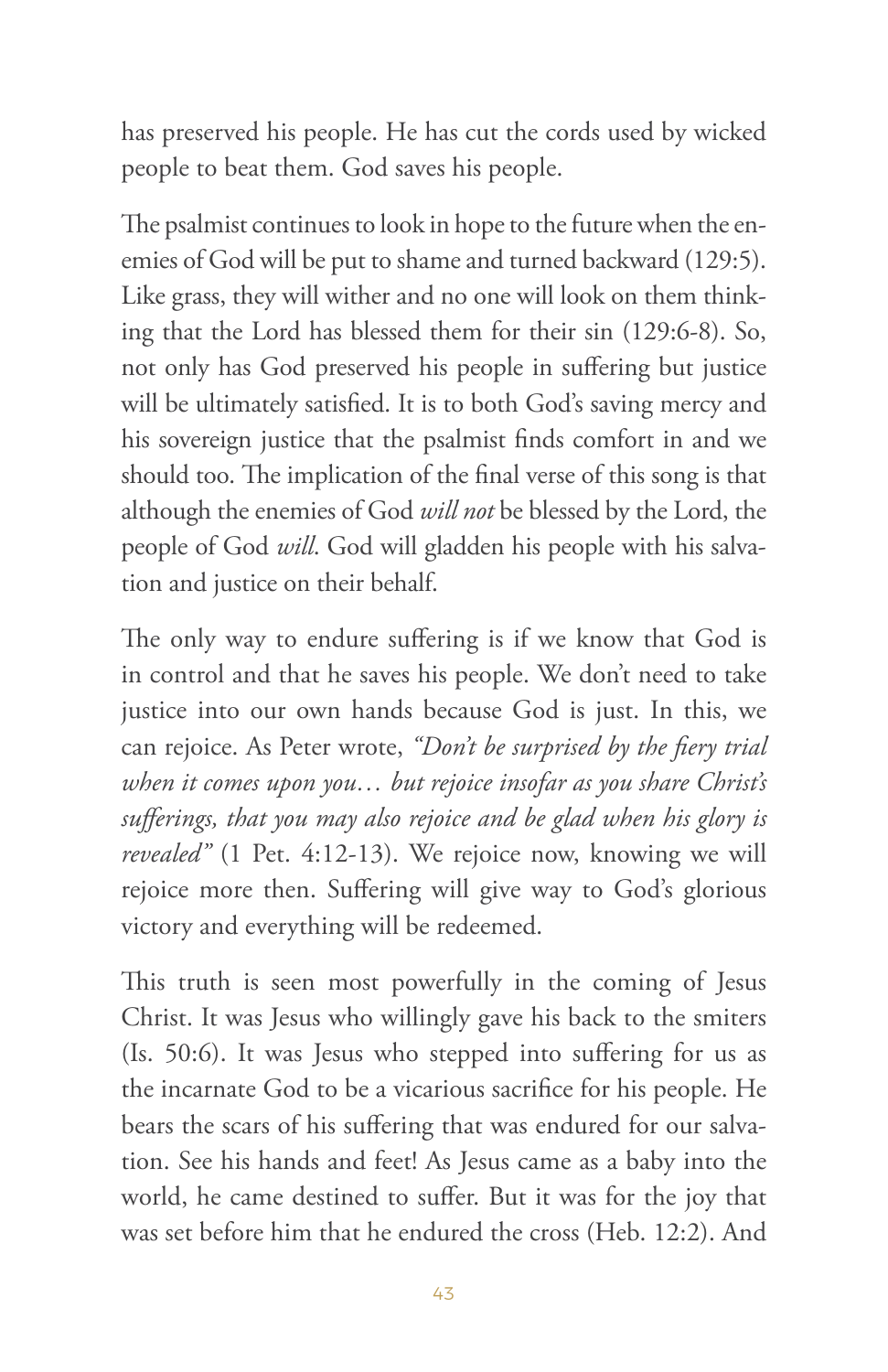has preserved his people. He has cut the cords used by wicked people to beat them. God saves his people.

The psalmist continues to look in hope to the future when the enemies of God will be put to shame and turned backward (129:5). Like grass, they will wither and no one will look on them thinking that the Lord has blessed them for their sin (129:6-8). So, not only has God preserved his people in suffering but justice will be ultimately satisfied. It is to both God's saving mercy and his sovereign justice that the psalmist finds comfort in and we should too. The implication of the final verse of this song is that although the enemies of God *will not* be blessed by the Lord, the people of God *will*. God will gladden his people with his salvation and justice on their behalf.

The only way to endure suffering is if we know that God is in control and that he saves his people. We don't need to take justice into our own hands because God is just. In this, we can rejoice. As Peter wrote, *"Don't be surprised by the fiery trial when it comes upon you… but rejoice insofar as you share Christ's sufferings, that you may also rejoice and be glad when his glory is revealed"* (1 Pet. 4:12-13). We rejoice now, knowing we will rejoice more then. Suffering will give way to God's glorious victory and everything will be redeemed.

This truth is seen most powerfully in the coming of Jesus Christ. It was Jesus who willingly gave his back to the smiters (Is. 50:6). It was Jesus who stepped into suffering for us as the incarnate God to be a vicarious sacrifice for his people. He bears the scars of his suffering that was endured for our salvation. See his hands and feet! As Jesus came as a baby into the world, he came destined to suffer. But it was for the joy that was set before him that he endured the cross (Heb. 12:2). And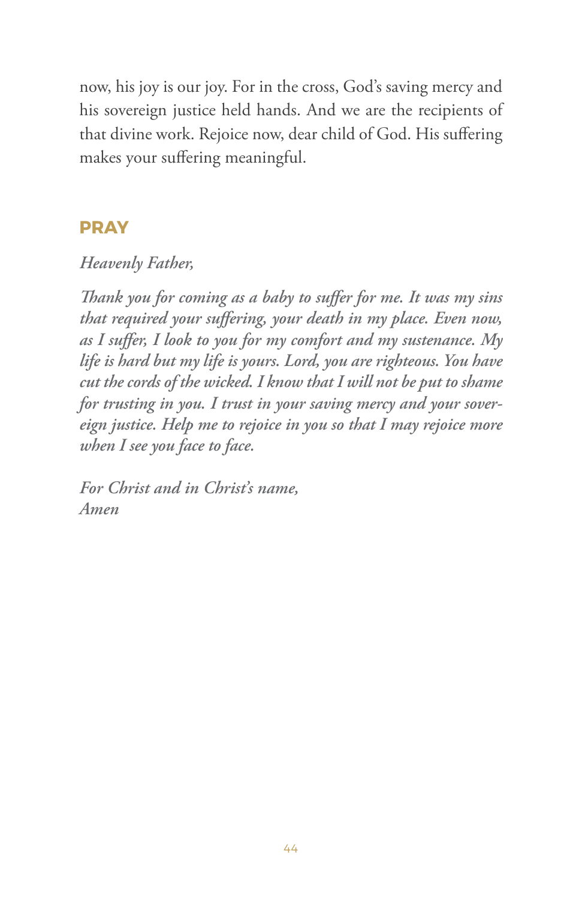now, his joy is our joy. For in the cross, God's saving mercy and his sovereign justice held hands. And we are the recipients of that divine work. Rejoice now, dear child of God. His suffering makes your suffering meaningful.

## PRAY

*Heavenly Father,*

*Thank you for coming as a baby to suffer for me. It was my sins that required your suffering, your death in my place. Even now, as I suffer, I look to you for my comfort and my sustenance. My life is hard but my life is yours. Lord, you are righteous. You have cut the cords of the wicked. I know that I will not be put to shame for trusting in you. I trust in your saving mercy and your sovereign justice. Help me to rejoice in you so that I may rejoice more when I see you face to face.*

*For Christ and in Christ's name,*
*Amen*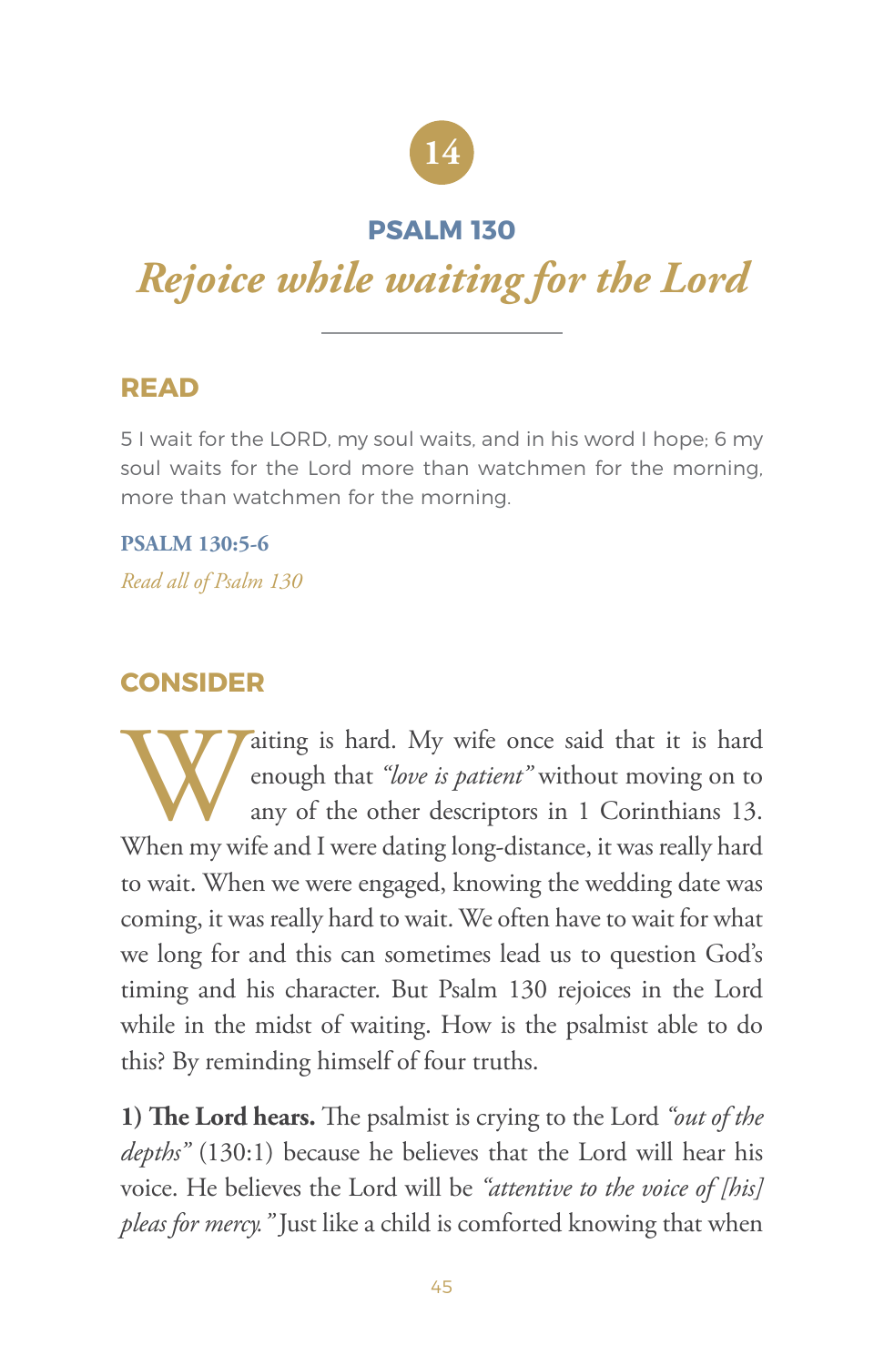14

## PSALM 130

# *Rejoice while waiting for the Lord*

### READ

5 I wait for the LORD, my soul waits, and in his word I hope; 6 my soul waits for the Lord more than watchmen for the morning, more than watchmen for the morning.

**PSALM 130:5-6**

*Read all of Psalm 130*

### CONSIDER

Waiting is hard. My wife once said that it is hard enough that *"love is patient"* without moving on to any of the other descriptors in 1 Corinthians 13. When my wife and I were dating long-distance, it was really hard to wait. When we were engaged, knowing the wedding date was coming, it was really hard to wait. We often have to wait for what we long for and this can sometimes lead us to question God's timing and his character. But Psalm 130 rejoices in the Lord while in the midst of waiting. How is the psalmist able to do this? By reminding himself of four truths.

**1) The Lord hears.** The psalmist is crying to the Lord *"out of the depths"* (130:1) because he believes that the Lord will hear his voice. He believes the Lord will be *"attentive to the voice of [his] pleas for mercy."* Just like a child is comforted knowing that when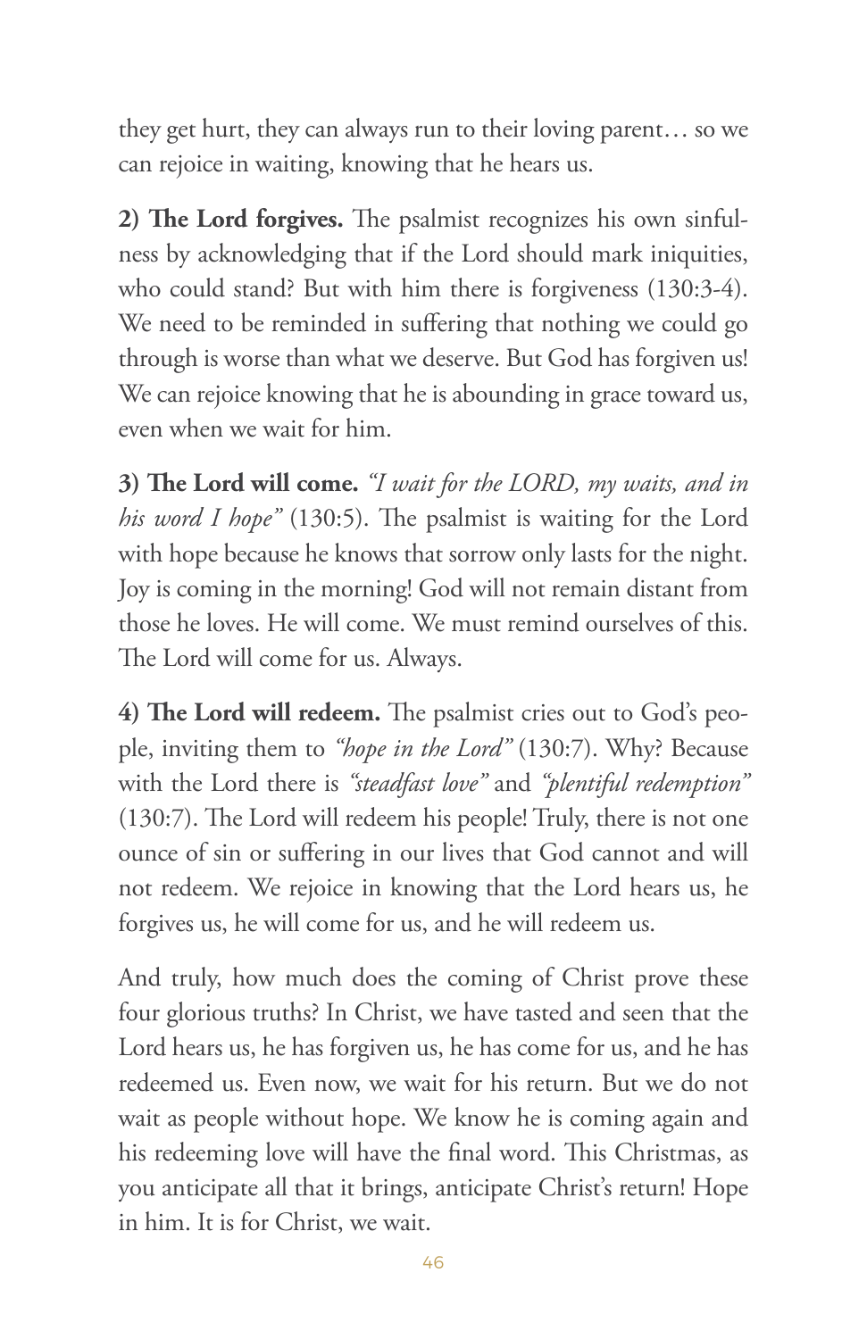they get hurt, they can always run to their loving parent… so we can rejoice in waiting, knowing that he hears us.

**2) The Lord forgives.** The psalmist recognizes his own sinfulness by acknowledging that if the Lord should mark iniquities, who could stand? But with him there is forgiveness (130:3-4). We need to be reminded in suffering that nothing we could go through is worse than what we deserve. But God has forgiven us! We can rejoice knowing that he is abounding in grace toward us, even when we wait for him.

**3) The Lord will come.** *"I wait for the LORD, my waits, and in his word I hope"* (130:5). The psalmist is waiting for the Lord with hope because he knows that sorrow only lasts for the night. Joy is coming in the morning! God will not remain distant from those he loves. He will come. We must remind ourselves of this. The Lord will come for us. Always.

**4) The Lord will redeem.** The psalmist cries out to God's people, inviting them to *"hope in the Lord"* (130:7). Why? Because with the Lord there is *"steadfast love"* and *"plentiful redemption"* (130:7). The Lord will redeem his people! Truly, there is not one ounce of sin or suffering in our lives that God cannot and will not redeem. We rejoice in knowing that the Lord hears us, he forgives us, he will come for us, and he will redeem us.

And truly, how much does the coming of Christ prove these four glorious truths? In Christ, we have tasted and seen that the Lord hears us, he has forgiven us, he has come for us, and he has redeemed us. Even now, we wait for his return. But we do not wait as people without hope. We know he is coming again and his redeeming love will have the final word. This Christmas, as you anticipate all that it brings, anticipate Christ's return! Hope in him. It is for Christ, we wait.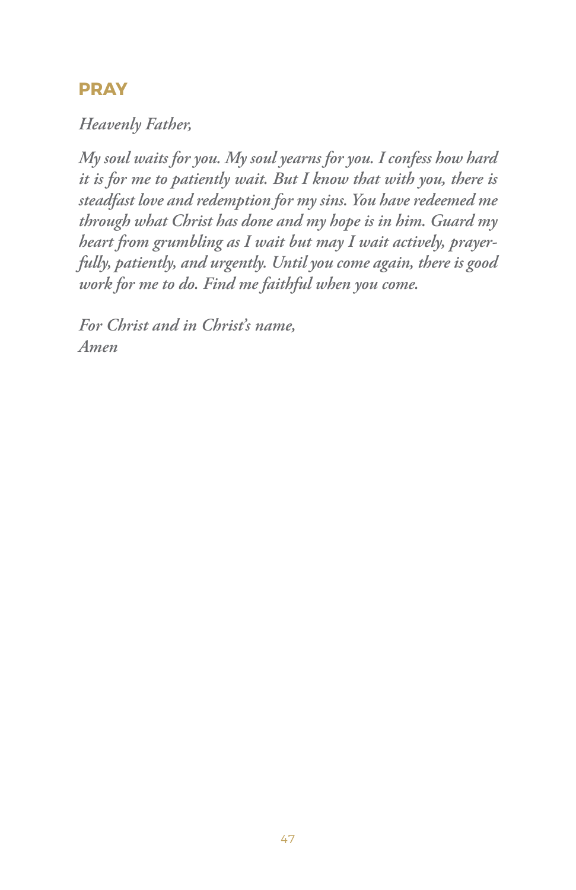## PRAY

*Heavenly Father,*

*My soul waits for you. My soul yearns for you. I confess how hard it is for me to patiently wait. But I know that with you, there is steadfast love and redemption for my sins. You have redeemed me through what Christ has done and my hope is in him. Guard my heart from grumbling as I wait but may I wait actively, prayerfully, patiently, and urgently. Until you come again, there is good work for me to do. Find me faithful when you come.*

*For Christ and in Christ's name,*
*Amen*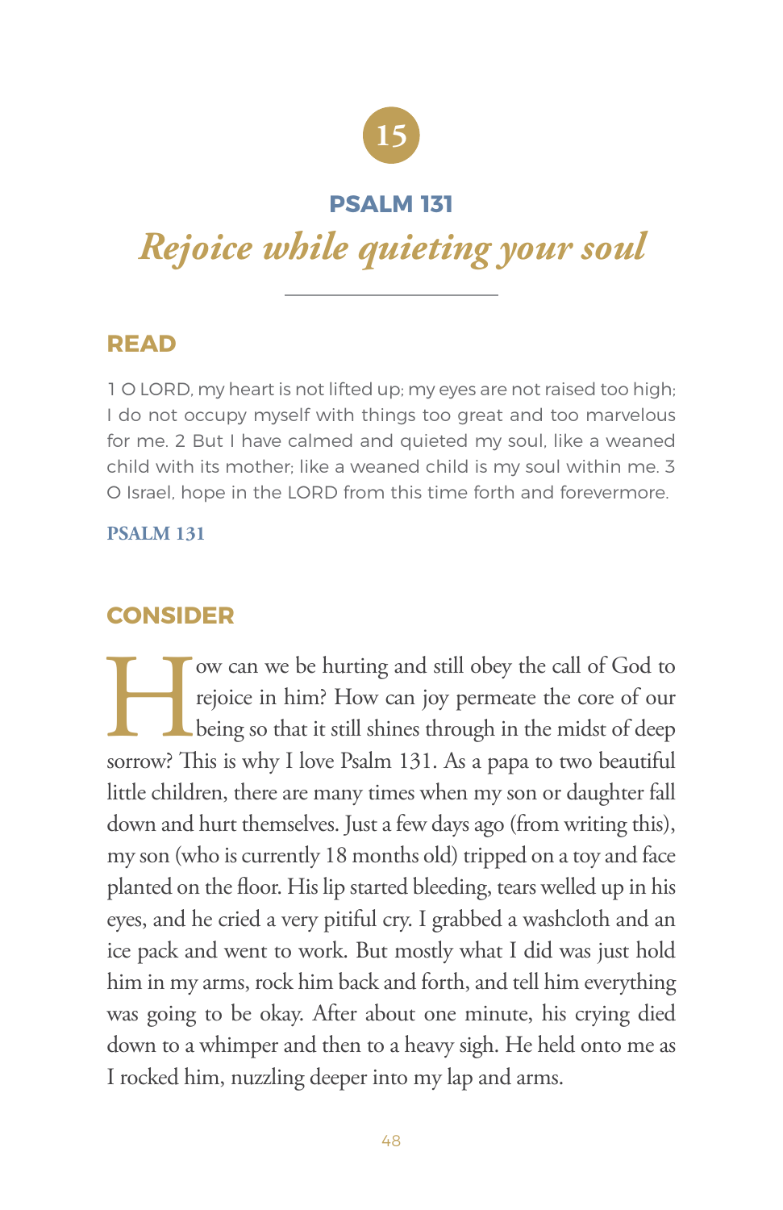15

## PSALM 131

# *Rejoice while quieting your soul*

---

### READ

1 O LORD, my heart is not lifted up; my eyes are not raised too high; I do not occupy myself with things too great and too marvelous for me. 2 But I have calmed and quieted my soul, like a weaned child with its mother; like a weaned child is my soul within me. 3 O Israel, hope in the LORD from this time forth and forevermore.

**PSALM 131**

### CONSIDER

How can we be hurting and still obey the call of God to rejoice in him? How can joy permeate the core of our being so that it still shines through in the midst of deep sorrow? This is why I love Psalm 131. As a papa to two beautiful little children, there are many times when my son or daughter fall down and hurt themselves. Just a few days ago (from writing this), my son (who is currently 18 months old) tripped on a toy and face planted on the floor. His lip started bleeding, tears welled up in his eyes, and he cried a very pitiful cry. I grabbed a washcloth and an ice pack and went to work. But mostly what I did was just hold him in my arms, rock him back and forth, and tell him everything was going to be okay. After about one minute, his crying died down to a whimper and then to a heavy sigh. He held onto me as I rocked him, nuzzling deeper into my lap and arms.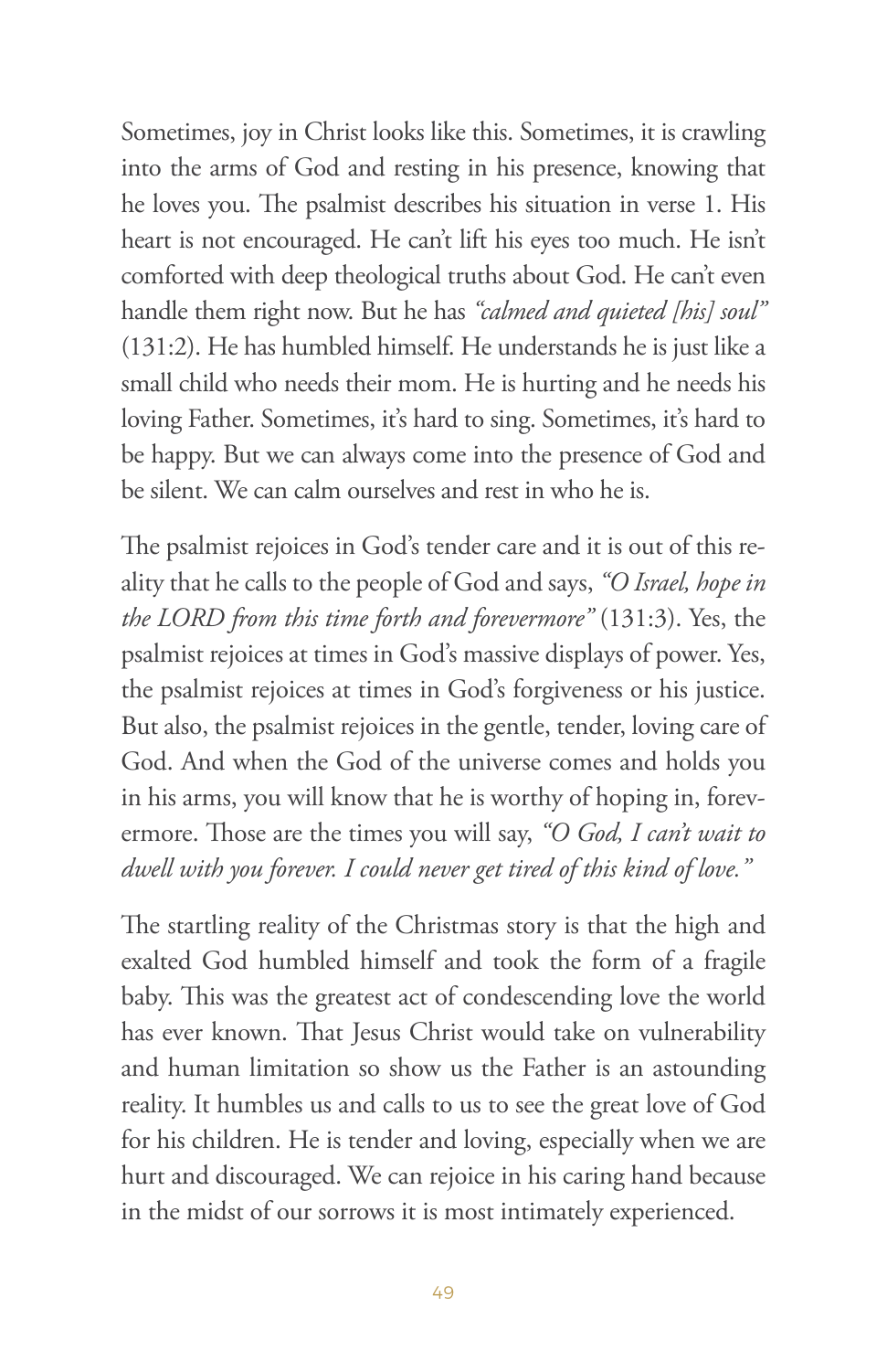Sometimes, joy in Christ looks like this. Sometimes, it is crawling into the arms of God and resting in his presence, knowing that he loves you. The psalmist describes his situation in verse 1. His heart is not encouraged. He can't lift his eyes too much. He isn't comforted with deep theological truths about God. He can't even handle them right now. But he has *"calmed and quieted [his] soul"* (131:2). He has humbled himself. He understands he is just like a small child who needs their mom. He is hurting and he needs his loving Father. Sometimes, it's hard to sing. Sometimes, it's hard to be happy. But we can always come into the presence of God and be silent. We can calm ourselves and rest in who he is.

The psalmist rejoices in God's tender care and it is out of this reality that he calls to the people of God and says, *"O Israel, hope in the LORD from this time forth and forevermore"* (131:3). Yes, the psalmist rejoices at times in God's massive displays of power. Yes, the psalmist rejoices at times in God's forgiveness or his justice. But also, the psalmist rejoices in the gentle, tender, loving care of God. And when the God of the universe comes and holds you in his arms, you will know that he is worthy of hoping in, forevermore. Those are the times you will say, *"O God, I can't wait to dwell with you forever. I could never get tired of this kind of love."*

The startling reality of the Christmas story is that the high and exalted God humbled himself and took the form of a fragile baby. This was the greatest act of condescending love the world has ever known. That Jesus Christ would take on vulnerability and human limitation so show us the Father is an astounding reality. It humbles us and calls to us to see the great love of God for his children. He is tender and loving, especially when we are hurt and discouraged. We can rejoice in his caring hand because in the midst of our sorrows it is most intimately experienced.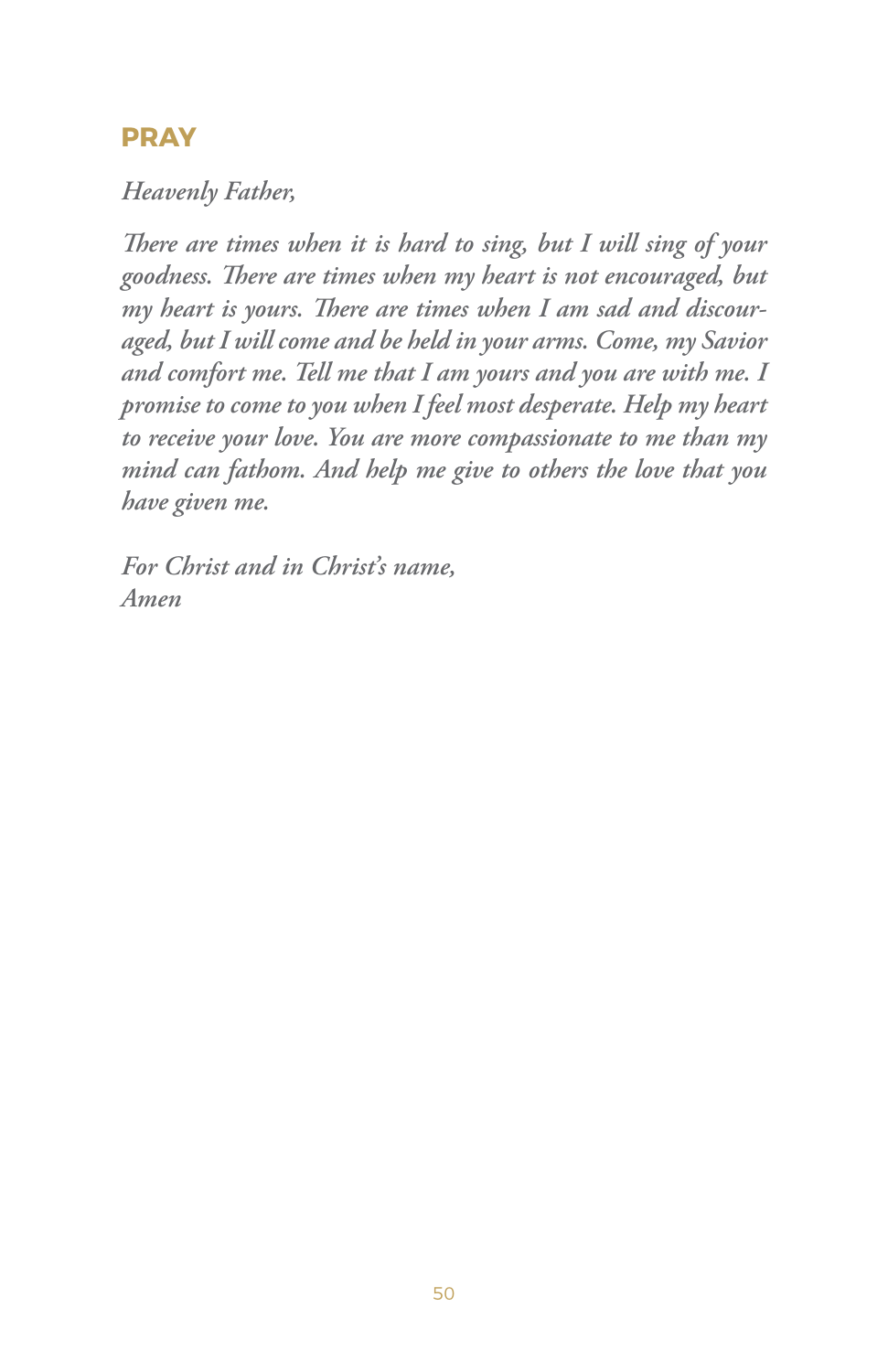## PRAY

*Heavenly Father,*

*There are times when it is hard to sing, but I will sing of your goodness. There are times when my heart is not encouraged, but my heart is yours. There are times when I am sad and discouraged, but I will come and be held in your arms. Come, my Savior and comfort me. Tell me that I am yours and you are with me. I promise to come to you when I feel most desperate. Help my heart to receive your love. You are more compassionate to me than my mind can fathom. And help me give to others the love that you have given me.*

*For Christ and in Christ's name,*
*Amen*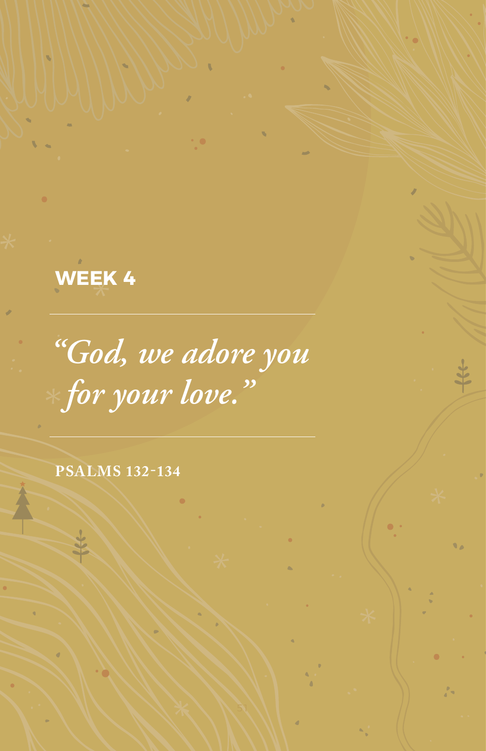## WEEK 4

*"God, we adore you for your love."*

**PSALMS 132-134**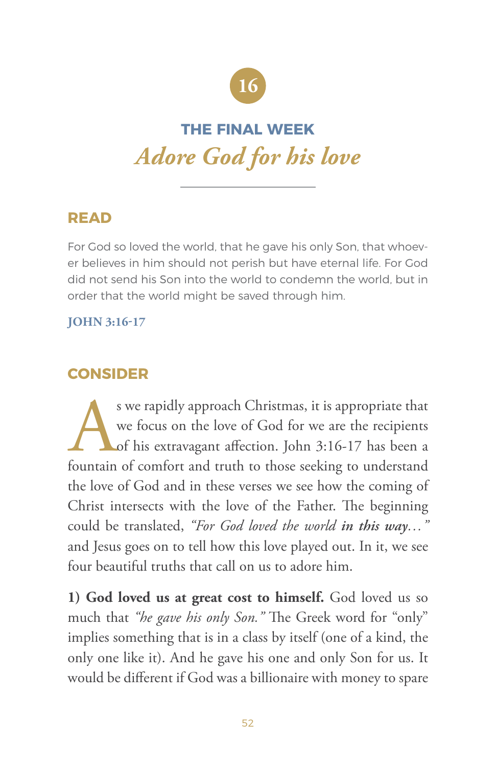16

## THE FINAL WEEK

# *Adore God for his love*

### READ

For God so loved the world, that he gave his only Son, that whoever believes in him should not perish but have eternal life. For God did not send his Son into the world to condemn the world, but in order that the world might be saved through him.

**JOHN 3:16-17**

### CONSIDER

As we rapidly approach Christmas, it is appropriate that we focus on the love of God for we are the recipients of his extravagant affection. John 3:16-17 has been a fountain of comfort and truth to those seeking to understand the love of God and in these verses we see how the coming of Christ intersects with the love of the Father. The beginning could be translated, *"For God loved the world **in this way**…"* and Jesus goes on to tell how this love played out. In it, we see four beautiful truths that call on us to adore him.

**1) God loved us at great cost to himself.** God loved us so much that *"he gave his only Son."* The Greek word for "only" implies something that is in a class by itself (one of a kind, the only one like it). And he gave his one and only Son for us. It would be different if God was a billionaire with money to spare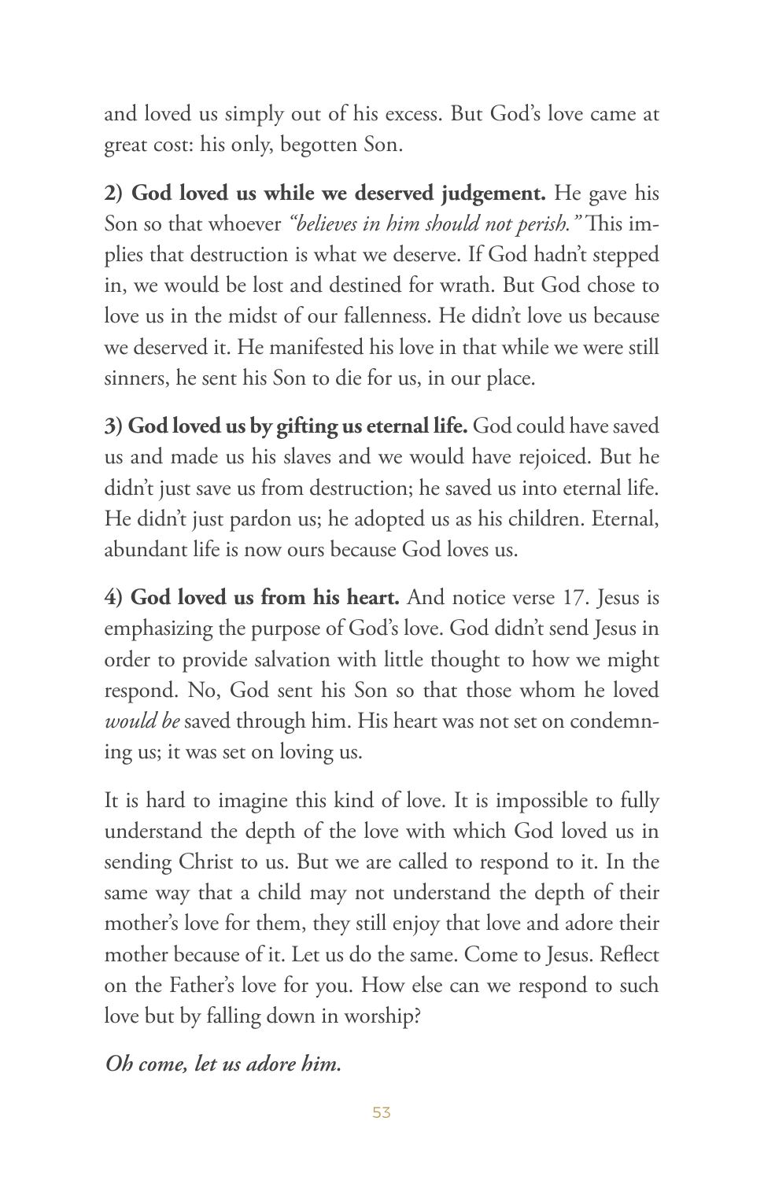and loved us simply out of his excess. But God's love came at great cost: his only, begotten Son.

**2) God loved us while we deserved judgement.** He gave his Son so that whoever *"believes in him should not perish."* This implies that destruction is what we deserve. If God hadn't stepped in, we would be lost and destined for wrath. But God chose to love us in the midst of our fallenness. He didn't love us because we deserved it. He manifested his love in that while we were still sinners, he sent his Son to die for us, in our place.

**3) God loved us by gifting us eternal life.** God could have saved us and made us his slaves and we would have rejoiced. But he didn't just save us from destruction; he saved us into eternal life. He didn't just pardon us; he adopted us as his children. Eternal, abundant life is now ours because God loves us.

**4) God loved us from his heart.** And notice verse 17. Jesus is emphasizing the purpose of God's love. God didn't send Jesus in order to provide salvation with little thought to how we might respond. No, God sent his Son so that those whom he loved *would be* saved through him. His heart was not set on condemning us; it was set on loving us.

It is hard to imagine this kind of love. It is impossible to fully understand the depth of the love with which God loved us in sending Christ to us. But we are called to respond to it. In the same way that a child may not understand the depth of their mother's love for them, they still enjoy that love and adore their mother because of it. Let us do the same. Come to Jesus. Reflect on the Father's love for you. How else can we respond to such love but by falling down in worship?

***Oh come, let us adore him.***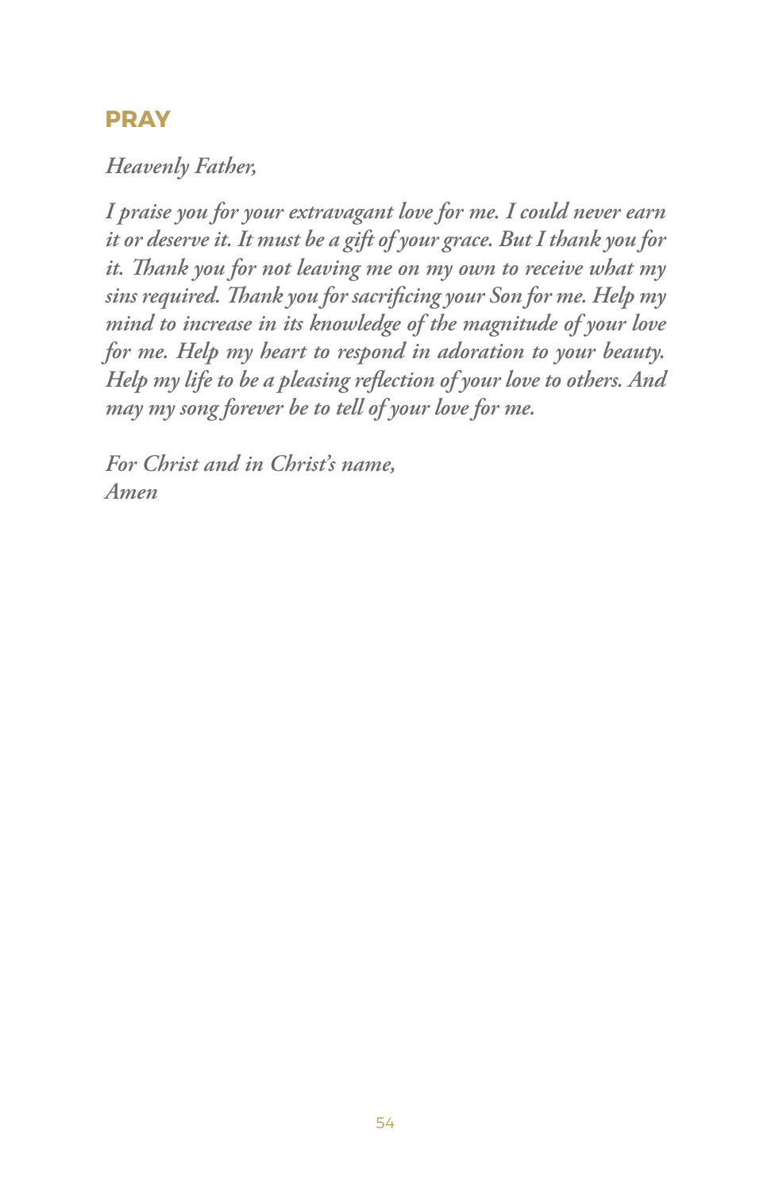## PRAY

*Heavenly Father,*

*I praise you for your extravagant love for me. I could never earn it or deserve it. It must be a gift of your grace. But I thank you for it. Thank you for not leaving me on my own to receive what my sins required. Thank you for sacrificing your Son for me. Help my mind to increase in its knowledge of the magnitude of your love for me. Help my heart to respond in adoration to your beauty. Help my life to be a pleasing reflection of your love to others. And may my song forever be to tell of your love for me.*

*For Christ and in Christ's name,*
*Amen*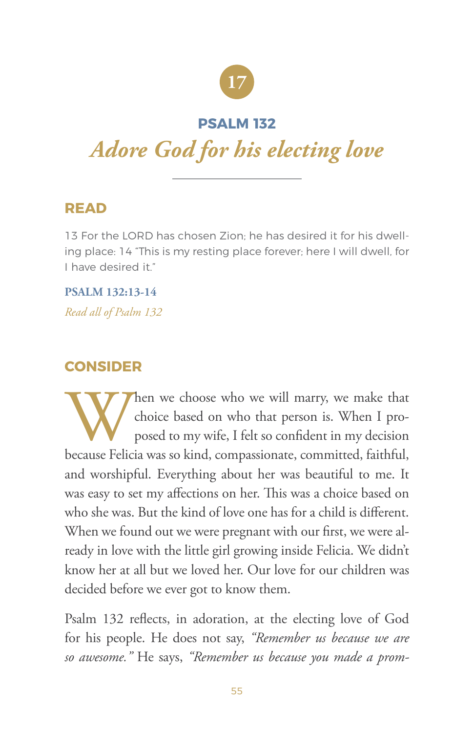17

## PSALM 132

# *Adore God for his electing love*

---

### READ

13 For the LORD has chosen Zion; he has desired it for his dwelling place: 14 "This is my resting place forever; here I will dwell, for I have desired it."

**PSALM 132:13-14**

*Read all of Psalm 132*

### CONSIDER

When we choose who we will marry, we make that choice based on who that person is. When I proposed to my wife, I felt so confident in my decision because Felicia was so kind, compassionate, committed, faithful, and worshipful. Everything about her was beautiful to me. It was easy to set my affections on her. This was a choice based on who she was. But the kind of love one has for a child is different. When we found out we were pregnant with our first, we were already in love with the little girl growing inside Felicia. We didn't know her at all but we loved her. Our love for our children was decided before we ever got to know them.

Psalm 132 reflects, in adoration, at the electing love of God for his people. He does not say, *"Remember us because we are so awesome."* He says, *"Remember us because you made a prom-*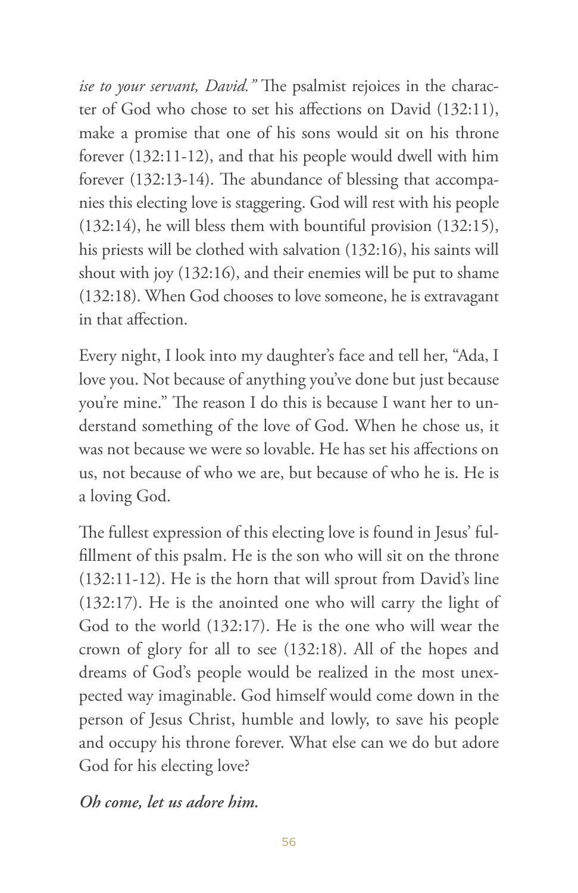*ise to your servant, David."* The psalmist rejoices in the character of God who chose to set his affections on David (132:11), make a promise that one of his sons would sit on his throne forever (132:11-12), and that his people would dwell with him forever (132:13-14). The abundance of blessing that accompanies this electing love is staggering. God will rest with his people (132:14), he will bless them with bountiful provision (132:15), his priests will be clothed with salvation (132:16), his saints will shout with joy (132:16), and their enemies will be put to shame (132:18). When God chooses to love someone, he is extravagant in that affection.

Every night, I look into my daughter's face and tell her, "Ada, I love you. Not because of anything you've done but just because you're mine." The reason I do this is because I want her to understand something of the love of God. When he chose us, it was not because we were so lovable. He has set his affections on us, not because of who we are, but because of who he is. He is a loving God.

The fullest expression of this electing love is found in Jesus' fulfillment of this psalm. He is the son who will sit on the throne (132:11-12). He is the horn that will sprout from David's line (132:17). He is the anointed one who will carry the light of God to the world (132:17). He is the one who will wear the crown of glory for all to see (132:18). All of the hopes and dreams of God's people would be realized in the most unexpected way imaginable. God himself would come down in the person of Jesus Christ, humble and lowly, to save his people and occupy his throne forever. What else can we do but adore God for his electing love?

***Oh come, let us adore him.***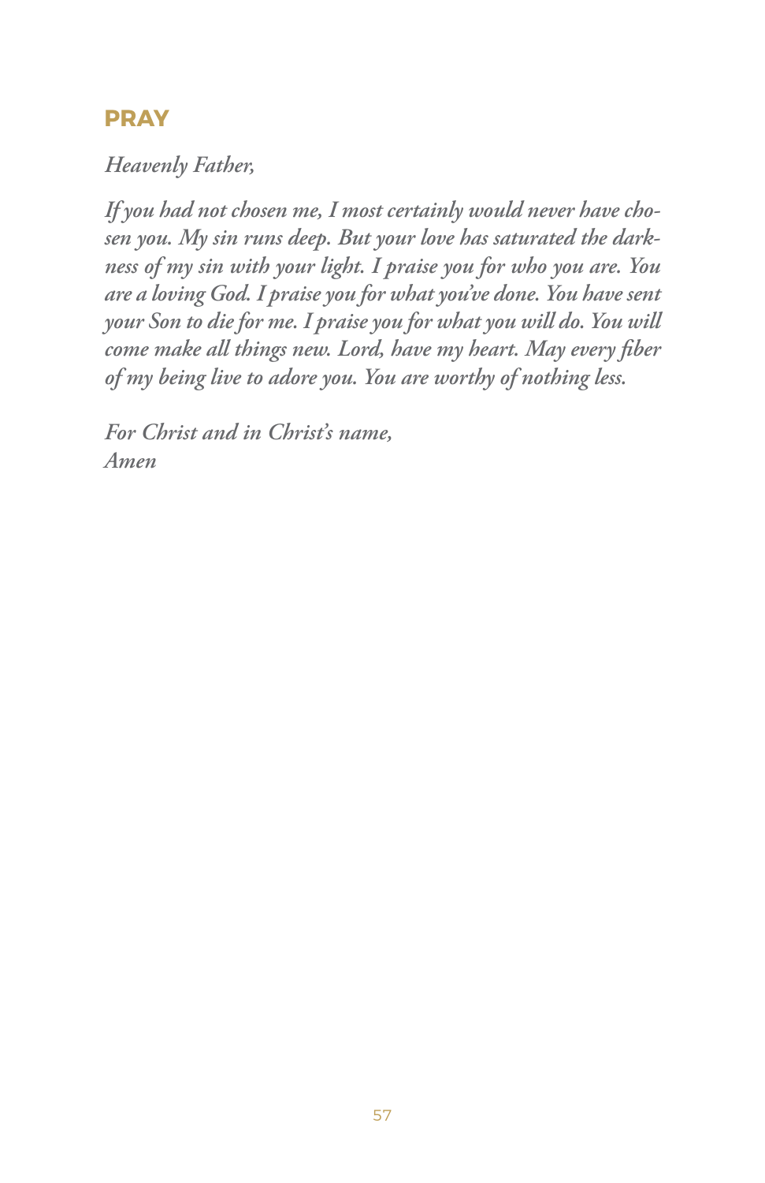## PRAY

*Heavenly Father,*

*If you had not chosen me, I most certainly would never have chosen you. My sin runs deep. But your love has saturated the darkness of my sin with your light. I praise you for who you are. You are a loving God. I praise you for what you've done. You have sent your Son to die for me. I praise you for what you will do. You will come make all things new. Lord, have my heart. May every fiber of my being live to adore you. You are worthy of nothing less.*

*For Christ and in Christ's name,*
*Amen*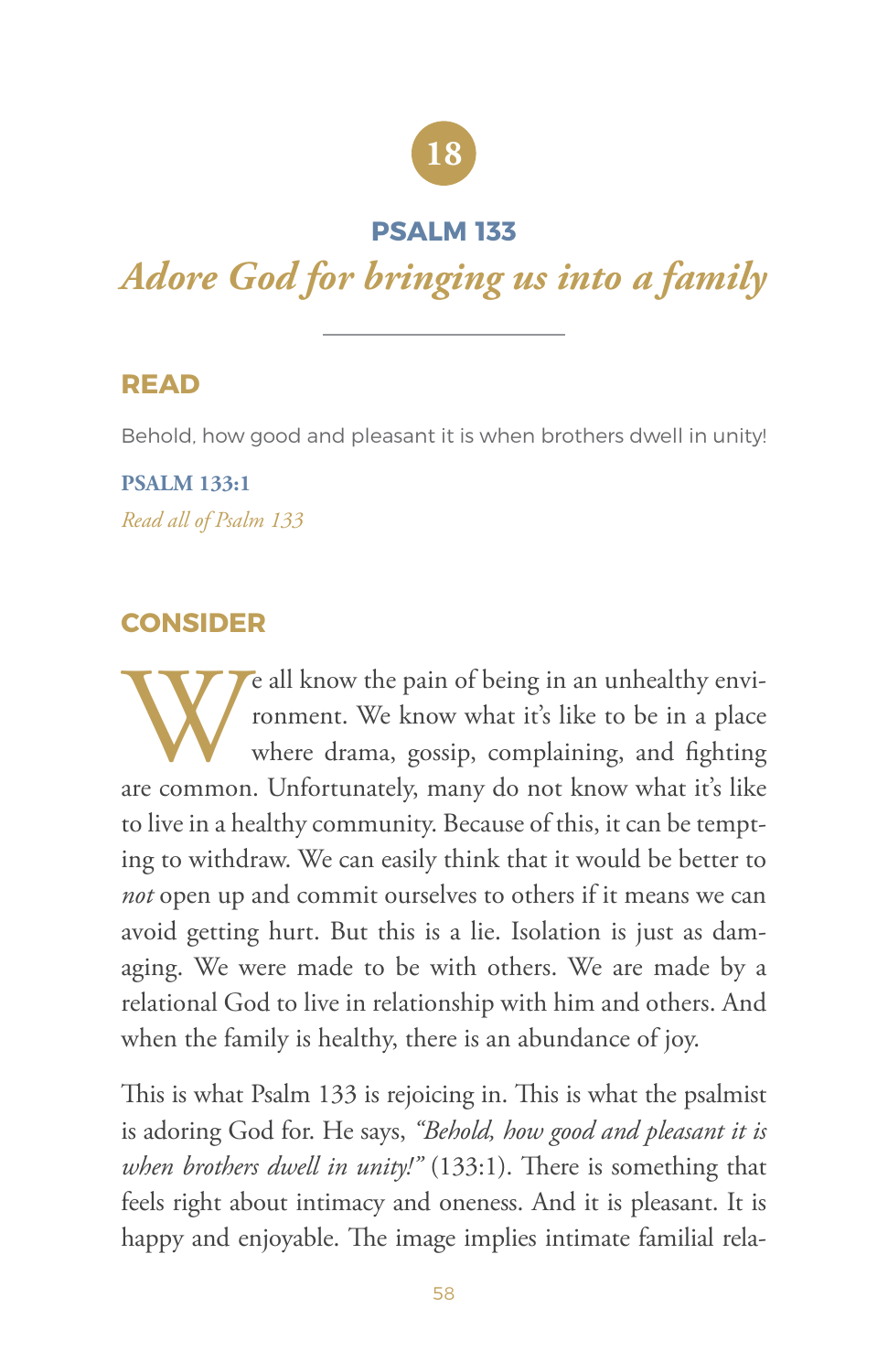18

## PSALM 133

# *Adore God for bringing us into a family*

---

### READ

Behold, how good and pleasant it is when brothers dwell in unity!

**PSALM 133:1**

*Read all of Psalm 133*

### CONSIDER

We all know the pain of being in an unhealthy environment. We know what it's like to be in a place where drama, gossip, complaining, and fighting are common. Unfortunately, many do not know what it's like to live in a healthy community. Because of this, it can be tempting to withdraw. We can easily think that it would be better to *not* open up and commit ourselves to others if it means we can avoid getting hurt. But this is a lie. Isolation is just as damaging. We were made to be with others. We are made by a relational God to live in relationship with him and others. And when the family is healthy, there is an abundance of joy.

This is what Psalm 133 is rejoicing in. This is what the psalmist is adoring God for. He says, *"Behold, how good and pleasant it is when brothers dwell in unity!"* (133:1). There is something that feels right about intimacy and oneness. And it is pleasant. It is happy and enjoyable. The image implies intimate familial rela-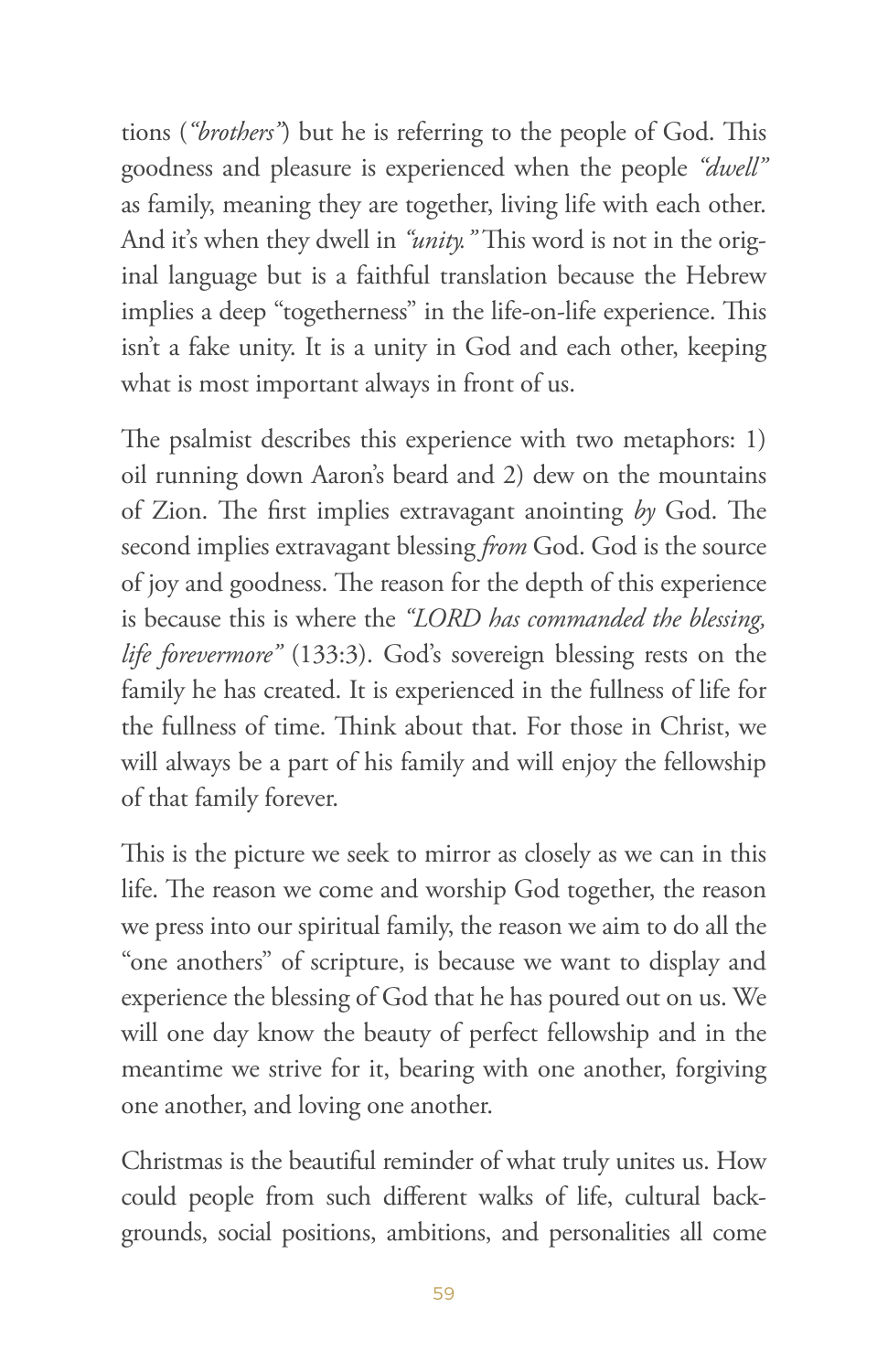tions (*"brothers"*) but he is referring to the people of God. This goodness and pleasure is experienced when the people *"dwell"* as family, meaning they are together, living life with each other. And it's when they dwell in *"unity."* This word is not in the original language but is a faithful translation because the Hebrew implies a deep "togetherness" in the life-on-life experience. This isn't a fake unity. It is a unity in God and each other, keeping what is most important always in front of us.

The psalmist describes this experience with two metaphors: 1) oil running down Aaron's beard and 2) dew on the mountains of Zion. The first implies extravagant anointing *by* God. The second implies extravagant blessing *from* God. God is the source of joy and goodness. The reason for the depth of this experience is because this is where the *"LORD has commanded the blessing, life forevermore"* (133:3). God's sovereign blessing rests on the family he has created. It is experienced in the fullness of life for the fullness of time. Think about that. For those in Christ, we will always be a part of his family and will enjoy the fellowship of that family forever.

This is the picture we seek to mirror as closely as we can in this life. The reason we come and worship God together, the reason we press into our spiritual family, the reason we aim to do all the "one anothers" of scripture, is because we want to display and experience the blessing of God that he has poured out on us. We will one day know the beauty of perfect fellowship and in the meantime we strive for it, bearing with one another, forgiving one another, and loving one another.

Christmas is the beautiful reminder of what truly unites us. How could people from such different walks of life, cultural backgrounds, social positions, ambitions, and personalities all come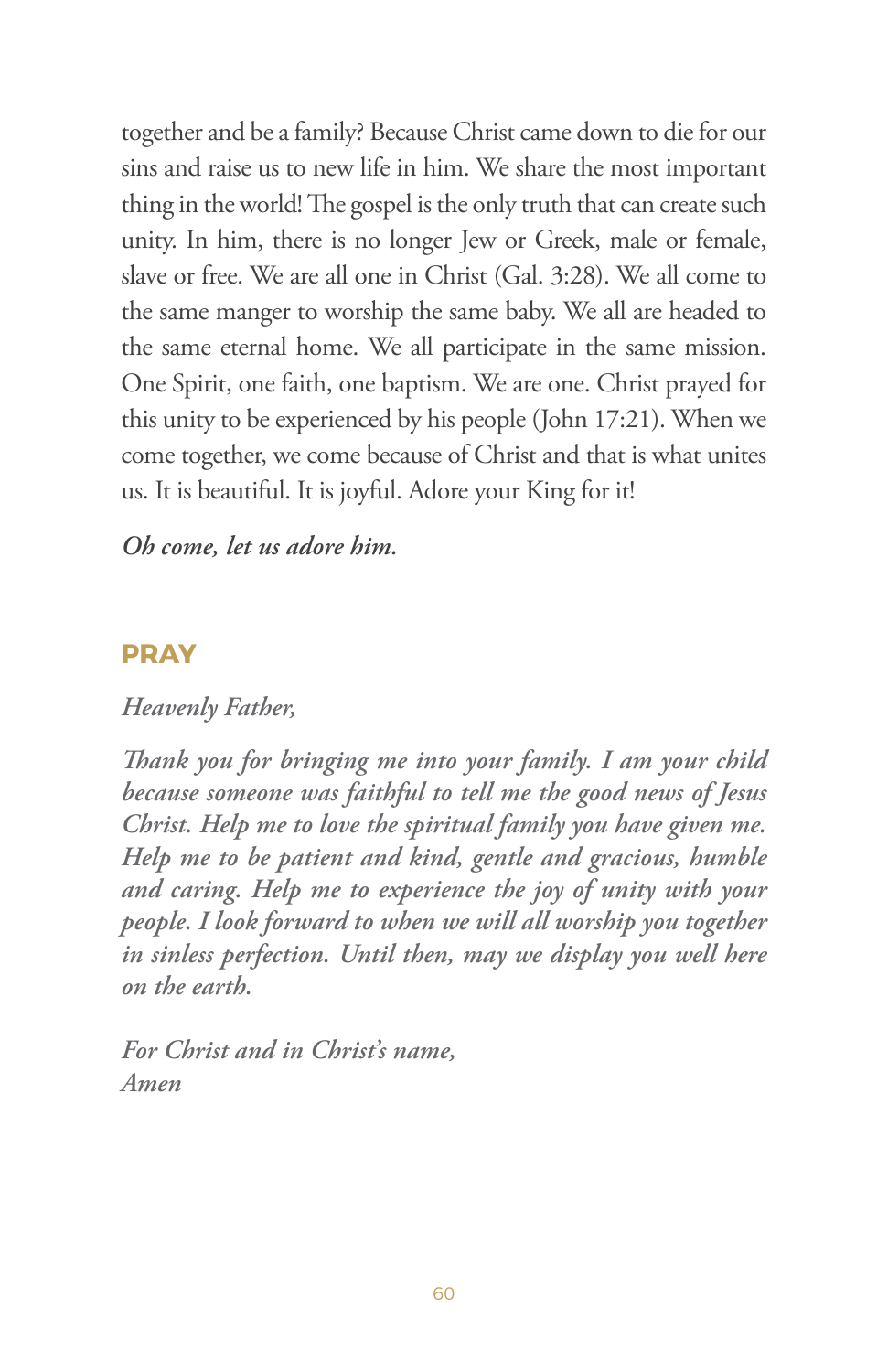together and be a family? Because Christ came down to die for our sins and raise us to new life in him. We share the most important thing in the world! The gospel is the only truth that can create such unity. In him, there is no longer Jew or Greek, male or female, slave or free. We are all one in Christ (Gal. 3:28). We all come to the same manger to worship the same baby. We all are headed to the same eternal home. We all participate in the same mission. One Spirit, one faith, one baptism. We are one. Christ prayed for this unity to be experienced by his people (John 17:21). When we come together, we come because of Christ and that is what unites us. It is beautiful. It is joyful. Adore your King for it!

***Oh come, let us adore him.***

## PRAY

*Heavenly Father,*

*Thank you for bringing me into your family. I am your child because someone was faithful to tell me the good news of Jesus Christ. Help me to love the spiritual family you have given me. Help me to be patient and kind, gentle and gracious, humble and caring. Help me to experience the joy of unity with your people. I look forward to when we will all worship you together in sinless perfection. Until then, may we display you well here on the earth.*

*For Christ and in Christ's name,*
*Amen*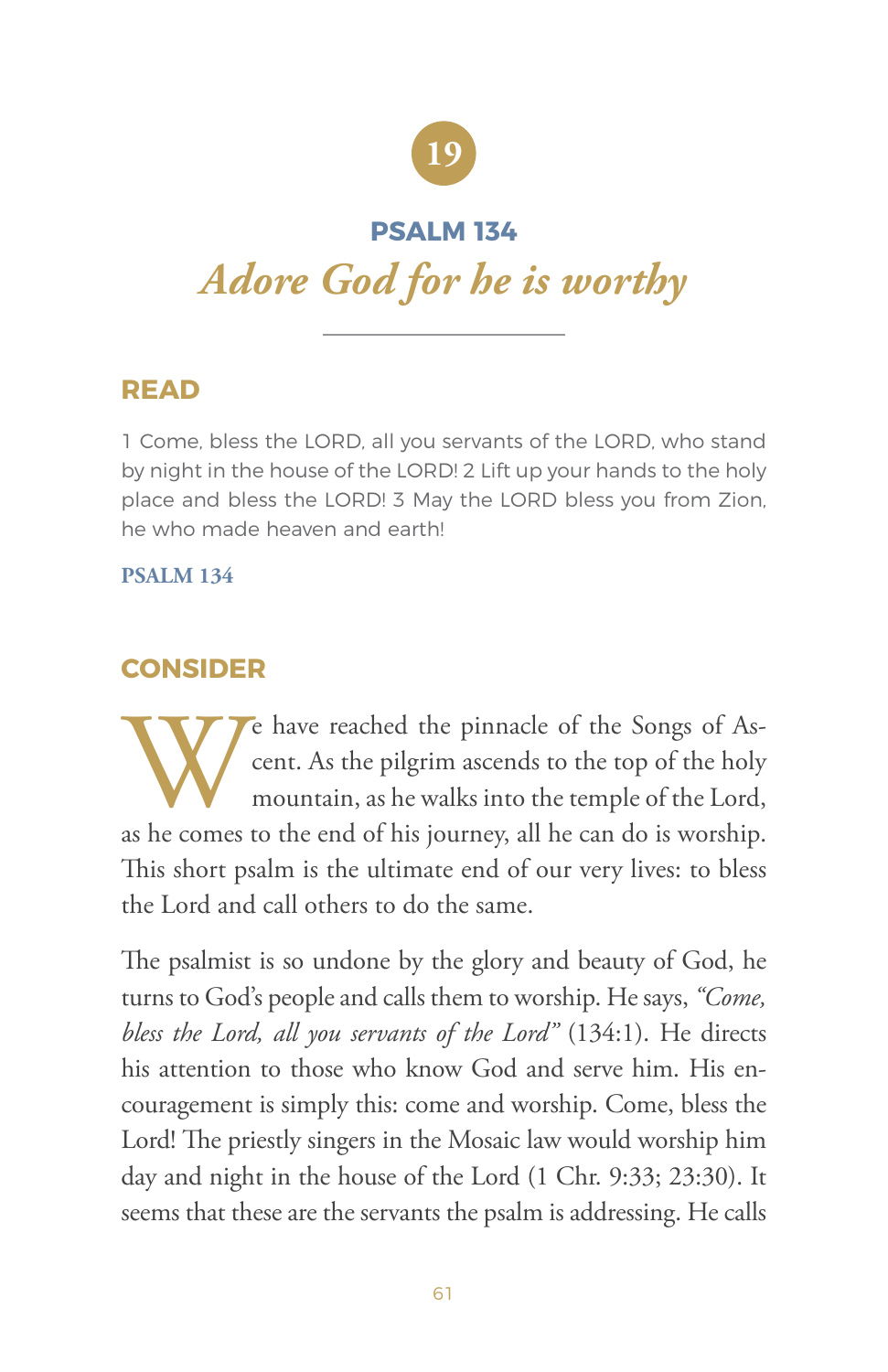19

## PSALM 134

# *Adore God for he is worthy*

---

### READ

1 Come, bless the LORD, all you servants of the LORD, who stand by night in the house of the LORD! 2 Lift up your hands to the holy place and bless the LORD! 3 May the LORD bless you from Zion, he who made heaven and earth!

**PSALM 134**

### CONSIDER

We have reached the pinnacle of the Songs of Ascent. As the pilgrim ascends to the top of the holy mountain, as he walks into the temple of the Lord, as he comes to the end of his journey, all he can do is worship. This short psalm is the ultimate end of our very lives: to bless the Lord and call others to do the same.

The psalmist is so undone by the glory and beauty of God, he turns to God's people and calls them to worship. He says, *"Come, bless the Lord, all you servants of the Lord"* (134:1). He directs his attention to those who know God and serve him. His encouragement is simply this: come and worship. Come, bless the Lord! The priestly singers in the Mosaic law would worship him day and night in the house of the Lord (1 Chr. 9:33; 23:30). It seems that these are the servants the psalm is addressing. He calls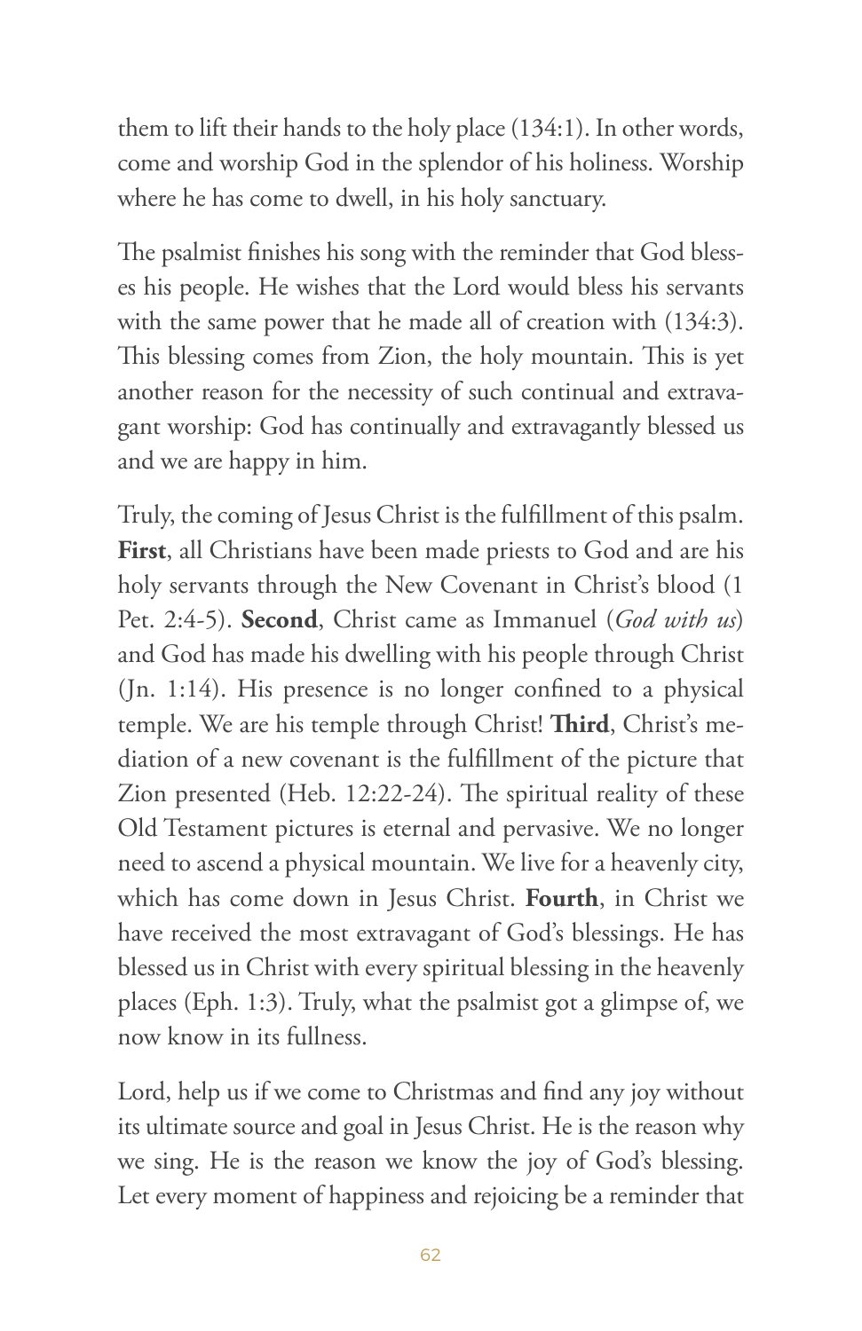them to lift their hands to the holy place (134:1). In other words, come and worship God in the splendor of his holiness. Worship where he has come to dwell, in his holy sanctuary.

The psalmist finishes his song with the reminder that God blesses his people. He wishes that the Lord would bless his servants with the same power that he made all of creation with (134:3). This blessing comes from Zion, the holy mountain. This is yet another reason for the necessity of such continual and extravagant worship: God has continually and extravagantly blessed us and we are happy in him.

Truly, the coming of Jesus Christ is the fulfillment of this psalm. **First**, all Christians have been made priests to God and are his holy servants through the New Covenant in Christ's blood (1 Pet. 2:4-5). **Second**, Christ came as Immanuel (*God with us*) and God has made his dwelling with his people through Christ (Jn. 1:14). His presence is no longer confined to a physical temple. We are his temple through Christ! **Third**, Christ's mediation of a new covenant is the fulfillment of the picture that Zion presented (Heb. 12:22-24). The spiritual reality of these Old Testament pictures is eternal and pervasive. We no longer need to ascend a physical mountain. We live for a heavenly city, which has come down in Jesus Christ. **Fourth**, in Christ we have received the most extravagant of God's blessings. He has blessed us in Christ with every spiritual blessing in the heavenly places (Eph. 1:3). Truly, what the psalmist got a glimpse of, we now know in its fullness.

Lord, help us if we come to Christmas and find any joy without its ultimate source and goal in Jesus Christ. He is the reason why we sing. He is the reason we know the joy of God's blessing. Let every moment of happiness and rejoicing be a reminder that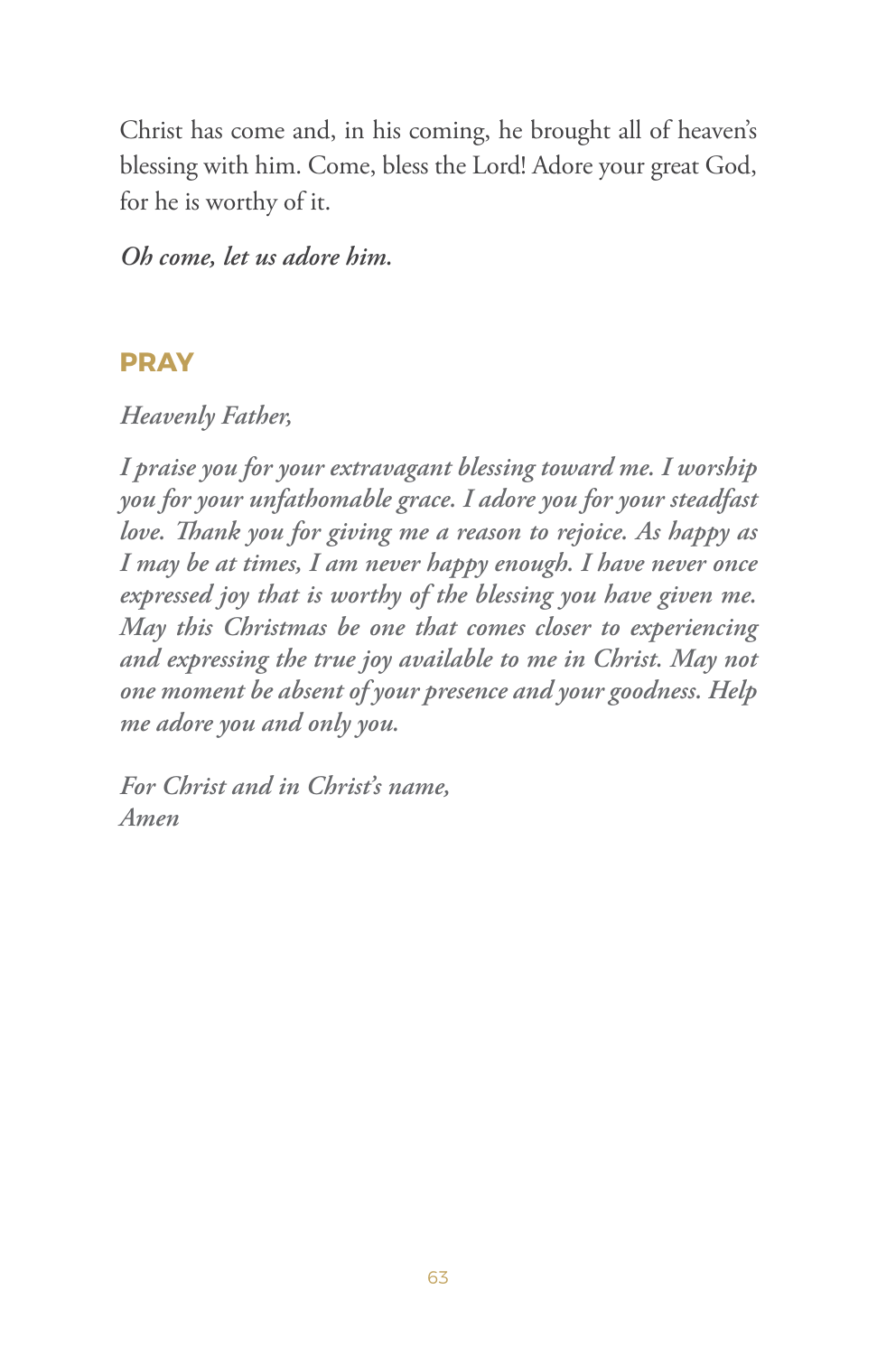Christ has come and, in his coming, he brought all of heaven's blessing with him. Come, bless the Lord! Adore your great God, for he is worthy of it.

***Oh come, let us adore him.***

## PRAY

*Heavenly Father,*

*I praise you for your extravagant blessing toward me. I worship you for your unfathomable grace. I adore you for your steadfast love. Thank you for giving me a reason to rejoice. As happy as I may be at times, I am never happy enough. I have never once expressed joy that is worthy of the blessing you have given me. May this Christmas be one that comes closer to experiencing and expressing the true joy available to me in Christ. May not one moment be absent of your presence and your goodness. Help me adore you and only you.*

*For Christ and in Christ's name,*
*Amen*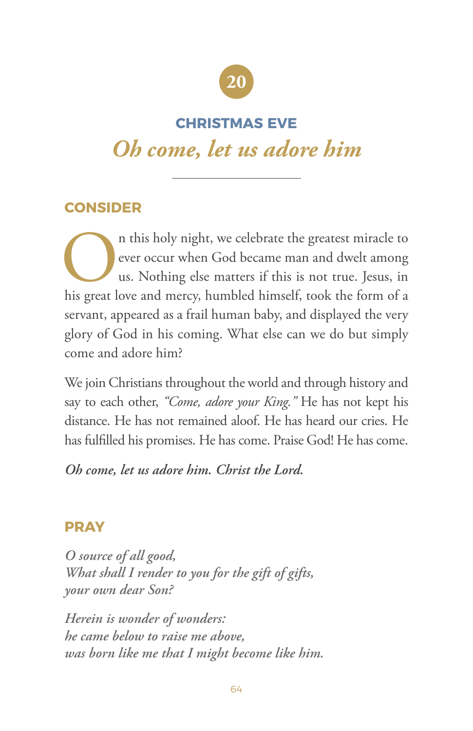20

## CHRISTMAS EVE

# *Oh come, let us adore him*

---

### CONSIDER

On this holy night, we celebrate the greatest miracle to ever occur when God became man and dwelt among us. Nothing else matters if this is not true. Jesus, in his great love and mercy, humbled himself, took the form of a servant, appeared as a frail human baby, and displayed the very glory of God in his coming. What else can we do but simply come and adore him?

We join Christians throughout the world and through history and say to each other, *"Come, adore your King."* He has not kept his distance. He has not remained aloof. He has heard our cries. He has fulfilled his promises. He has come. Praise God! He has come.

***Oh come, let us adore him. Christ the Lord.***

### PRAY

*O source of all good,*
*What shall I render to you for the gift of gifts,*
*your own dear Son?*

*Herein is wonder of wonders:*
*he came below to raise me above,*
*was born like me that I might become like him.*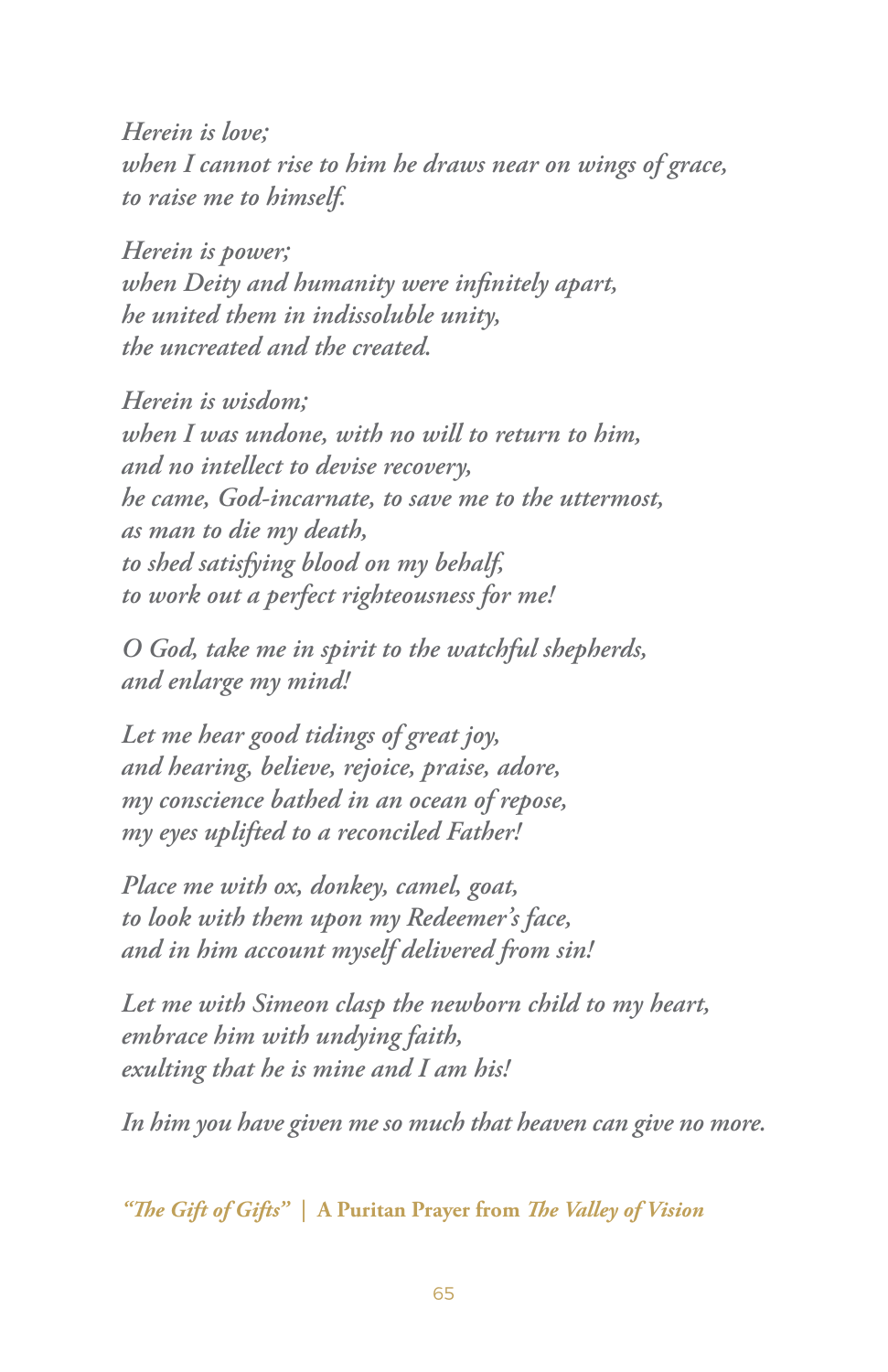*Herein is love;*
*when I cannot rise to him he draws near on wings of grace,*
*to raise me to himself.*

*Herein is power;*
*when Deity and humanity were infinitely apart,*
*he united them in indissoluble unity,*
*the uncreated and the created.*

*Herein is wisdom;*
*when I was undone, with no will to return to him,*
*and no intellect to devise recovery,*
*he came, God-incarnate, to save me to the uttermost,*
*as man to die my death,*
*to shed satisfying blood on my behalf,*
*to work out a perfect righteousness for me!*

*O God, take me in spirit to the watchful shepherds,*
*and enlarge my mind!*

*Let me hear good tidings of great joy,*
*and hearing, believe, rejoice, praise, adore,*
*my conscience bathed in an ocean of repose,*
*my eyes uplifted to a reconciled Father!*

*Place me with ox, donkey, camel, goat,*
*to look with them upon my Redeemer's face,*
*and in him account myself delivered from sin!*

*Let me with Simeon clasp the newborn child to my heart,*
*embrace him with undying faith,*
*exulting that he is mine and I am his!*

*In him you have given me so much that heaven can give no more.*

***"The Gift of Gifts"* | A Puritan Prayer from *The Valley of Vision***